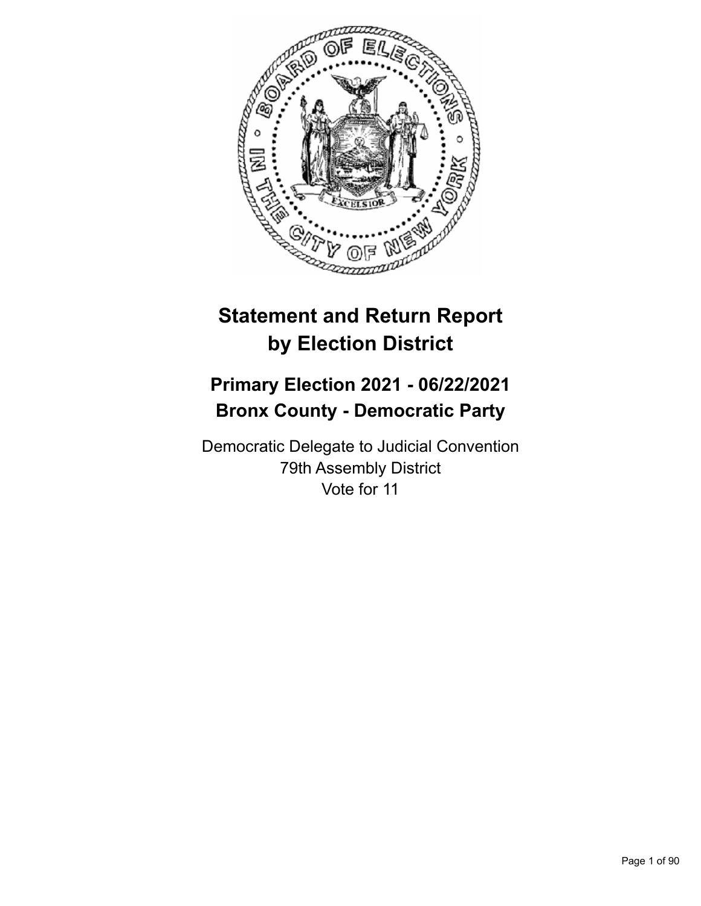# Statement and Return Report by Election District

## Primary Election 2021 - 06/22/2021
## Bronx County - Democratic Party

Democratic Delegate to Judicial Convention
79th Assembly District
Vote for 11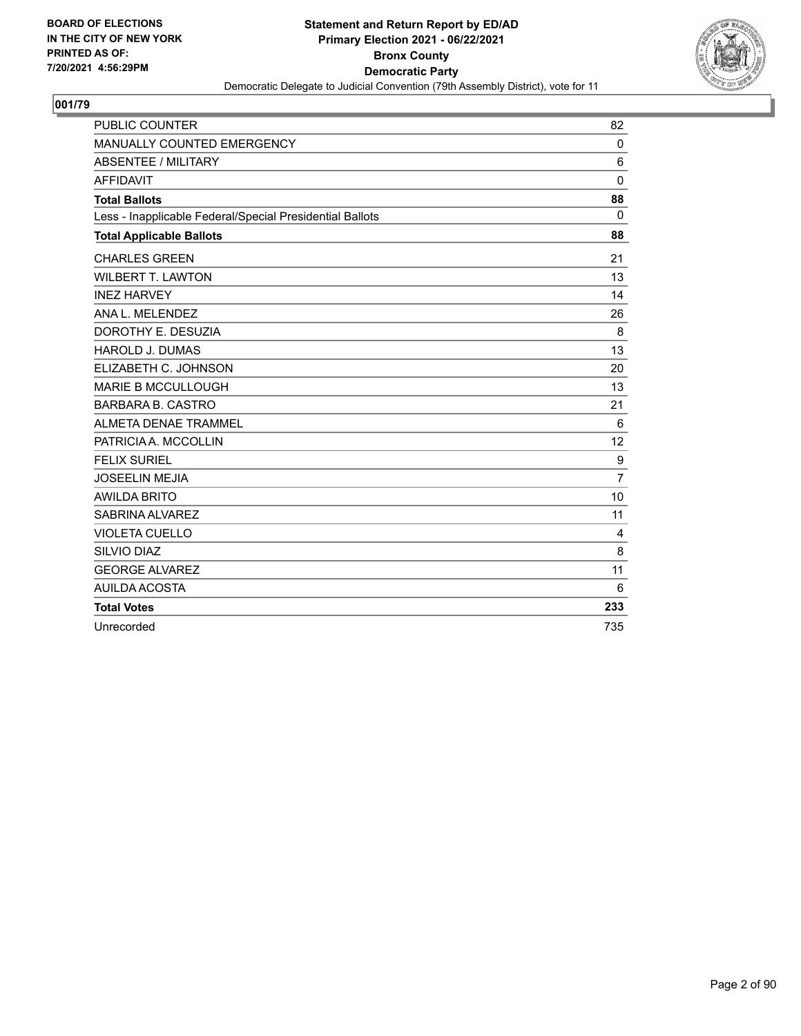BOARD OF ELECTIONS
IN THE CITY OF NEW YORK
PRINTED AS OF:
7/20/2021 4:56:29PM

**Statement and Return Report by ED/AD**
**Primary Election 2021 - 06/22/2021**
**Bronx County**
**Democratic Party**
Democratic Delegate to Judicial Convention (79th Assembly District), vote for 11

## 001/79

| | |
|---|---|
| PUBLIC COUNTER | 82 |
| MANUALLY COUNTED EMERGENCY | 0 |
| ABSENTEE / MILITARY | 6 |
| AFFIDAVIT | 0 |
| **Total Ballots** | **88** |
| Less - Inapplicable Federal/Special Presidential Ballots | 0 |
| **Total Applicable Ballots** | **88** |
| CHARLES GREEN | 21 |
| WILBERT T. LAWTON | 13 |
| INEZ HARVEY | 14 |
| ANA L. MELENDEZ | 26 |
| DOROTHY E. DESUZIA | 8 |
| HAROLD J. DUMAS | 13 |
| ELIZABETH C. JOHNSON | 20 |
| MARIE B MCCULLOUGH | 13 |
| BARBARA B. CASTRO | 21 |
| ALMETA DENAE TRAMMEL | 6 |
| PATRICIA A. MCCOLLIN | 12 |
| FELIX SURIEL | 9 |
| JOSEELIN MEJIA | 7 |
| AWILDA BRITO | 10 |
| SABRINA ALVAREZ | 11 |
| VIOLETA CUELLO | 4 |
| SILVIO DIAZ | 8 |
| GEORGE ALVAREZ | 11 |
| AUILDA ACOSTA | 6 |
| **Total Votes** | **233** |
| Unrecorded | 735 |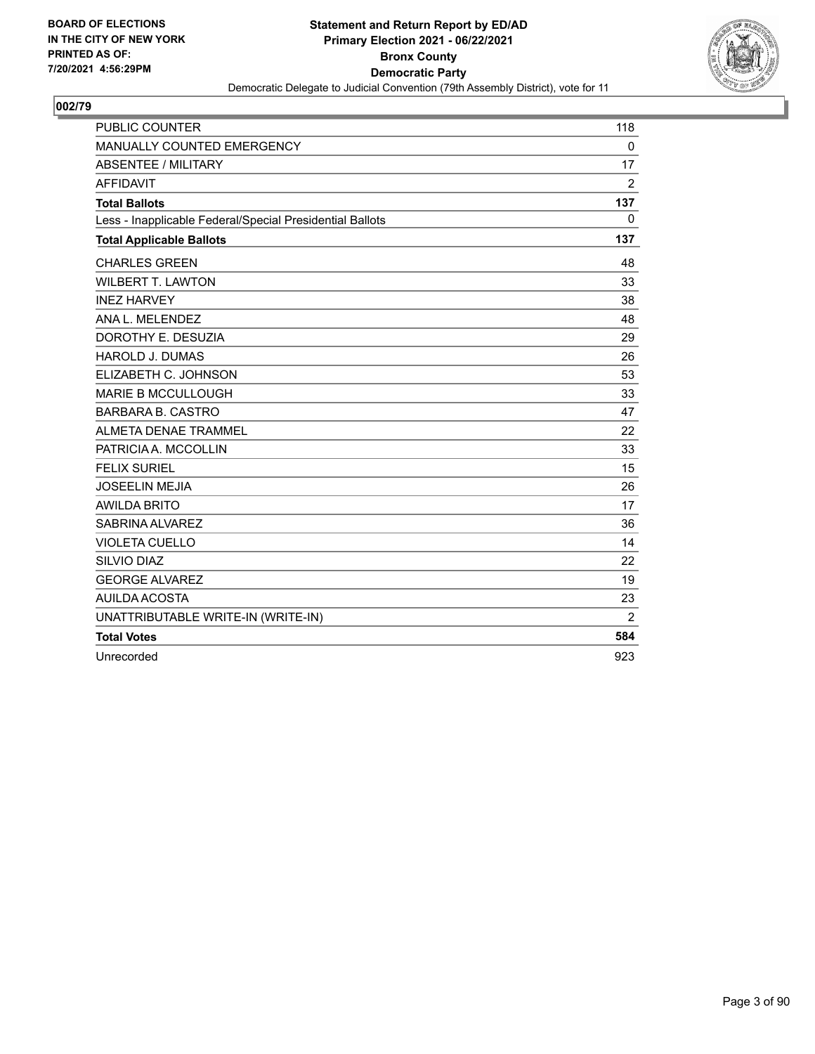**BOARD OF ELECTIONS**
**IN THE CITY OF NEW YORK**
**PRINTED AS OF:**
**7/20/2021 4:56:29PM**

**Statement and Return Report by ED/AD**
**Primary Election 2021 - 06/22/2021**
**Bronx County**
**Democratic Party**
Democratic Delegate to Judicial Convention (79th Assembly District), vote for 11

## 002/79

| | |
|---|---|
| PUBLIC COUNTER | 118 |
| MANUALLY COUNTED EMERGENCY | 0 |
| ABSENTEE / MILITARY | 17 |
| AFFIDAVIT | 2 |
| **Total Ballots** | **137** |
| Less - Inapplicable Federal/Special Presidential Ballots | 0 |
| **Total Applicable Ballots** | **137** |
| CHARLES GREEN | 48 |
| WILBERT T. LAWTON | 33 |
| INEZ HARVEY | 38 |
| ANA L. MELENDEZ | 48 |
| DOROTHY E. DESUZIA | 29 |
| HAROLD J. DUMAS | 26 |
| ELIZABETH C. JOHNSON | 53 |
| MARIE B MCCULLOUGH | 33 |
| BARBARA B. CASTRO | 47 |
| ALMETA DENAE TRAMMEL | 22 |
| PATRICIA A. MCCOLLIN | 33 |
| FELIX SURIEL | 15 |
| JOSEELIN MEJIA | 26 |
| AWILDA BRITO | 17 |
| SABRINA ALVAREZ | 36 |
| VIOLETA CUELLO | 14 |
| SILVIO DIAZ | 22 |
| GEORGE ALVAREZ | 19 |
| AUILDA ACOSTA | 23 |
| UNATTRIBUTABLE WRITE-IN (WRITE-IN) | 2 |
| **Total Votes** | **584** |
| Unrecorded | 923 |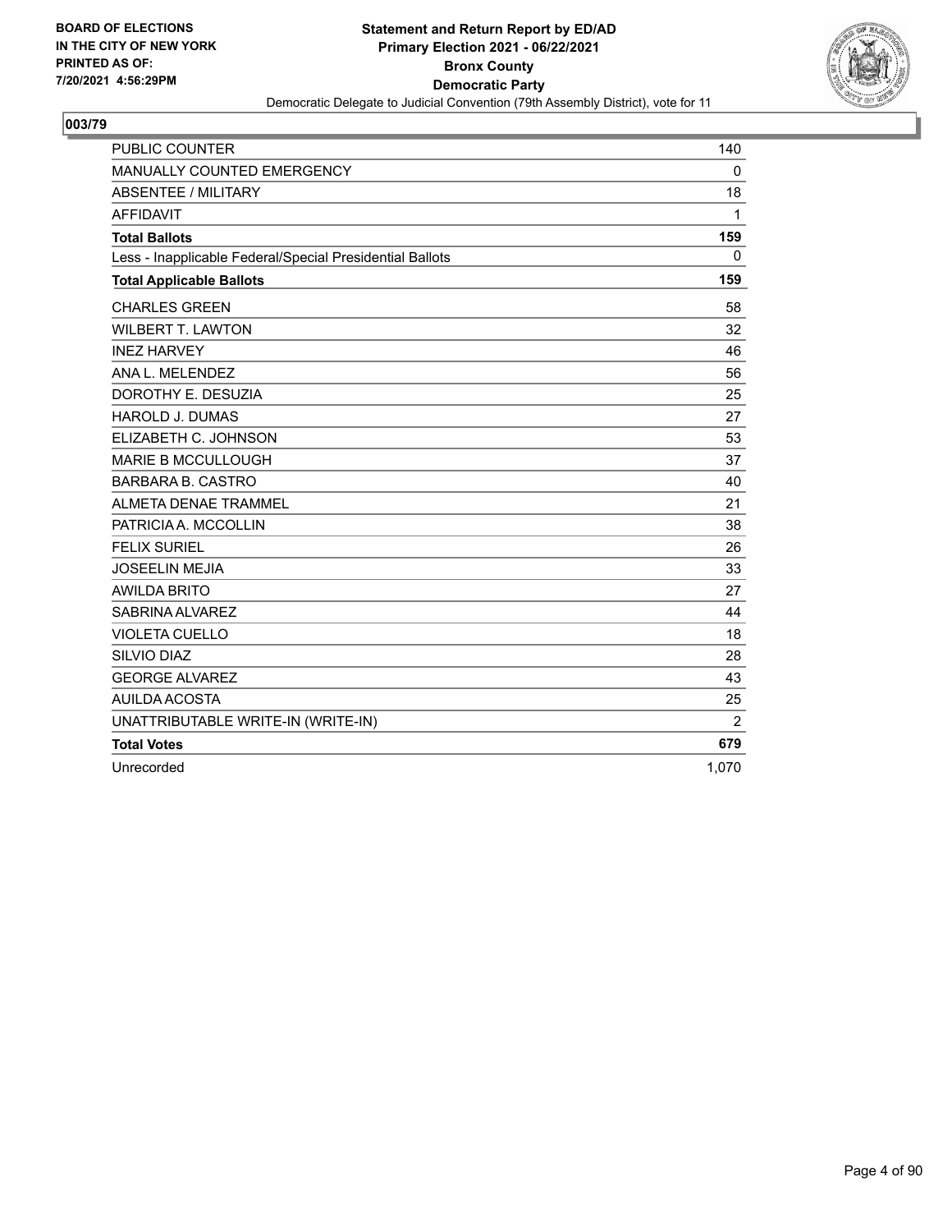BOARD OF ELECTIONS
IN THE CITY OF NEW YORK
PRINTED AS OF:
7/20/2021 4:56:29PM

**Statement and Return Report by ED/AD**
**Primary Election 2021 - 06/22/2021**
**Bronx County**
**Democratic Party**
Democratic Delegate to Judicial Convention (79th Assembly District), vote for 11

## 003/79

| | |
|---|---|
| PUBLIC COUNTER | 140 |
| MANUALLY COUNTED EMERGENCY | 0 |
| ABSENTEE / MILITARY | 18 |
| AFFIDAVIT | 1 |
| **Total Ballots** | **159** |
| Less - Inapplicable Federal/Special Presidential Ballots | 0 |
| **Total Applicable Ballots** | **159** |
| CHARLES GREEN | 58 |
| WILBERT T. LAWTON | 32 |
| INEZ HARVEY | 46 |
| ANA L. MELENDEZ | 56 |
| DOROTHY E. DESUZIA | 25 |
| HAROLD J. DUMAS | 27 |
| ELIZABETH C. JOHNSON | 53 |
| MARIE B MCCULLOUGH | 37 |
| BARBARA B. CASTRO | 40 |
| ALMETA DENAE TRAMMEL | 21 |
| PATRICIA A. MCCOLLIN | 38 |
| FELIX SURIEL | 26 |
| JOSEELIN MEJIA | 33 |
| AWILDA BRITO | 27 |
| SABRINA ALVAREZ | 44 |
| VIOLETA CUELLO | 18 |
| SILVIO DIAZ | 28 |
| GEORGE ALVAREZ | 43 |
| AUILDA ACOSTA | 25 |
| UNATTRIBUTABLE WRITE-IN (WRITE-IN) | 2 |
| **Total Votes** | **679** |
| Unrecorded | 1,070 |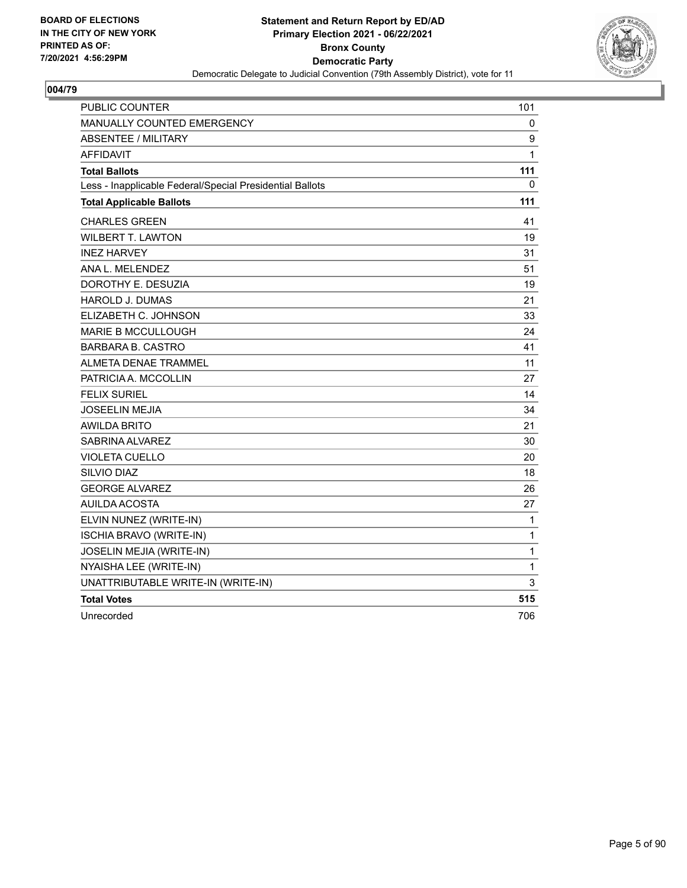BOARD OF ELECTIONS
IN THE CITY OF NEW YORK
PRINTED AS OF:
7/20/2021 4:56:29PM

**Statement and Return Report by ED/AD**
**Primary Election 2021 - 06/22/2021**
**Bronx County**
**Democratic Party**
Democratic Delegate to Judicial Convention (79th Assembly District), vote for 11

## 004/79

| | |
|---|---|
| PUBLIC COUNTER | 101 |
| MANUALLY COUNTED EMERGENCY | 0 |
| ABSENTEE / MILITARY | 9 |
| AFFIDAVIT | 1 |
| **Total Ballots** | **111** |
| Less - Inapplicable Federal/Special Presidential Ballots | 0 |
| **Total Applicable Ballots** | **111** |
| CHARLES GREEN | 41 |
| WILBERT T. LAWTON | 19 |
| INEZ HARVEY | 31 |
| ANA L. MELENDEZ | 51 |
| DOROTHY E. DESUZIA | 19 |
| HAROLD J. DUMAS | 21 |
| ELIZABETH C. JOHNSON | 33 |
| MARIE B MCCULLOUGH | 24 |
| BARBARA B. CASTRO | 41 |
| ALMETA DENAE TRAMMEL | 11 |
| PATRICIA A. MCCOLLIN | 27 |
| FELIX SURIEL | 14 |
| JOSEELIN MEJIA | 34 |
| AWILDA BRITO | 21 |
| SABRINA ALVAREZ | 30 |
| VIOLETA CUELLO | 20 |
| SILVIO DIAZ | 18 |
| GEORGE ALVAREZ | 26 |
| AUILDA ACOSTA | 27 |
| ELVIN NUNEZ (WRITE-IN) | 1 |
| ISCHIA BRAVO (WRITE-IN) | 1 |
| JOSELIN MEJIA (WRITE-IN) | 1 |
| NYAISHA LEE (WRITE-IN) | 1 |
| UNATTRIBUTABLE WRITE-IN (WRITE-IN) | 3 |
| **Total Votes** | **515** |
| Unrecorded | 706 |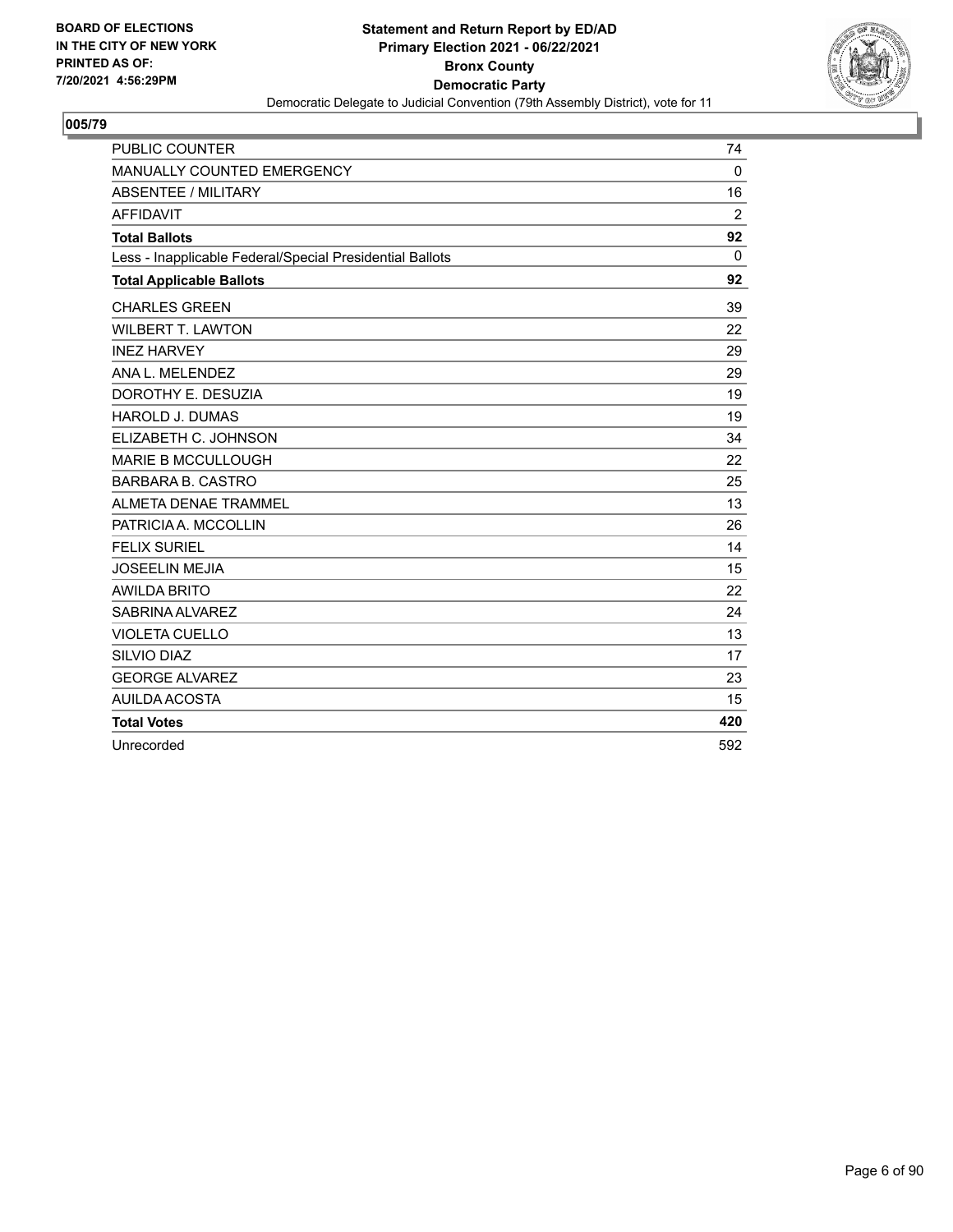BOARD OF ELECTIONS
IN THE CITY OF NEW YORK
PRINTED AS OF:
7/20/2021 4:56:29PM

**Statement and Return Report by ED/AD**
**Primary Election 2021 - 06/22/2021**
**Bronx County**
**Democratic Party**
Democratic Delegate to Judicial Convention (79th Assembly District), vote for 11

## 005/79

| | |
|---|---|
| PUBLIC COUNTER | 74 |
| MANUALLY COUNTED EMERGENCY | 0 |
| ABSENTEE / MILITARY | 16 |
| AFFIDAVIT | 2 |
| **Total Ballots** | **92** |
| Less - Inapplicable Federal/Special Presidential Ballots | 0 |
| **Total Applicable Ballots** | **92** |
| CHARLES GREEN | 39 |
| WILBERT T. LAWTON | 22 |
| INEZ HARVEY | 29 |
| ANA L. MELENDEZ | 29 |
| DOROTHY E. DESUZIA | 19 |
| HAROLD J. DUMAS | 19 |
| ELIZABETH C. JOHNSON | 34 |
| MARIE B MCCULLOUGH | 22 |
| BARBARA B. CASTRO | 25 |
| ALMETA DENAE TRAMMEL | 13 |
| PATRICIA A. MCCOLLIN | 26 |
| FELIX SURIEL | 14 |
| JOSEELIN MEJIA | 15 |
| AWILDA BRITO | 22 |
| SABRINA ALVAREZ | 24 |
| VIOLETA CUELLO | 13 |
| SILVIO DIAZ | 17 |
| GEORGE ALVAREZ | 23 |
| AUILDA ACOSTA | 15 |
| **Total Votes** | **420** |
| Unrecorded | 592 |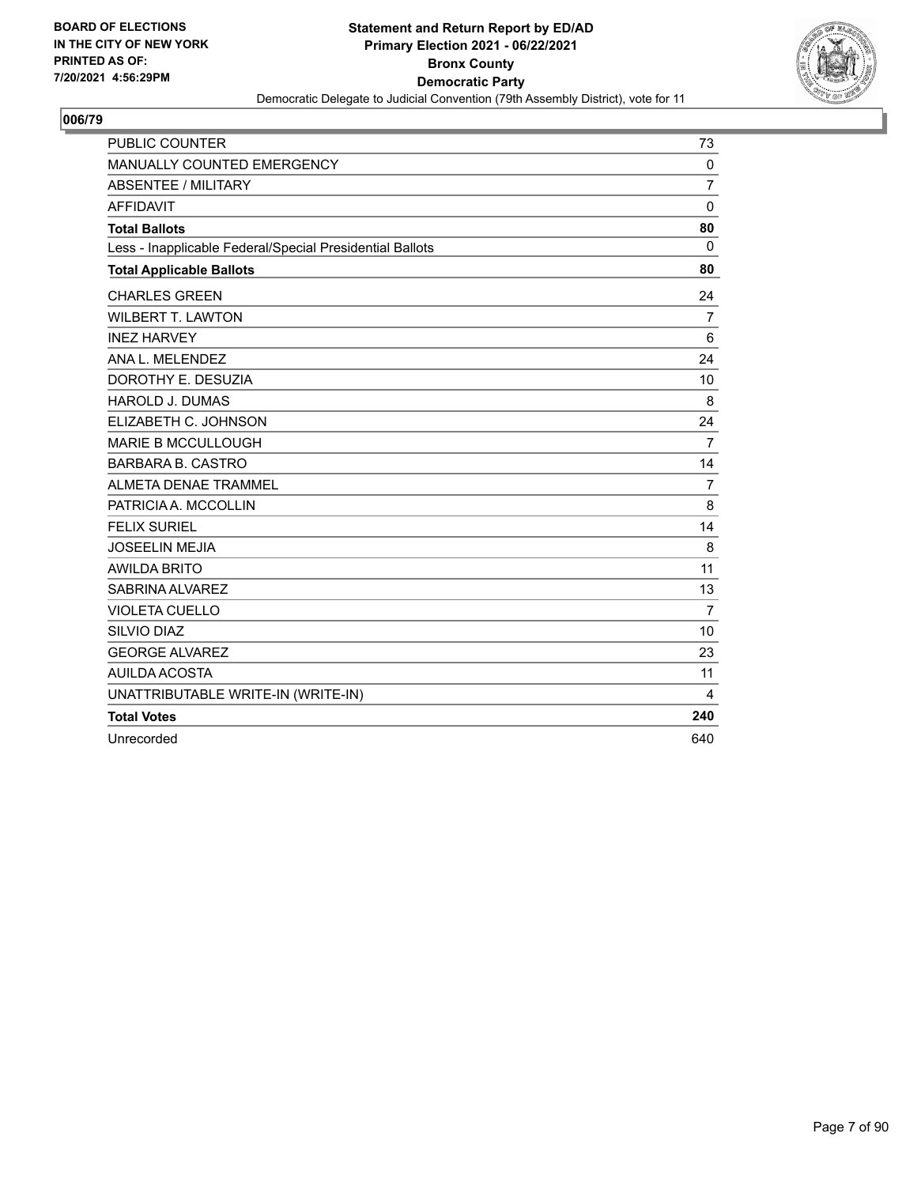BOARD OF ELECTIONS
IN THE CITY OF NEW YORK
PRINTED AS OF:
7/20/2021 4:56:29PM

**Statement and Return Report by ED/AD**
**Primary Election 2021 - 06/22/2021**
**Bronx County**
**Democratic Party**
Democratic Delegate to Judicial Convention (79th Assembly District), vote for 11

## 006/79

| | |
|---|---|
| PUBLIC COUNTER | 73 |
| MANUALLY COUNTED EMERGENCY | 0 |
| ABSENTEE / MILITARY | 7 |
| AFFIDAVIT | 0 |
| **Total Ballots** | **80** |
| Less - Inapplicable Federal/Special Presidential Ballots | 0 |
| **Total Applicable Ballots** | **80** |
| CHARLES GREEN | 24 |
| WILBERT T. LAWTON | 7 |
| INEZ HARVEY | 6 |
| ANA L. MELENDEZ | 24 |
| DOROTHY E. DESUZIA | 10 |
| HAROLD J. DUMAS | 8 |
| ELIZABETH C. JOHNSON | 24 |
| MARIE B MCCULLOUGH | 7 |
| BARBARA B. CASTRO | 14 |
| ALMETA DENAE TRAMMEL | 7 |
| PATRICIA A. MCCOLLIN | 8 |
| FELIX SURIEL | 14 |
| JOSEELIN MEJIA | 8 |
| AWILDA BRITO | 11 |
| SABRINA ALVAREZ | 13 |
| VIOLETA CUELLO | 7 |
| SILVIO DIAZ | 10 |
| GEORGE ALVAREZ | 23 |
| AUILDA ACOSTA | 11 |
| UNATTRIBUTABLE WRITE-IN (WRITE-IN) | 4 |
| **Total Votes** | **240** |
| Unrecorded | 640 |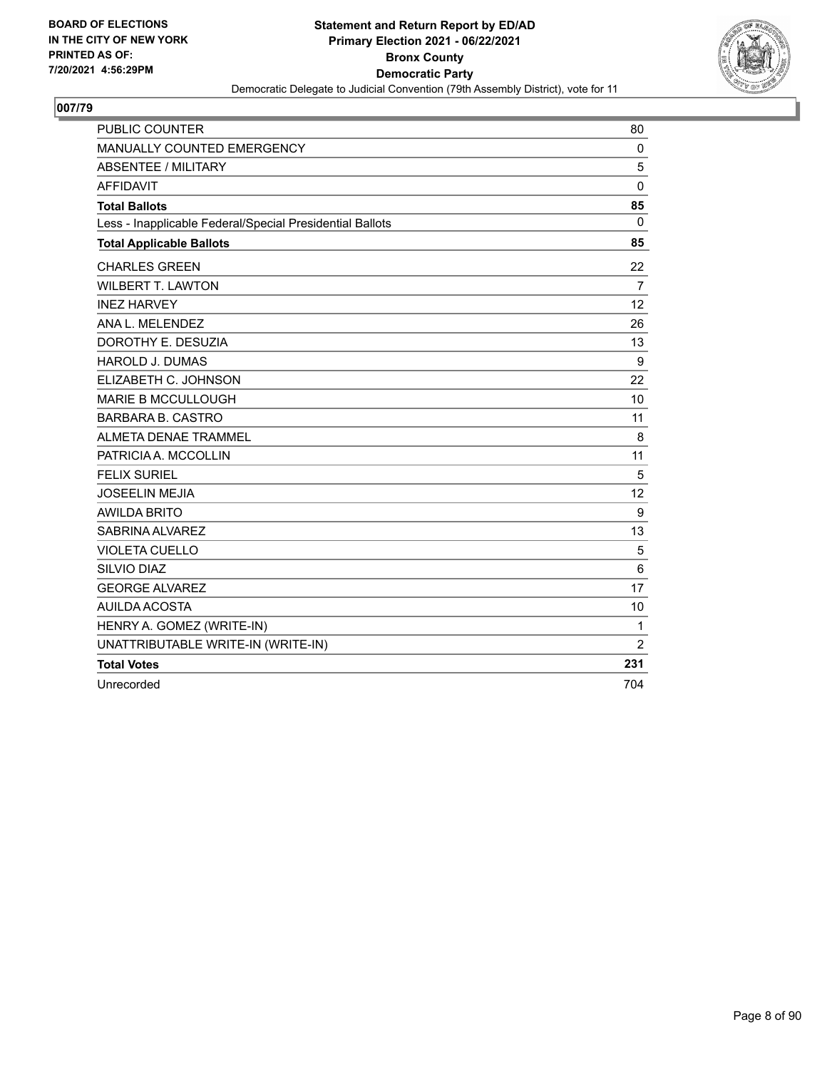BOARD OF ELECTIONS
IN THE CITY OF NEW YORK
PRINTED AS OF:
7/20/2021 4:56:29PM

**Statement and Return Report by ED/AD**
**Primary Election 2021 - 06/22/2021**
**Bronx County**
**Democratic Party**
Democratic Delegate to Judicial Convention (79th Assembly District), vote for 11

## 007/79

| | |
|---|---|
| PUBLIC COUNTER | 80 |
| MANUALLY COUNTED EMERGENCY | 0 |
| ABSENTEE / MILITARY | 5 |
| AFFIDAVIT | 0 |
| **Total Ballots** | **85** |
| Less - Inapplicable Federal/Special Presidential Ballots | 0 |
| **Total Applicable Ballots** | **85** |
| CHARLES GREEN | 22 |
| WILBERT T. LAWTON | 7 |
| INEZ HARVEY | 12 |
| ANA L. MELENDEZ | 26 |
| DOROTHY E. DESUZIA | 13 |
| HAROLD J. DUMAS | 9 |
| ELIZABETH C. JOHNSON | 22 |
| MARIE B MCCULLOUGH | 10 |
| BARBARA B. CASTRO | 11 |
| ALMETA DENAE TRAMMEL | 8 |
| PATRICIA A. MCCOLLIN | 11 |
| FELIX SURIEL | 5 |
| JOSEELIN MEJIA | 12 |
| AWILDA BRITO | 9 |
| SABRINA ALVAREZ | 13 |
| VIOLETA CUELLO | 5 |
| SILVIO DIAZ | 6 |
| GEORGE ALVAREZ | 17 |
| AUILDA ACOSTA | 10 |
| HENRY A. GOMEZ (WRITE-IN) | 1 |
| UNATTRIBUTABLE WRITE-IN (WRITE-IN) | 2 |
| **Total Votes** | **231** |
| Unrecorded | 704 |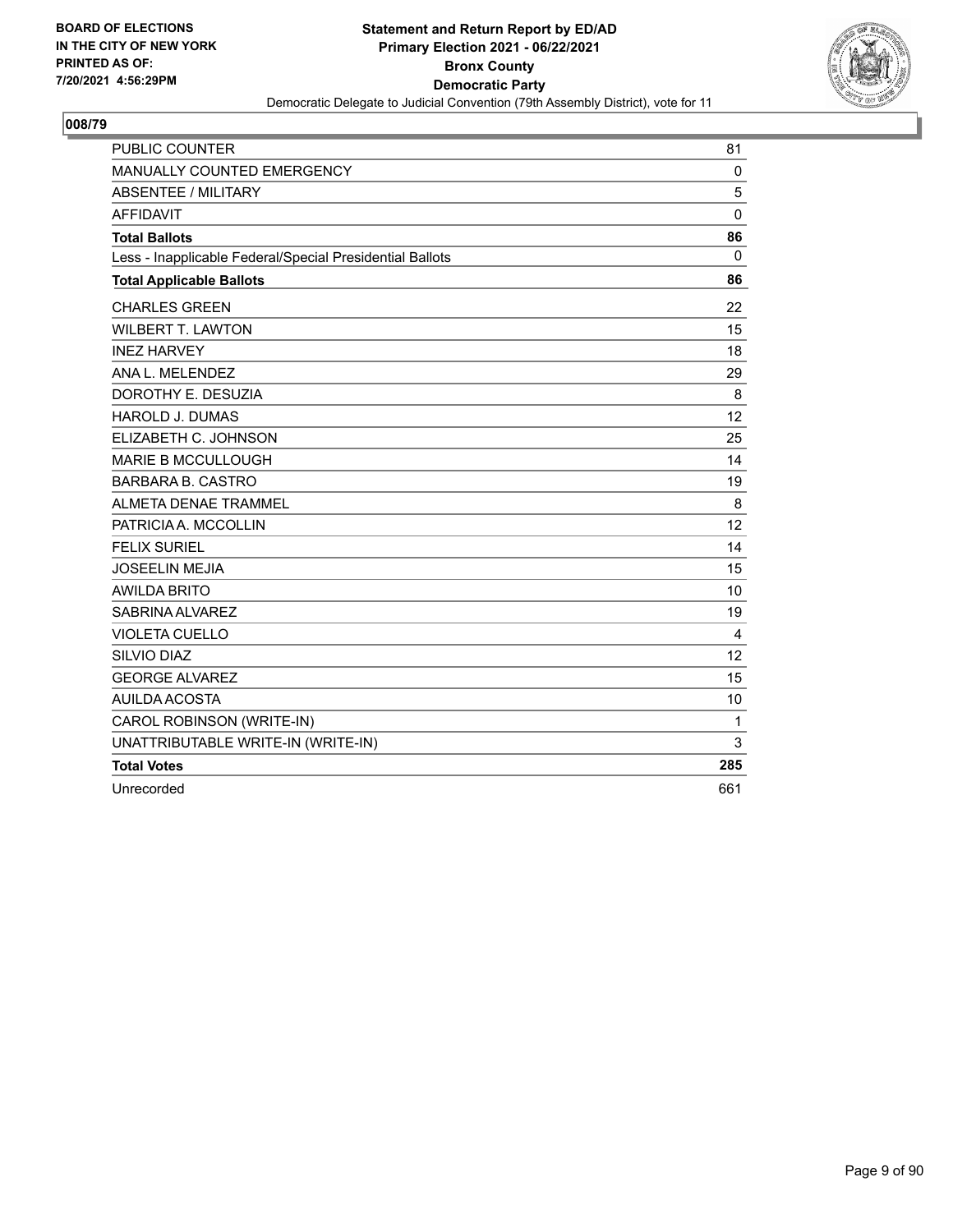BOARD OF ELECTIONS
IN THE CITY OF NEW YORK
PRINTED AS OF:
7/20/2021 4:56:29PM

**Statement and Return Report by ED/AD**
**Primary Election 2021 - 06/22/2021**
**Bronx County**
**Democratic Party**
Democratic Delegate to Judicial Convention (79th Assembly District), vote for 11

## 008/79

| | |
|---|---|
| PUBLIC COUNTER | 81 |
| MANUALLY COUNTED EMERGENCY | 0 |
| ABSENTEE / MILITARY | 5 |
| AFFIDAVIT | 0 |
| **Total Ballots** | **86** |
| Less - Inapplicable Federal/Special Presidential Ballots | 0 |
| **Total Applicable Ballots** | **86** |
| CHARLES GREEN | 22 |
| WILBERT T. LAWTON | 15 |
| INEZ HARVEY | 18 |
| ANA L. MELENDEZ | 29 |
| DOROTHY E. DESUZIA | 8 |
| HAROLD J. DUMAS | 12 |
| ELIZABETH C. JOHNSON | 25 |
| MARIE B MCCULLOUGH | 14 |
| BARBARA B. CASTRO | 19 |
| ALMETA DENAE TRAMMEL | 8 |
| PATRICIA A. MCCOLLIN | 12 |
| FELIX SURIEL | 14 |
| JOSEELIN MEJIA | 15 |
| AWILDA BRITO | 10 |
| SABRINA ALVAREZ | 19 |
| VIOLETA CUELLO | 4 |
| SILVIO DIAZ | 12 |
| GEORGE ALVAREZ | 15 |
| AUILDA ACOSTA | 10 |
| CAROL ROBINSON (WRITE-IN) | 1 |
| UNATTRIBUTABLE WRITE-IN (WRITE-IN) | 3 |
| **Total Votes** | **285** |
| Unrecorded | 661 |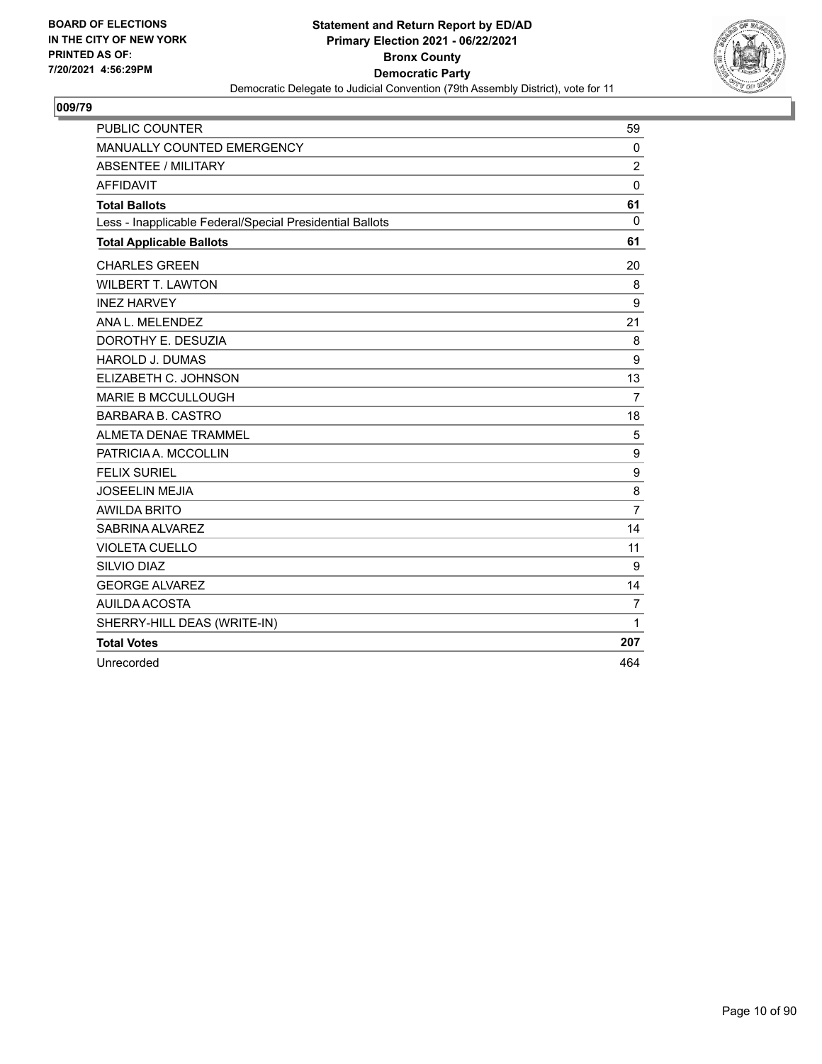BOARD OF ELECTIONS
IN THE CITY OF NEW YORK
PRINTED AS OF:
7/20/2021 4:56:29PM

**Statement and Return Report by ED/AD**
**Primary Election 2021 - 06/22/2021**
**Bronx County**
**Democratic Party**
Democratic Delegate to Judicial Convention (79th Assembly District), vote for 11

## 009/79

| | |
|---|---|
| PUBLIC COUNTER | 59 |
| MANUALLY COUNTED EMERGENCY | 0 |
| ABSENTEE / MILITARY | 2 |
| AFFIDAVIT | 0 |
| **Total Ballots** | **61** |
| Less - Inapplicable Federal/Special Presidential Ballots | 0 |
| **Total Applicable Ballots** | **61** |
| CHARLES GREEN | 20 |
| WILBERT T. LAWTON | 8 |
| INEZ HARVEY | 9 |
| ANA L. MELENDEZ | 21 |
| DOROTHY E. DESUZIA | 8 |
| HAROLD J. DUMAS | 9 |
| ELIZABETH C. JOHNSON | 13 |
| MARIE B MCCULLOUGH | 7 |
| BARBARA B. CASTRO | 18 |
| ALMETA DENAE TRAMMEL | 5 |
| PATRICIA A. MCCOLLIN | 9 |
| FELIX SURIEL | 9 |
| JOSEELIN MEJIA | 8 |
| AWILDA BRITO | 7 |
| SABRINA ALVAREZ | 14 |
| VIOLETA CUELLO | 11 |
| SILVIO DIAZ | 9 |
| GEORGE ALVAREZ | 14 |
| AUILDA ACOSTA | 7 |
| SHERRY-HILL DEAS (WRITE-IN) | 1 |
| **Total Votes** | **207** |
| Unrecorded | 464 |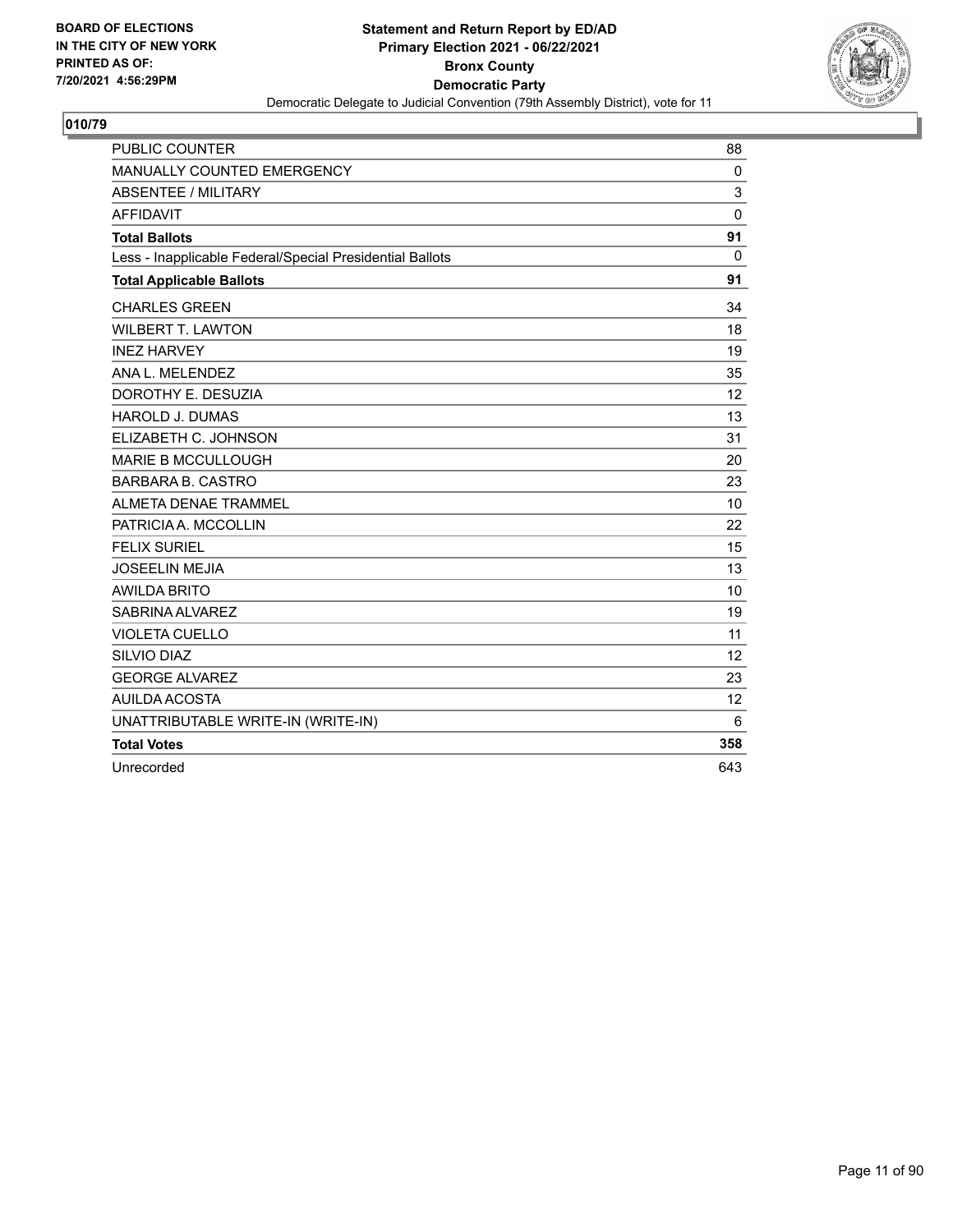**BOARD OF ELECTIONS IN THE CITY OF NEW YORK PRINTED AS OF: 7/20/2021 4:56:29PM**

**Statement and Return Report by ED/AD**
**Primary Election 2021 - 06/22/2021**
**Bronx County**
**Democratic Party**
Democratic Delegate to Judicial Convention (79th Assembly District), vote for 11

## 010/79

| | |
|---|---|
| PUBLIC COUNTER | 88 |
| MANUALLY COUNTED EMERGENCY | 0 |
| ABSENTEE / MILITARY | 3 |
| AFFIDAVIT | 0 |
| **Total Ballots** | **91** |
| Less - Inapplicable Federal/Special Presidential Ballots | 0 |
| **Total Applicable Ballots** | **91** |
| CHARLES GREEN | 34 |
| WILBERT T. LAWTON | 18 |
| INEZ HARVEY | 19 |
| ANA L. MELENDEZ | 35 |
| DOROTHY E. DESUZIA | 12 |
| HAROLD J. DUMAS | 13 |
| ELIZABETH C. JOHNSON | 31 |
| MARIE B MCCULLOUGH | 20 |
| BARBARA B. CASTRO | 23 |
| ALMETA DENAE TRAMMEL | 10 |
| PATRICIA A. MCCOLLIN | 22 |
| FELIX SURIEL | 15 |
| JOSEELIN MEJIA | 13 |
| AWILDA BRITO | 10 |
| SABRINA ALVAREZ | 19 |
| VIOLETA CUELLO | 11 |
| SILVIO DIAZ | 12 |
| GEORGE ALVAREZ | 23 |
| AUILDA ACOSTA | 12 |
| UNATTRIBUTABLE WRITE-IN (WRITE-IN) | 6 |
| **Total Votes** | **358** |
| Unrecorded | 643 |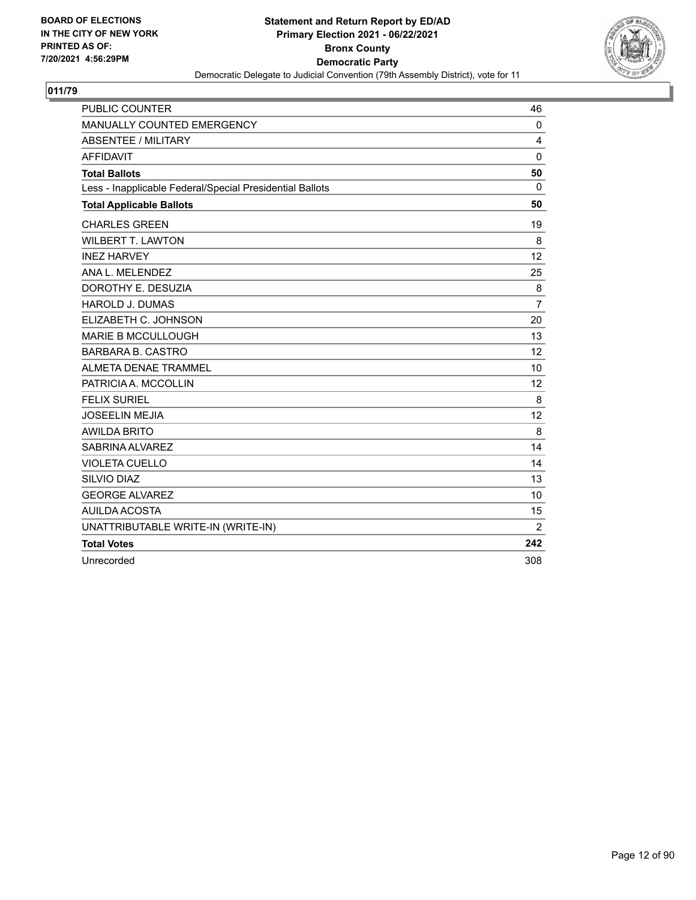BOARD OF ELECTIONS
IN THE CITY OF NEW YORK
PRINTED AS OF:
7/20/2021 4:56:29PM

**Statement and Return Report by ED/AD**
**Primary Election 2021 - 06/22/2021**
**Bronx County**
**Democratic Party**
Democratic Delegate to Judicial Convention (79th Assembly District), vote for 11

## 011/79

| | |
|---|---|
| PUBLIC COUNTER | 46 |
| MANUALLY COUNTED EMERGENCY | 0 |
| ABSENTEE / MILITARY | 4 |
| AFFIDAVIT | 0 |
| **Total Ballots** | **50** |
| Less - Inapplicable Federal/Special Presidential Ballots | 0 |
| **Total Applicable Ballots** | **50** |
| CHARLES GREEN | 19 |
| WILBERT T. LAWTON | 8 |
| INEZ HARVEY | 12 |
| ANA L. MELENDEZ | 25 |
| DOROTHY E. DESUZIA | 8 |
| HAROLD J. DUMAS | 7 |
| ELIZABETH C. JOHNSON | 20 |
| MARIE B MCCULLOUGH | 13 |
| BARBARA B. CASTRO | 12 |
| ALMETA DENAE TRAMMEL | 10 |
| PATRICIA A. MCCOLLIN | 12 |
| FELIX SURIEL | 8 |
| JOSEELIN MEJIA | 12 |
| AWILDA BRITO | 8 |
| SABRINA ALVAREZ | 14 |
| VIOLETA CUELLO | 14 |
| SILVIO DIAZ | 13 |
| GEORGE ALVAREZ | 10 |
| AUILDA ACOSTA | 15 |
| UNATTRIBUTABLE WRITE-IN (WRITE-IN) | 2 |
| **Total Votes** | **242** |
| Unrecorded | 308 |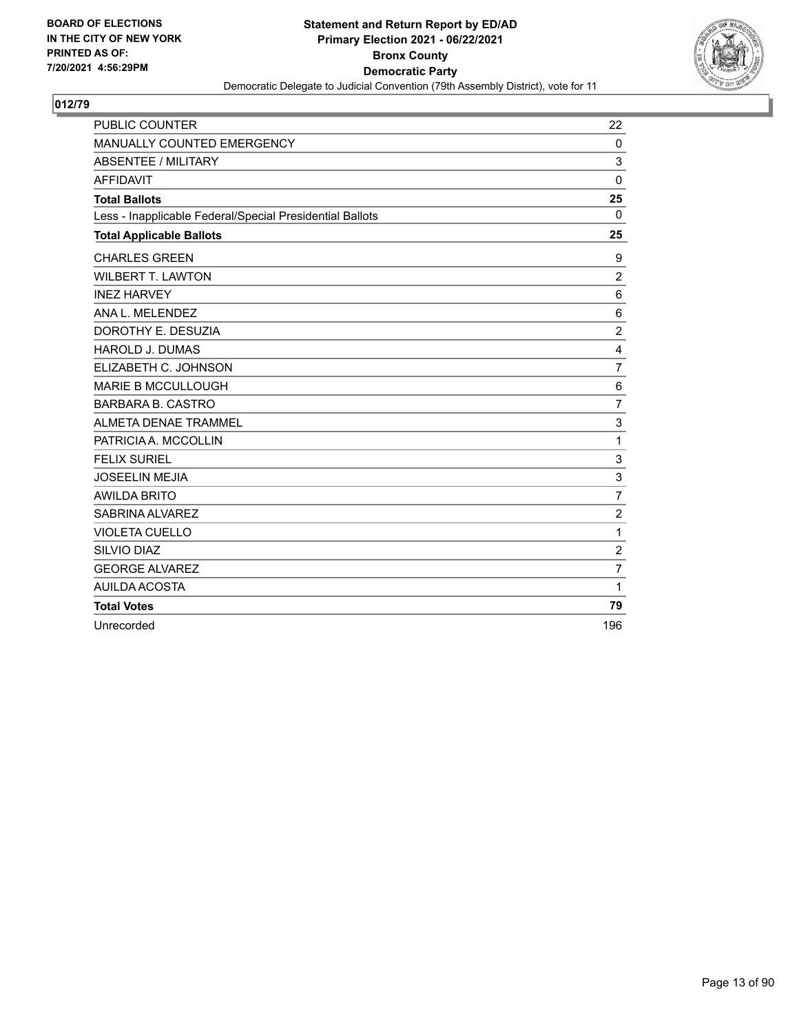**BOARD OF ELECTIONS IN THE CITY OF NEW YORK PRINTED AS OF: 7/20/2021 4:56:29PM**

**Statement and Return Report by ED/AD Primary Election 2021 - 06/22/2021 Bronx County Democratic Party**

Democratic Delegate to Judicial Convention (79th Assembly District), vote for 11

## 012/79

| | |
|---|---|
| PUBLIC COUNTER | 22 |
| MANUALLY COUNTED EMERGENCY | 0 |
| ABSENTEE / MILITARY | 3 |
| AFFIDAVIT | 0 |
| **Total Ballots** | **25** |
| Less - Inapplicable Federal/Special Presidential Ballots | 0 |
| **Total Applicable Ballots** | **25** |
| CHARLES GREEN | 9 |
| WILBERT T. LAWTON | 2 |
| INEZ HARVEY | 6 |
| ANA L. MELENDEZ | 6 |
| DOROTHY E. DESUZIA | 2 |
| HAROLD J. DUMAS | 4 |
| ELIZABETH C. JOHNSON | 7 |
| MARIE B MCCULLOUGH | 6 |
| BARBARA B. CASTRO | 7 |
| ALMETA DENAE TRAMMEL | 3 |
| PATRICIA A. MCCOLLIN | 1 |
| FELIX SURIEL | 3 |
| JOSEELIN MEJIA | 3 |
| AWILDA BRITO | 7 |
| SABRINA ALVAREZ | 2 |
| VIOLETA CUELLO | 1 |
| SILVIO DIAZ | 2 |
| GEORGE ALVAREZ | 7 |
| AUILDA ACOSTA | 1 |
| **Total Votes** | **79** |
| Unrecorded | 196 |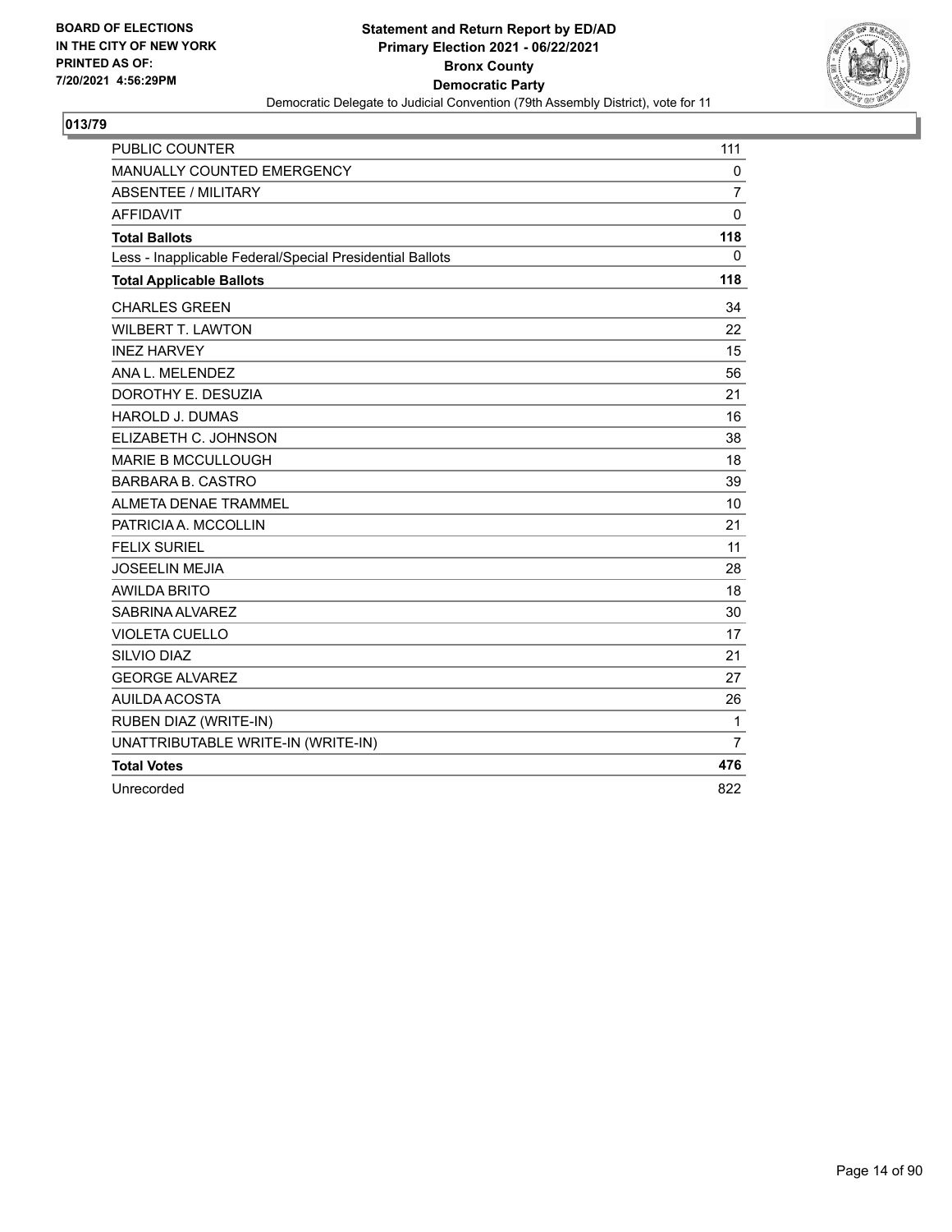**BOARD OF ELECTIONS IN THE CITY OF NEW YORK PRINTED AS OF: 7/20/2021 4:56:29PM**

**Statement and Return Report by ED/AD**
**Primary Election 2021 - 06/22/2021**
**Bronx County**
**Democratic Party**
Democratic Delegate to Judicial Convention (79th Assembly District), vote for 11

## 013/79

| | |
|---|---|
| PUBLIC COUNTER | 111 |
| MANUALLY COUNTED EMERGENCY | 0 |
| ABSENTEE / MILITARY | 7 |
| AFFIDAVIT | 0 |
| **Total Ballots** | **118** |
| Less - Inapplicable Federal/Special Presidential Ballots | 0 |
| **Total Applicable Ballots** | **118** |
| CHARLES GREEN | 34 |
| WILBERT T. LAWTON | 22 |
| INEZ HARVEY | 15 |
| ANA L. MELENDEZ | 56 |
| DOROTHY E. DESUZIA | 21 |
| HAROLD J. DUMAS | 16 |
| ELIZABETH C. JOHNSON | 38 |
| MARIE B MCCULLOUGH | 18 |
| BARBARA B. CASTRO | 39 |
| ALMETA DENAE TRAMMEL | 10 |
| PATRICIA A. MCCOLLIN | 21 |
| FELIX SURIEL | 11 |
| JOSEELIN MEJIA | 28 |
| AWILDA BRITO | 18 |
| SABRINA ALVAREZ | 30 |
| VIOLETA CUELLO | 17 |
| SILVIO DIAZ | 21 |
| GEORGE ALVAREZ | 27 |
| AUILDA ACOSTA | 26 |
| RUBEN DIAZ (WRITE-IN) | 1 |
| UNATTRIBUTABLE WRITE-IN (WRITE-IN) | 7 |
| **Total Votes** | **476** |
| Unrecorded | 822 |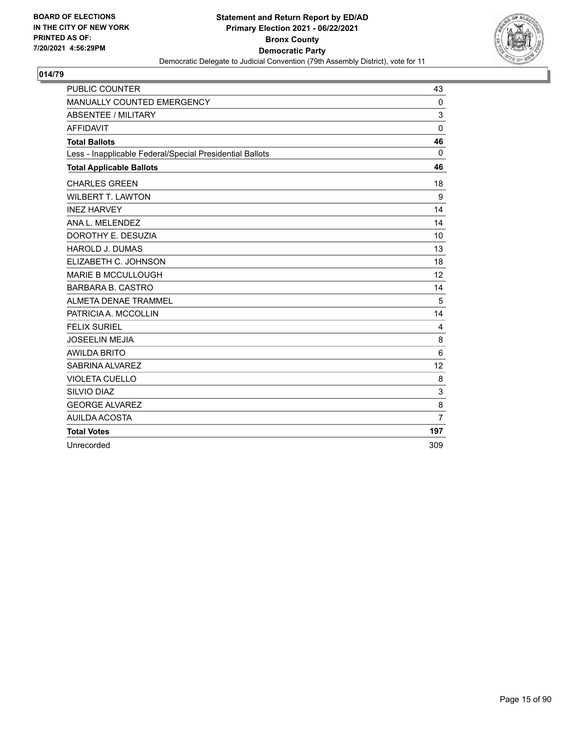BOARD OF ELECTIONS
IN THE CITY OF NEW YORK
PRINTED AS OF:
7/20/2021 4:56:29PM

**Statement and Return Report by ED/AD**
**Primary Election 2021 - 06/22/2021**
**Bronx County**
**Democratic Party**
Democratic Delegate to Judicial Convention (79th Assembly District), vote for 11

## 014/79

| | |
|---|---|
| PUBLIC COUNTER | 43 |
| MANUALLY COUNTED EMERGENCY | 0 |
| ABSENTEE / MILITARY | 3 |
| AFFIDAVIT | 0 |
| **Total Ballots** | **46** |
| Less - Inapplicable Federal/Special Presidential Ballots | 0 |
| **Total Applicable Ballots** | **46** |
| CHARLES GREEN | 18 |
| WILBERT T. LAWTON | 9 |
| INEZ HARVEY | 14 |
| ANA L. MELENDEZ | 14 |
| DOROTHY E. DESUZIA | 10 |
| HAROLD J. DUMAS | 13 |
| ELIZABETH C. JOHNSON | 18 |
| MARIE B MCCULLOUGH | 12 |
| BARBARA B. CASTRO | 14 |
| ALMETA DENAE TRAMMEL | 5 |
| PATRICIA A. MCCOLLIN | 14 |
| FELIX SURIEL | 4 |
| JOSEELIN MEJIA | 8 |
| AWILDA BRITO | 6 |
| SABRINA ALVAREZ | 12 |
| VIOLETA CUELLO | 8 |
| SILVIO DIAZ | 3 |
| GEORGE ALVAREZ | 8 |
| AUILDA ACOSTA | 7 |
| **Total Votes** | **197** |
| Unrecorded | 309 |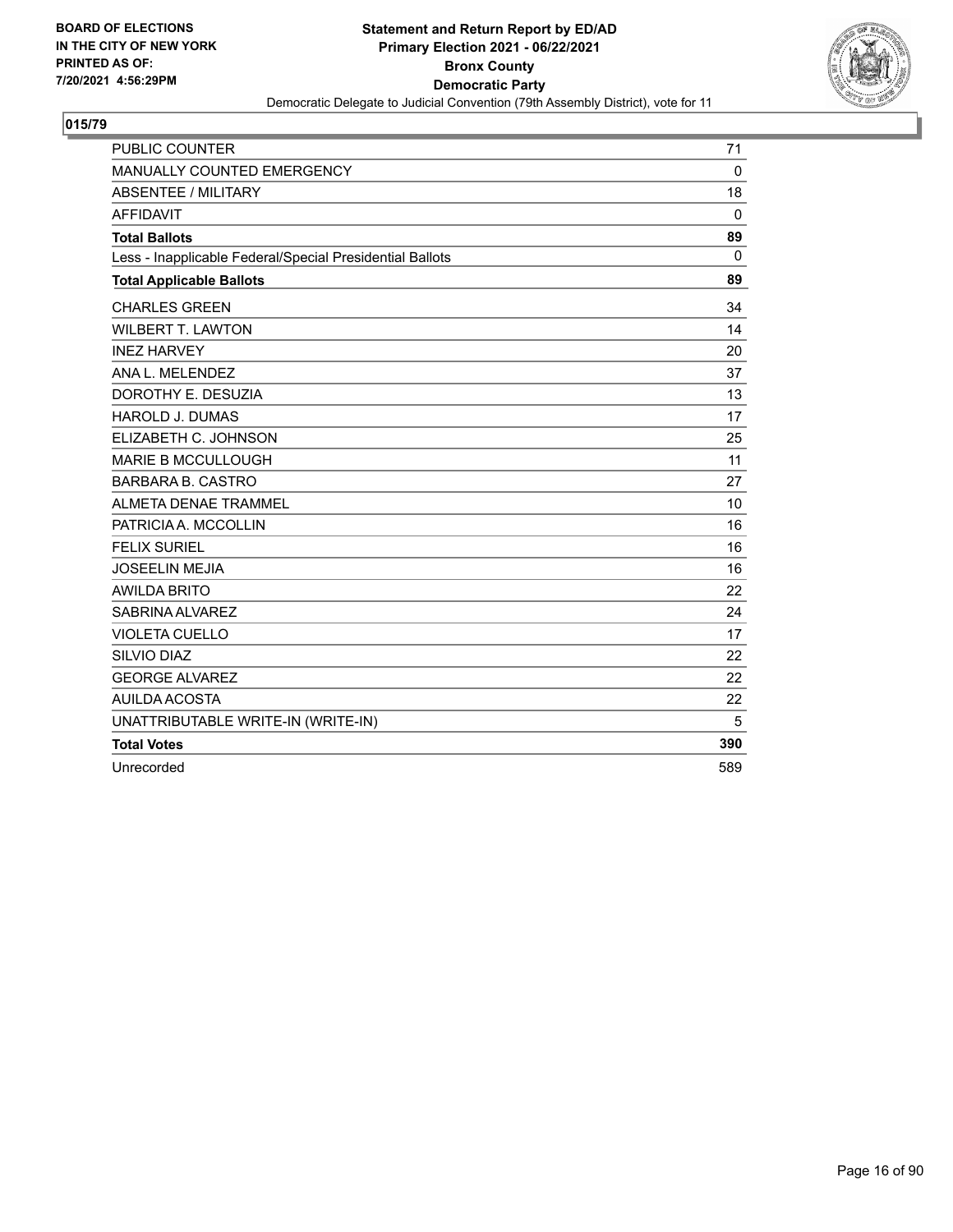**BOARD OF ELECTIONS IN THE CITY OF NEW YORK PRINTED AS OF: 7/20/2021 4:56:29PM**

**Statement and Return Report by ED/AD**
**Primary Election 2021 - 06/22/2021**
**Bronx County**
**Democratic Party**
Democratic Delegate to Judicial Convention (79th Assembly District), vote for 11

## 015/79

| | |
|---|---|
| PUBLIC COUNTER | 71 |
| MANUALLY COUNTED EMERGENCY | 0 |
| ABSENTEE / MILITARY | 18 |
| AFFIDAVIT | 0 |
| **Total Ballots** | **89** |
| Less - Inapplicable Federal/Special Presidential Ballots | 0 |
| **Total Applicable Ballots** | **89** |
| CHARLES GREEN | 34 |
| WILBERT T. LAWTON | 14 |
| INEZ HARVEY | 20 |
| ANA L. MELENDEZ | 37 |
| DOROTHY E. DESUZIA | 13 |
| HAROLD J. DUMAS | 17 |
| ELIZABETH C. JOHNSON | 25 |
| MARIE B MCCULLOUGH | 11 |
| BARBARA B. CASTRO | 27 |
| ALMETA DENAE TRAMMEL | 10 |
| PATRICIA A. MCCOLLIN | 16 |
| FELIX SURIEL | 16 |
| JOSEELIN MEJIA | 16 |
| AWILDA BRITO | 22 |
| SABRINA ALVAREZ | 24 |
| VIOLETA CUELLO | 17 |
| SILVIO DIAZ | 22 |
| GEORGE ALVAREZ | 22 |
| AUILDA ACOSTA | 22 |
| UNATTRIBUTABLE WRITE-IN (WRITE-IN) | 5 |
| **Total Votes** | **390** |
| Unrecorded | 589 |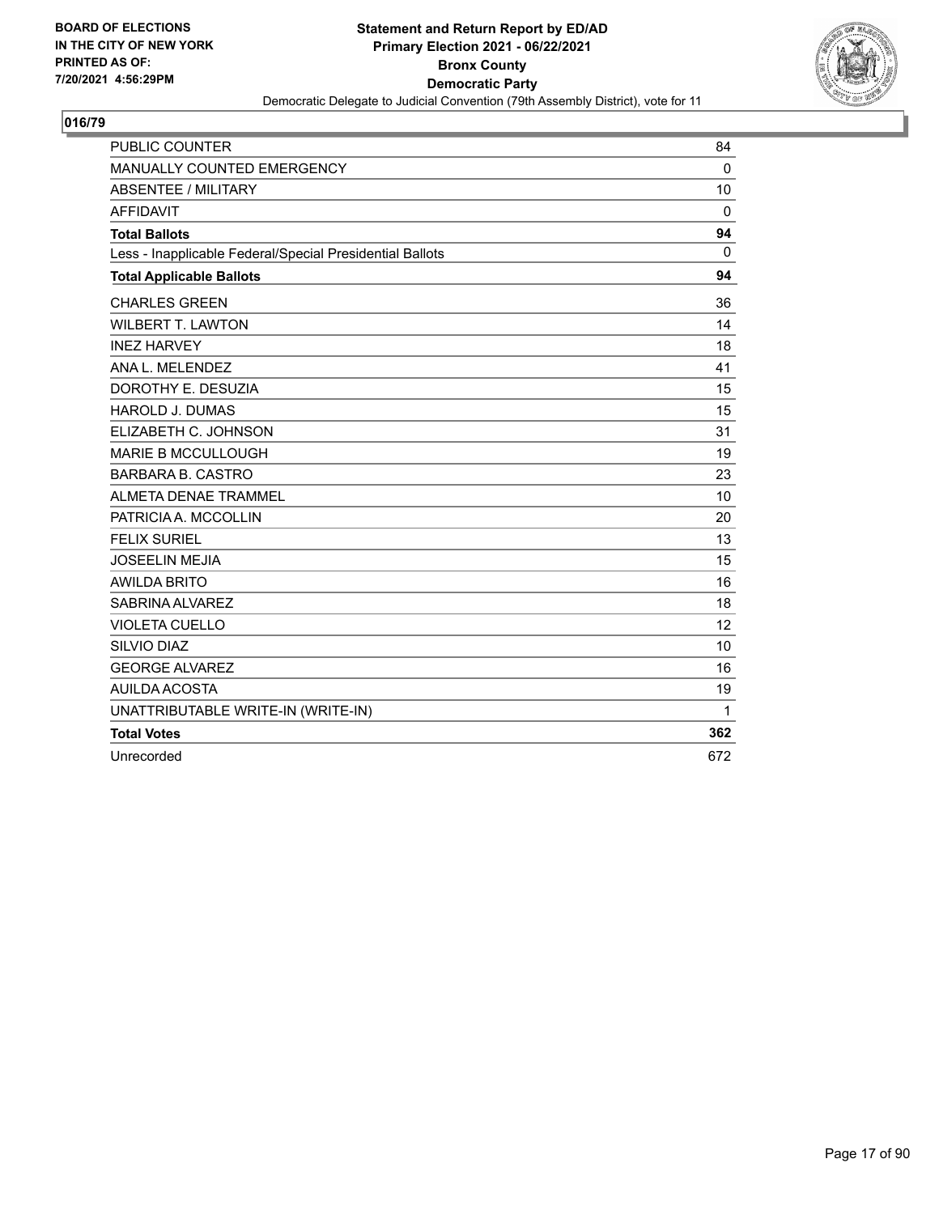**BOARD OF ELECTIONS IN THE CITY OF NEW YORK PRINTED AS OF: 7/20/2021 4:56:29PM**

**Statement and Return Report by ED/AD**
**Primary Election 2021 - 06/22/2021**
**Bronx County**
**Democratic Party**
Democratic Delegate to Judicial Convention (79th Assembly District), vote for 11

## 016/79

| | |
|---|---|
| PUBLIC COUNTER | 84 |
| MANUALLY COUNTED EMERGENCY | 0 |
| ABSENTEE / MILITARY | 10 |
| AFFIDAVIT | 0 |
| **Total Ballots** | **94** |
| Less - Inapplicable Federal/Special Presidential Ballots | 0 |
| **Total Applicable Ballots** | **94** |
| CHARLES GREEN | 36 |
| WILBERT T. LAWTON | 14 |
| INEZ HARVEY | 18 |
| ANA L. MELENDEZ | 41 |
| DOROTHY E. DESUZIA | 15 |
| HAROLD J. DUMAS | 15 |
| ELIZABETH C. JOHNSON | 31 |
| MARIE B MCCULLOUGH | 19 |
| BARBARA B. CASTRO | 23 |
| ALMETA DENAE TRAMMEL | 10 |
| PATRICIA A. MCCOLLIN | 20 |
| FELIX SURIEL | 13 |
| JOSEELIN MEJIA | 15 |
| AWILDA BRITO | 16 |
| SABRINA ALVAREZ | 18 |
| VIOLETA CUELLO | 12 |
| SILVIO DIAZ | 10 |
| GEORGE ALVAREZ | 16 |
| AUILDA ACOSTA | 19 |
| UNATTRIBUTABLE WRITE-IN (WRITE-IN) | 1 |
| **Total Votes** | **362** |
| Unrecorded | 672 |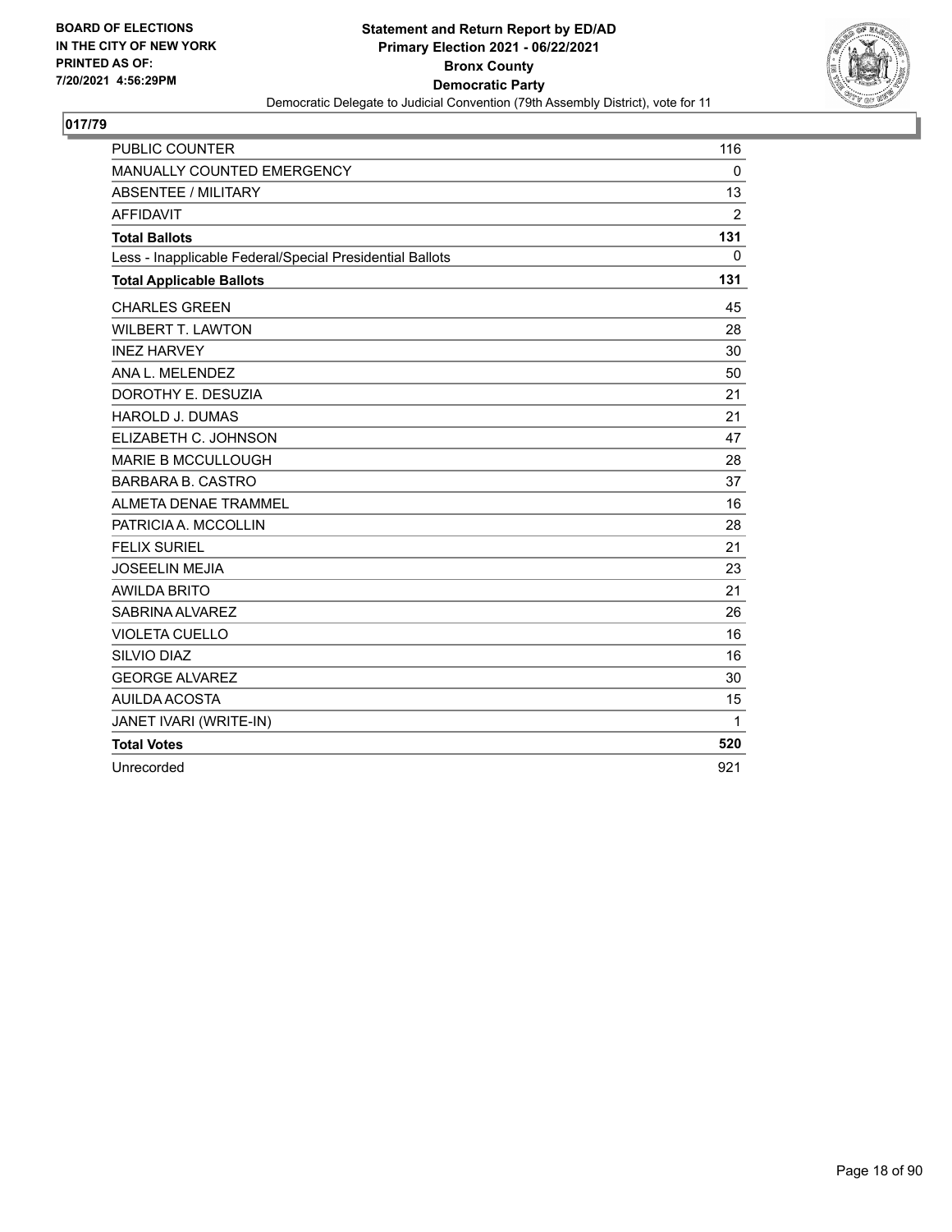BOARD OF ELECTIONS
IN THE CITY OF NEW YORK
PRINTED AS OF:
7/20/2021 4:56:29PM

**Statement and Return Report by ED/AD**
**Primary Election 2021 - 06/22/2021**
**Bronx County**
**Democratic Party**
Democratic Delegate to Judicial Convention (79th Assembly District), vote for 11

## 017/79

| | |
|---|---|
| PUBLIC COUNTER | 116 |
| MANUALLY COUNTED EMERGENCY | 0 |
| ABSENTEE / MILITARY | 13 |
| AFFIDAVIT | 2 |
| **Total Ballots** | **131** |
| Less - Inapplicable Federal/Special Presidential Ballots | 0 |
| **Total Applicable Ballots** | **131** |
| CHARLES GREEN | 45 |
| WILBERT T. LAWTON | 28 |
| INEZ HARVEY | 30 |
| ANA L. MELENDEZ | 50 |
| DOROTHY E. DESUZIA | 21 |
| HAROLD J. DUMAS | 21 |
| ELIZABETH C. JOHNSON | 47 |
| MARIE B MCCULLOUGH | 28 |
| BARBARA B. CASTRO | 37 |
| ALMETA DENAE TRAMMEL | 16 |
| PATRICIA A. MCCOLLIN | 28 |
| FELIX SURIEL | 21 |
| JOSEELIN MEJIA | 23 |
| AWILDA BRITO | 21 |
| SABRINA ALVAREZ | 26 |
| VIOLETA CUELLO | 16 |
| SILVIO DIAZ | 16 |
| GEORGE ALVAREZ | 30 |
| AUILDA ACOSTA | 15 |
| JANET IVARI (WRITE-IN) | 1 |
| **Total Votes** | **520** |
| Unrecorded | 921 |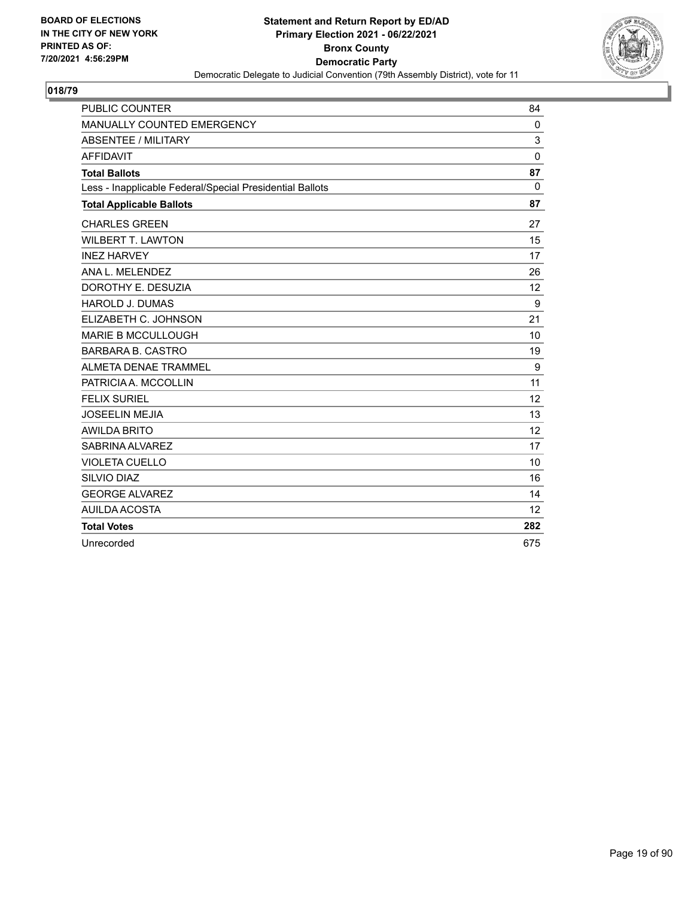BOARD OF ELECTIONS
IN THE CITY OF NEW YORK
PRINTED AS OF:
7/20/2021 4:56:29PM

**Statement and Return Report by ED/AD**
**Primary Election 2021 - 06/22/2021**
**Bronx County**
**Democratic Party**
Democratic Delegate to Judicial Convention (79th Assembly District), vote for 11

## 018/79

| | |
|---|---|
| PUBLIC COUNTER | 84 |
| MANUALLY COUNTED EMERGENCY | 0 |
| ABSENTEE / MILITARY | 3 |
| AFFIDAVIT | 0 |
| **Total Ballots** | **87** |
| Less - Inapplicable Federal/Special Presidential Ballots | 0 |
| **Total Applicable Ballots** | **87** |
| CHARLES GREEN | 27 |
| WILBERT T. LAWTON | 15 |
| INEZ HARVEY | 17 |
| ANA L. MELENDEZ | 26 |
| DOROTHY E. DESUZIA | 12 |
| HAROLD J. DUMAS | 9 |
| ELIZABETH C. JOHNSON | 21 |
| MARIE B MCCULLOUGH | 10 |
| BARBARA B. CASTRO | 19 |
| ALMETA DENAE TRAMMEL | 9 |
| PATRICIA A. MCCOLLIN | 11 |
| FELIX SURIEL | 12 |
| JOSEELIN MEJIA | 13 |
| AWILDA BRITO | 12 |
| SABRINA ALVAREZ | 17 |
| VIOLETA CUELLO | 10 |
| SILVIO DIAZ | 16 |
| GEORGE ALVAREZ | 14 |
| AUILDA ACOSTA | 12 |
| **Total Votes** | **282** |
| Unrecorded | 675 |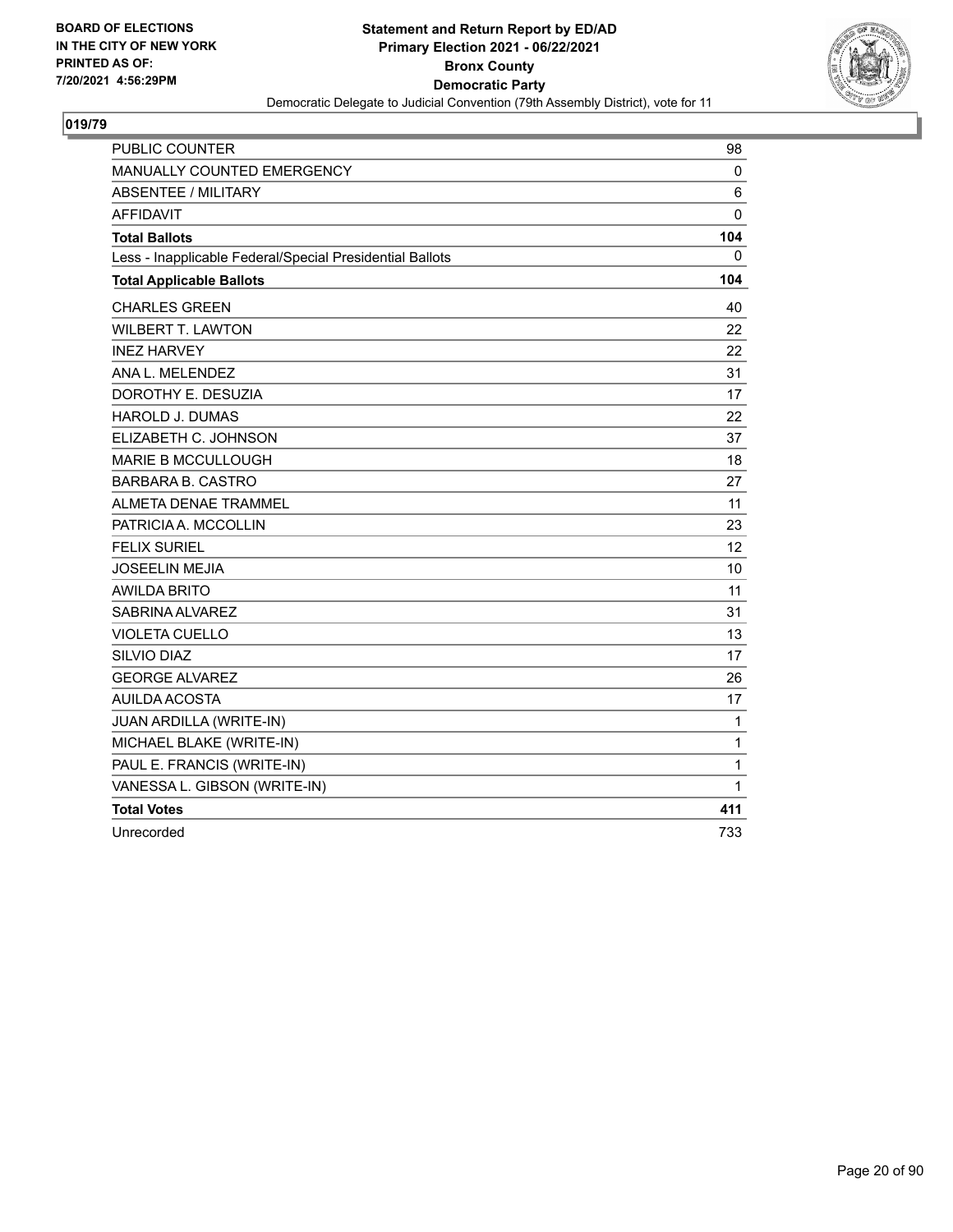**BOARD OF ELECTIONS IN THE CITY OF NEW YORK PRINTED AS OF: 7/20/2021 4:56:29PM**

**Statement and Return Report by ED/AD Primary Election 2021 - 06/22/2021 Bronx County Democratic Party**

Democratic Delegate to Judicial Convention (79th Assembly District), vote for 11

## 019/79

| | |
|---|---|
| PUBLIC COUNTER | 98 |
| MANUALLY COUNTED EMERGENCY | 0 |
| ABSENTEE / MILITARY | 6 |
| AFFIDAVIT | 0 |
| **Total Ballots** | **104** |
| Less - Inapplicable Federal/Special Presidential Ballots | 0 |
| **Total Applicable Ballots** | **104** |
| CHARLES GREEN | 40 |
| WILBERT T. LAWTON | 22 |
| INEZ HARVEY | 22 |
| ANA L. MELENDEZ | 31 |
| DOROTHY E. DESUZIA | 17 |
| HAROLD J. DUMAS | 22 |
| ELIZABETH C. JOHNSON | 37 |
| MARIE B MCCULLOUGH | 18 |
| BARBARA B. CASTRO | 27 |
| ALMETA DENAE TRAMMEL | 11 |
| PATRICIA A. MCCOLLIN | 23 |
| FELIX SURIEL | 12 |
| JOSEELIN MEJIA | 10 |
| AWILDA BRITO | 11 |
| SABRINA ALVAREZ | 31 |
| VIOLETA CUELLO | 13 |
| SILVIO DIAZ | 17 |
| GEORGE ALVAREZ | 26 |
| AUILDA ACOSTA | 17 |
| JUAN ARDILLA (WRITE-IN) | 1 |
| MICHAEL BLAKE (WRITE-IN) | 1 |
| PAUL E. FRANCIS (WRITE-IN) | 1 |
| VANESSA L. GIBSON (WRITE-IN) | 1 |
| **Total Votes** | **411** |
| Unrecorded | 733 |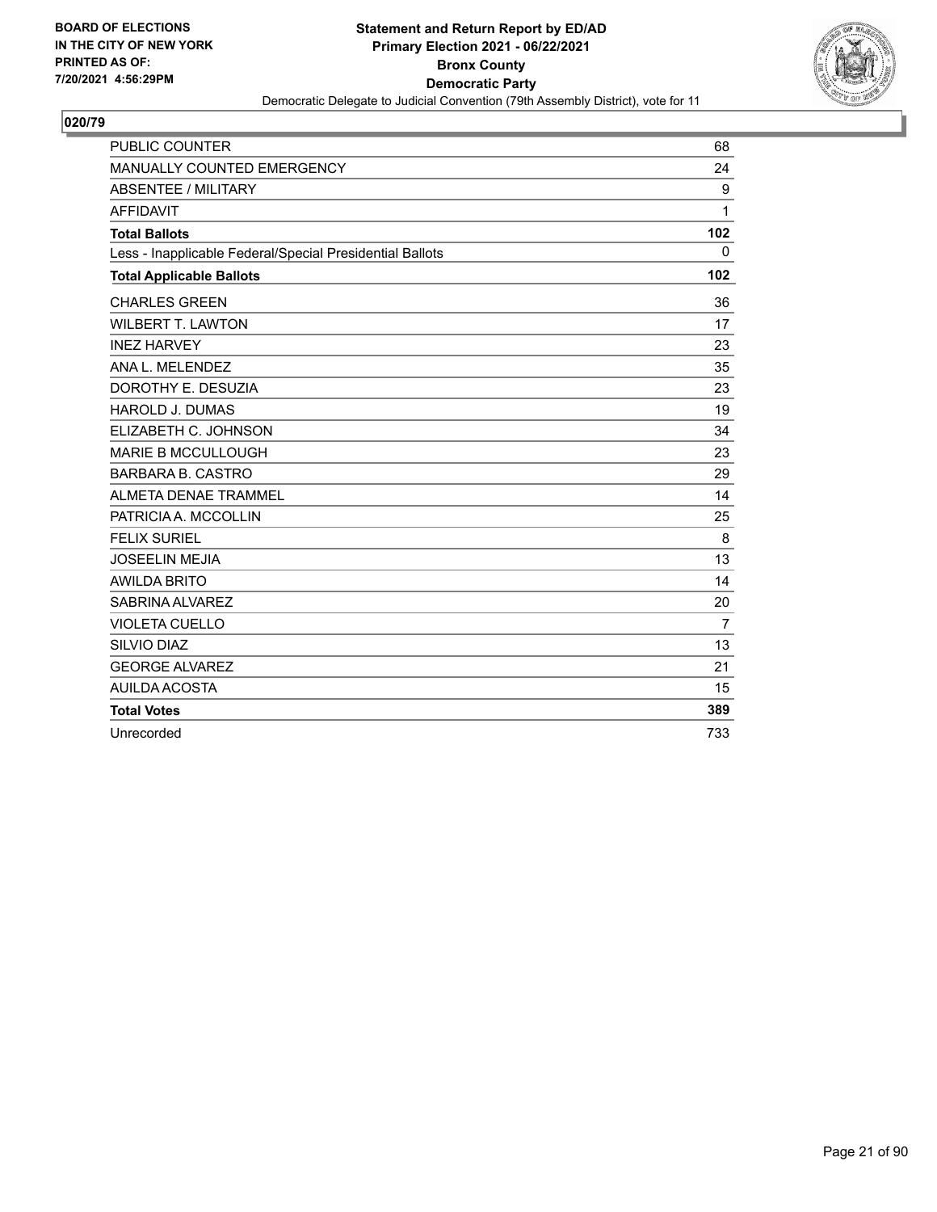BOARD OF ELECTIONS
IN THE CITY OF NEW YORK
PRINTED AS OF:
7/20/2021 4:56:29PM

**Statement and Return Report by ED/AD**
**Primary Election 2021 - 06/22/2021**
**Bronx County**
**Democratic Party**
Democratic Delegate to Judicial Convention (79th Assembly District), vote for 11

## 020/79

| | |
|---|---|
| PUBLIC COUNTER | 68 |
| MANUALLY COUNTED EMERGENCY | 24 |
| ABSENTEE / MILITARY | 9 |
| AFFIDAVIT | 1 |
| **Total Ballots** | **102** |
| Less - Inapplicable Federal/Special Presidential Ballots | 0 |
| **Total Applicable Ballots** | **102** |
| CHARLES GREEN | 36 |
| WILBERT T. LAWTON | 17 |
| INEZ HARVEY | 23 |
| ANA L. MELENDEZ | 35 |
| DOROTHY E. DESUZIA | 23 |
| HAROLD J. DUMAS | 19 |
| ELIZABETH C. JOHNSON | 34 |
| MARIE B MCCULLOUGH | 23 |
| BARBARA B. CASTRO | 29 |
| ALMETA DENAE TRAMMEL | 14 |
| PATRICIA A. MCCOLLIN | 25 |
| FELIX SURIEL | 8 |
| JOSEELIN MEJIA | 13 |
| AWILDA BRITO | 14 |
| SABRINA ALVAREZ | 20 |
| VIOLETA CUELLO | 7 |
| SILVIO DIAZ | 13 |
| GEORGE ALVAREZ | 21 |
| AUILDA ACOSTA | 15 |
| **Total Votes** | **389** |
| Unrecorded | 733 |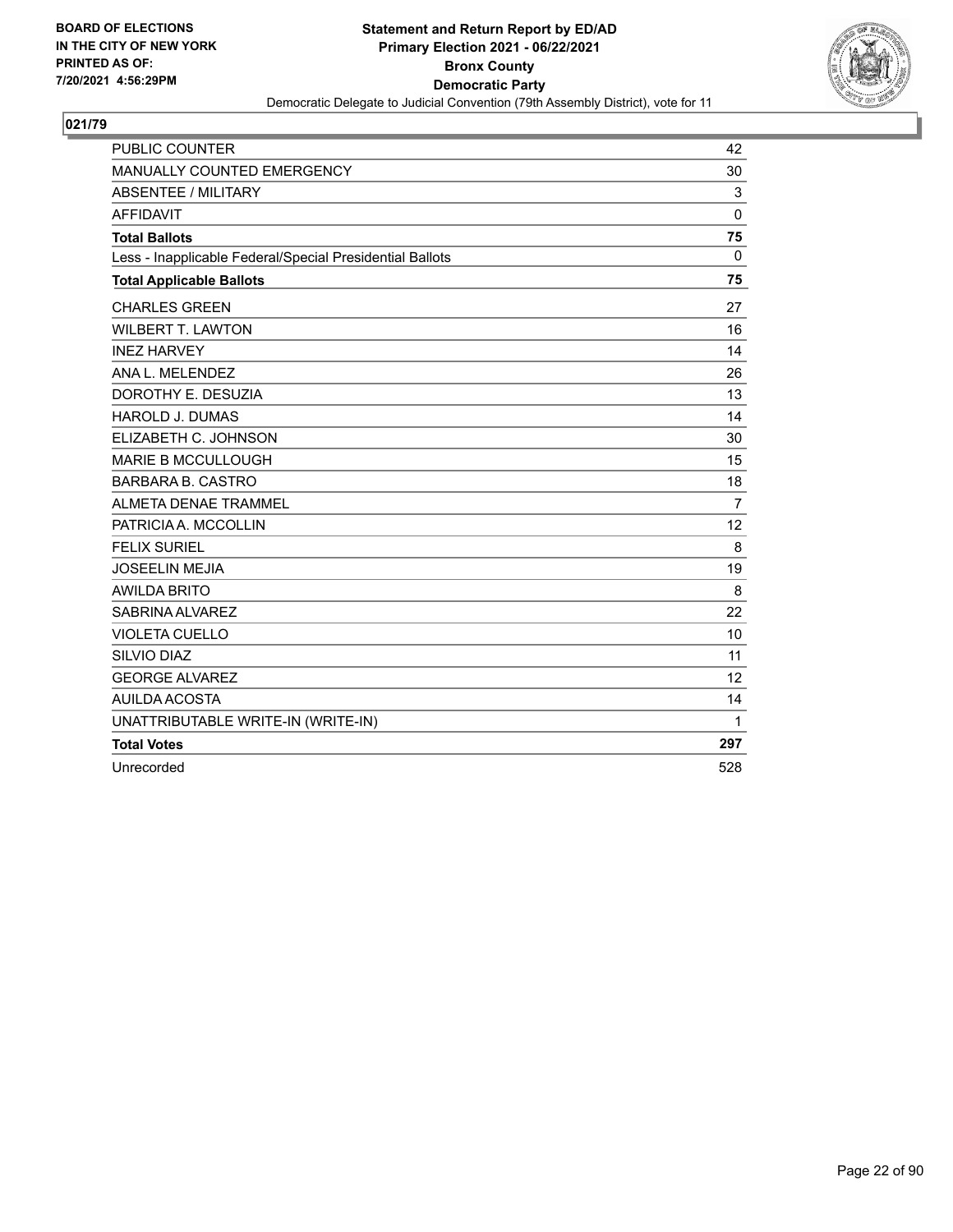BOARD OF ELECTIONS
IN THE CITY OF NEW YORK
PRINTED AS OF:
7/20/2021 4:56:29PM

**Statement and Return Report by ED/AD**
**Primary Election 2021 - 06/22/2021**
**Bronx County**
**Democratic Party**
Democratic Delegate to Judicial Convention (79th Assembly District), vote for 11

## 021/79

| | |
|---|---|
| PUBLIC COUNTER | 42 |
| MANUALLY COUNTED EMERGENCY | 30 |
| ABSENTEE / MILITARY | 3 |
| AFFIDAVIT | 0 |
| **Total Ballots** | **75** |
| Less - Inapplicable Federal/Special Presidential Ballots | 0 |
| **Total Applicable Ballots** | **75** |
| CHARLES GREEN | 27 |
| WILBERT T. LAWTON | 16 |
| INEZ HARVEY | 14 |
| ANA L. MELENDEZ | 26 |
| DOROTHY E. DESUZIA | 13 |
| HAROLD J. DUMAS | 14 |
| ELIZABETH C. JOHNSON | 30 |
| MARIE B MCCULLOUGH | 15 |
| BARBARA B. CASTRO | 18 |
| ALMETA DENAE TRAMMEL | 7 |
| PATRICIA A. MCCOLLIN | 12 |
| FELIX SURIEL | 8 |
| JOSEELIN MEJIA | 19 |
| AWILDA BRITO | 8 |
| SABRINA ALVAREZ | 22 |
| VIOLETA CUELLO | 10 |
| SILVIO DIAZ | 11 |
| GEORGE ALVAREZ | 12 |
| AUILDA ACOSTA | 14 |
| UNATTRIBUTABLE WRITE-IN (WRITE-IN) | 1 |
| **Total Votes** | **297** |
| Unrecorded | 528 |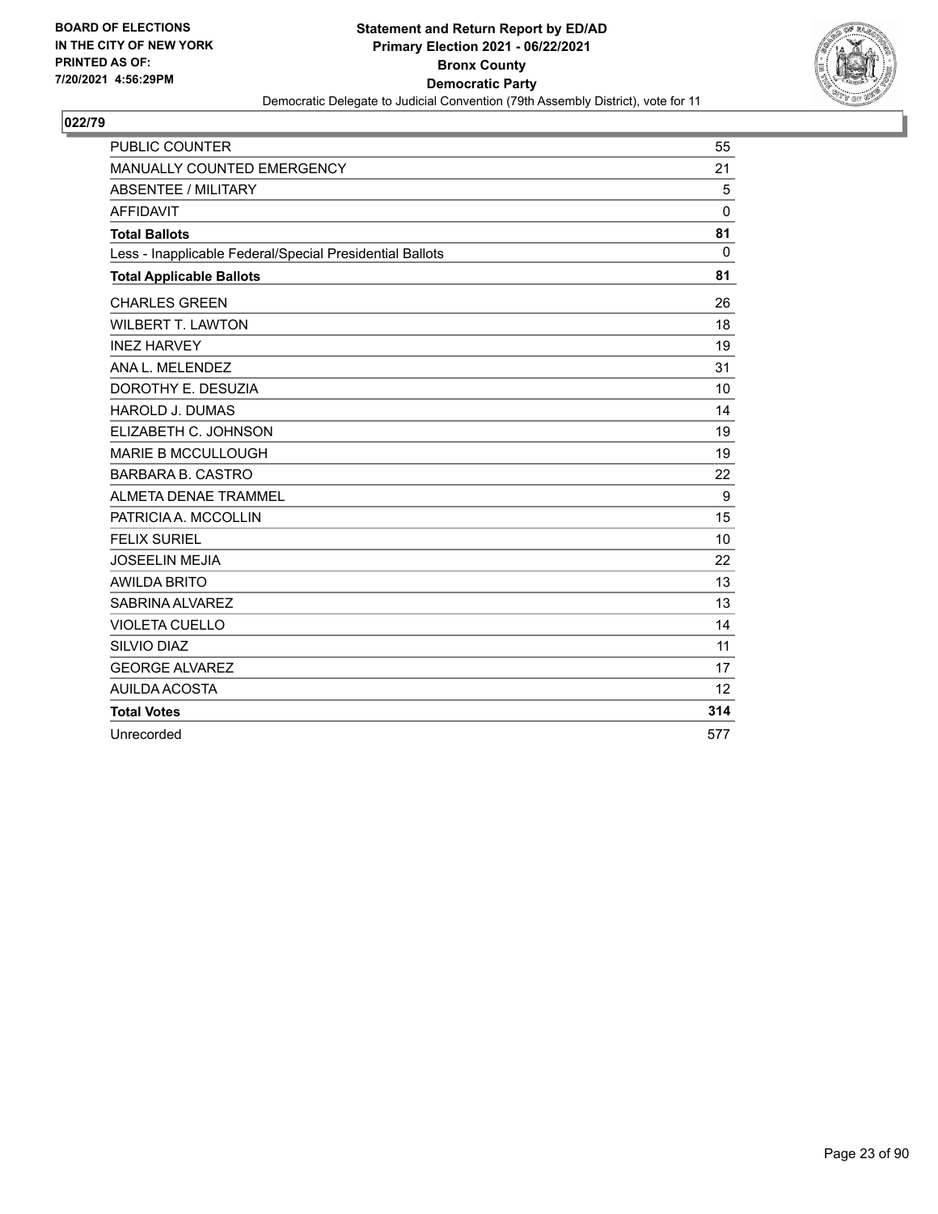BOARD OF ELECTIONS
IN THE CITY OF NEW YORK
PRINTED AS OF:
7/20/2021 4:56:29PM

**Statement and Return Report by ED/AD**
**Primary Election 2021 - 06/22/2021**
**Bronx County**
**Democratic Party**
Democratic Delegate to Judicial Convention (79th Assembly District), vote for 11

## 022/79

| | |
|---|---|
| PUBLIC COUNTER | 55 |
| MANUALLY COUNTED EMERGENCY | 21 |
| ABSENTEE / MILITARY | 5 |
| AFFIDAVIT | 0 |
| **Total Ballots** | **81** |
| Less - Inapplicable Federal/Special Presidential Ballots | 0 |
| **Total Applicable Ballots** | **81** |
| CHARLES GREEN | 26 |
| WILBERT T. LAWTON | 18 |
| INEZ HARVEY | 19 |
| ANA L. MELENDEZ | 31 |
| DOROTHY E. DESUZIA | 10 |
| HAROLD J. DUMAS | 14 |
| ELIZABETH C. JOHNSON | 19 |
| MARIE B MCCULLOUGH | 19 |
| BARBARA B. CASTRO | 22 |
| ALMETA DENAE TRAMMEL | 9 |
| PATRICIA A. MCCOLLIN | 15 |
| FELIX SURIEL | 10 |
| JOSEELIN MEJIA | 22 |
| AWILDA BRITO | 13 |
| SABRINA ALVAREZ | 13 |
| VIOLETA CUELLO | 14 |
| SILVIO DIAZ | 11 |
| GEORGE ALVAREZ | 17 |
| AUILDA ACOSTA | 12 |
| **Total Votes** | **314** |
| Unrecorded | 577 |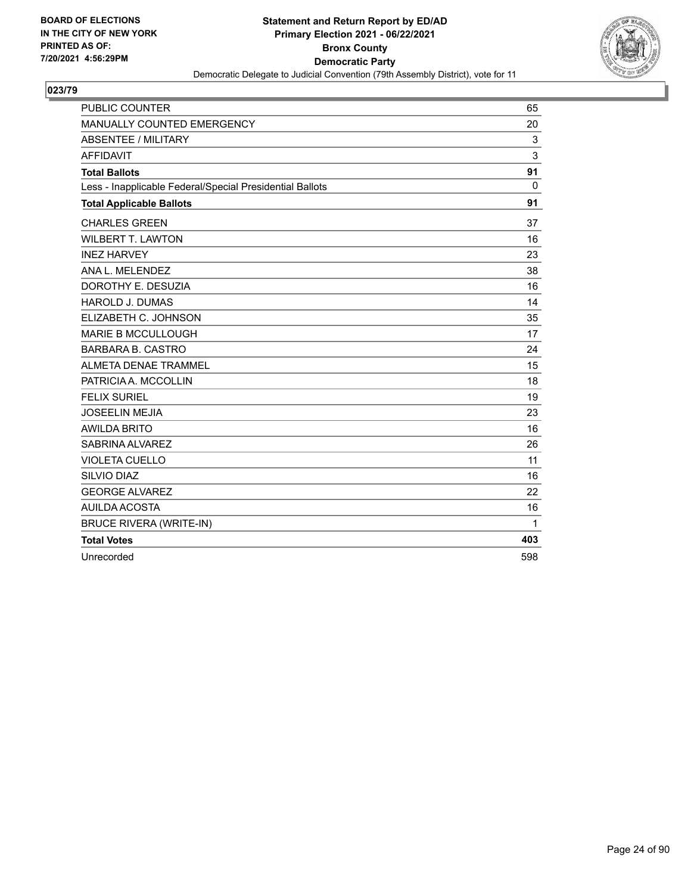BOARD OF ELECTIONS
IN THE CITY OF NEW YORK
PRINTED AS OF:
7/20/2021 4:56:29PM

**Statement and Return Report by ED/AD**
**Primary Election 2021 - 06/22/2021**
**Bronx County**
**Democratic Party**
Democratic Delegate to Judicial Convention (79th Assembly District), vote for 11

## 023/79

| | |
|---|---|
| PUBLIC COUNTER | 65 |
| MANUALLY COUNTED EMERGENCY | 20 |
| ABSENTEE / MILITARY | 3 |
| AFFIDAVIT | 3 |
| **Total Ballots** | **91** |
| Less - Inapplicable Federal/Special Presidential Ballots | 0 |
| **Total Applicable Ballots** | **91** |
| CHARLES GREEN | 37 |
| WILBERT T. LAWTON | 16 |
| INEZ HARVEY | 23 |
| ANA L. MELENDEZ | 38 |
| DOROTHY E. DESUZIA | 16 |
| HAROLD J. DUMAS | 14 |
| ELIZABETH C. JOHNSON | 35 |
| MARIE B MCCULLOUGH | 17 |
| BARBARA B. CASTRO | 24 |
| ALMETA DENAE TRAMMEL | 15 |
| PATRICIA A. MCCOLLIN | 18 |
| FELIX SURIEL | 19 |
| JOSEELIN MEJIA | 23 |
| AWILDA BRITO | 16 |
| SABRINA ALVAREZ | 26 |
| VIOLETA CUELLO | 11 |
| SILVIO DIAZ | 16 |
| GEORGE ALVAREZ | 22 |
| AUILDA ACOSTA | 16 |
| BRUCE RIVERA (WRITE-IN) | 1 |
| **Total Votes** | **403** |
| Unrecorded | 598 |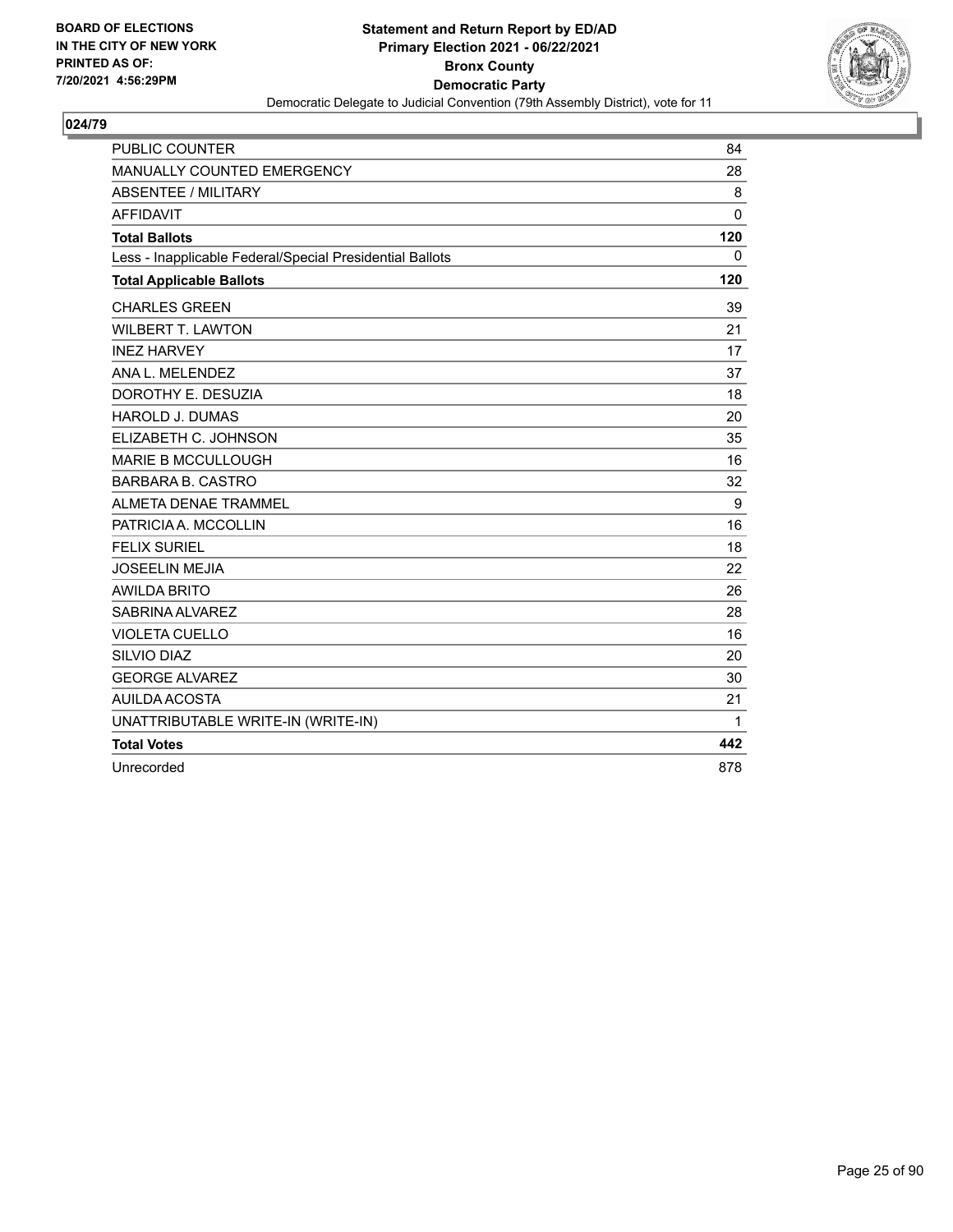BOARD OF ELECTIONS
IN THE CITY OF NEW YORK
PRINTED AS OF:
7/20/2021 4:56:29PM

**Statement and Return Report by ED/AD**
**Primary Election 2021 - 06/22/2021**
**Bronx County**
**Democratic Party**
Democratic Delegate to Judicial Convention (79th Assembly District), vote for 11

## 024/79

| | |
|---|---|
| PUBLIC COUNTER | 84 |
| MANUALLY COUNTED EMERGENCY | 28 |
| ABSENTEE / MILITARY | 8 |
| AFFIDAVIT | 0 |
| **Total Ballots** | **120** |
| Less - Inapplicable Federal/Special Presidential Ballots | 0 |
| **Total Applicable Ballots** | **120** |
| CHARLES GREEN | 39 |
| WILBERT T. LAWTON | 21 |
| INEZ HARVEY | 17 |
| ANA L. MELENDEZ | 37 |
| DOROTHY E. DESUZIA | 18 |
| HAROLD J. DUMAS | 20 |
| ELIZABETH C. JOHNSON | 35 |
| MARIE B MCCULLOUGH | 16 |
| BARBARA B. CASTRO | 32 |
| ALMETA DENAE TRAMMEL | 9 |
| PATRICIA A. MCCOLLIN | 16 |
| FELIX SURIEL | 18 |
| JOSEELIN MEJIA | 22 |
| AWILDA BRITO | 26 |
| SABRINA ALVAREZ | 28 |
| VIOLETA CUELLO | 16 |
| SILVIO DIAZ | 20 |
| GEORGE ALVAREZ | 30 |
| AUILDA ACOSTA | 21 |
| UNATTRIBUTABLE WRITE-IN (WRITE-IN) | 1 |
| **Total Votes** | **442** |
| Unrecorded | 878 |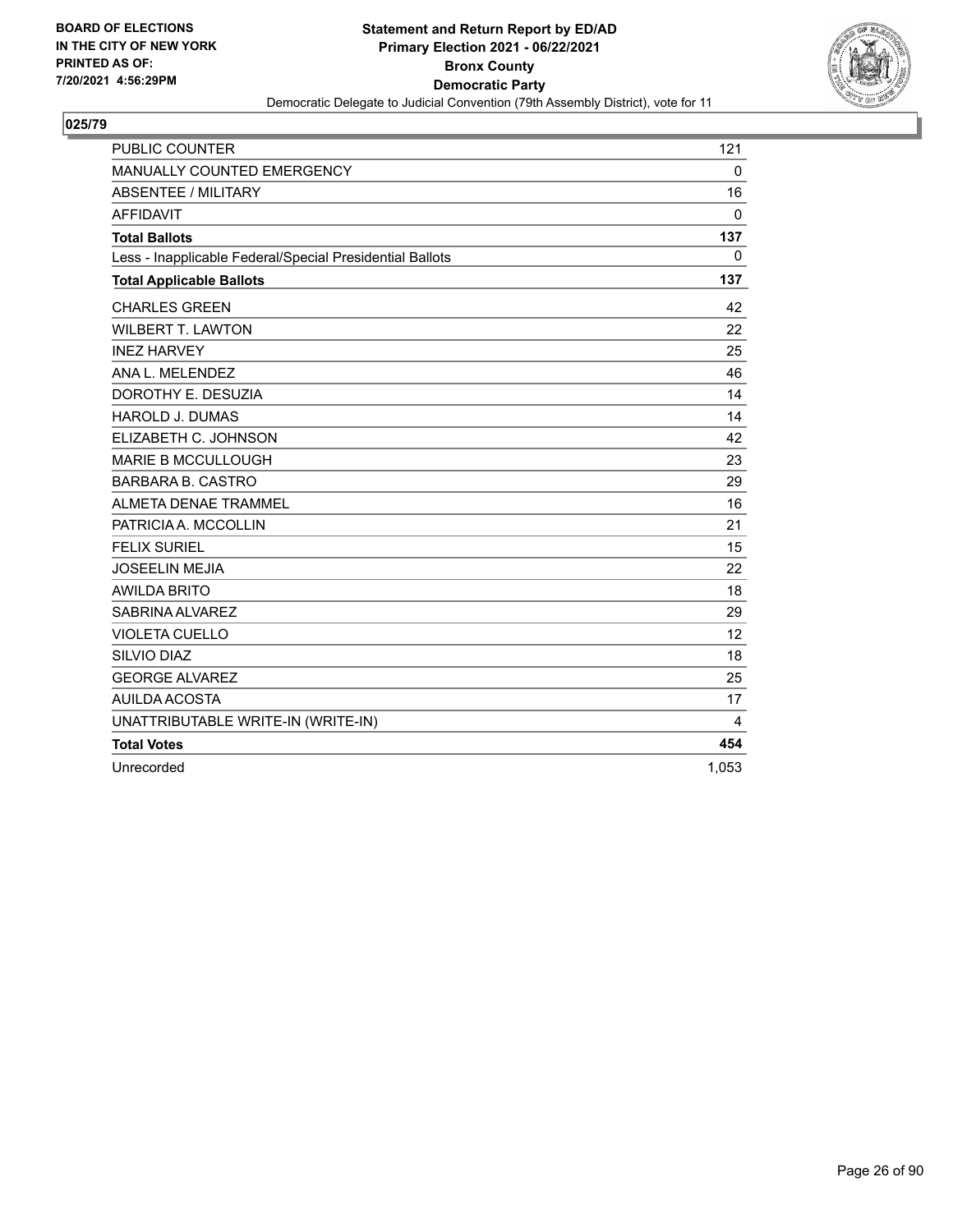BOARD OF ELECTIONS
IN THE CITY OF NEW YORK
PRINTED AS OF:
7/20/2021 4:56:29PM

**Statement and Return Report by ED/AD**
**Primary Election 2021 - 06/22/2021**
**Bronx County**
**Democratic Party**
Democratic Delegate to Judicial Convention (79th Assembly District), vote for 11

## 025/79

| | |
|---|---|
| PUBLIC COUNTER | 121 |
| MANUALLY COUNTED EMERGENCY | 0 |
| ABSENTEE / MILITARY | 16 |
| AFFIDAVIT | 0 |
| **Total Ballots** | **137** |
| Less - Inapplicable Federal/Special Presidential Ballots | 0 |
| **Total Applicable Ballots** | **137** |
| CHARLES GREEN | 42 |
| WILBERT T. LAWTON | 22 |
| INEZ HARVEY | 25 |
| ANA L. MELENDEZ | 46 |
| DOROTHY E. DESUZIA | 14 |
| HAROLD J. DUMAS | 14 |
| ELIZABETH C. JOHNSON | 42 |
| MARIE B MCCULLOUGH | 23 |
| BARBARA B. CASTRO | 29 |
| ALMETA DENAE TRAMMEL | 16 |
| PATRICIA A. MCCOLLIN | 21 |
| FELIX SURIEL | 15 |
| JOSEELIN MEJIA | 22 |
| AWILDA BRITO | 18 |
| SABRINA ALVAREZ | 29 |
| VIOLETA CUELLO | 12 |
| SILVIO DIAZ | 18 |
| GEORGE ALVAREZ | 25 |
| AUILDA ACOSTA | 17 |
| UNATTRIBUTABLE WRITE-IN (WRITE-IN) | 4 |
| **Total Votes** | **454** |
| Unrecorded | 1,053 |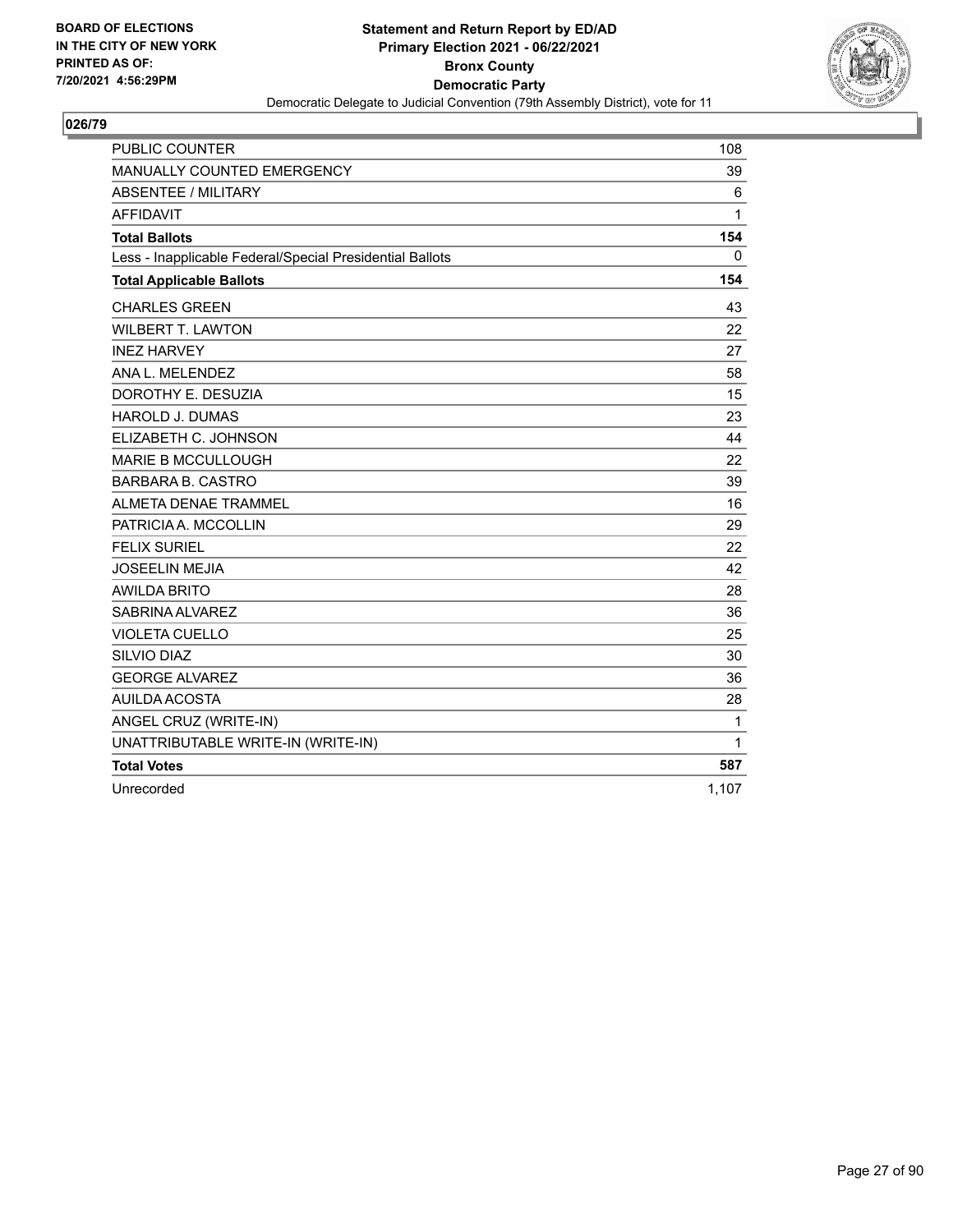BOARD OF ELECTIONS
IN THE CITY OF NEW YORK
PRINTED AS OF:
7/20/2021 4:56:29PM

**Statement and Return Report by ED/AD**
**Primary Election 2021 - 06/22/2021**
**Bronx County**
**Democratic Party**
Democratic Delegate to Judicial Convention (79th Assembly District), vote for 11

## 026/79

| | |
|---|---|
| PUBLIC COUNTER | 108 |
| MANUALLY COUNTED EMERGENCY | 39 |
| ABSENTEE / MILITARY | 6 |
| AFFIDAVIT | 1 |
| **Total Ballots** | **154** |
| Less - Inapplicable Federal/Special Presidential Ballots | 0 |
| **Total Applicable Ballots** | **154** |
| CHARLES GREEN | 43 |
| WILBERT T. LAWTON | 22 |
| INEZ HARVEY | 27 |
| ANA L. MELENDEZ | 58 |
| DOROTHY E. DESUZIA | 15 |
| HAROLD J. DUMAS | 23 |
| ELIZABETH C. JOHNSON | 44 |
| MARIE B MCCULLOUGH | 22 |
| BARBARA B. CASTRO | 39 |
| ALMETA DENAE TRAMMEL | 16 |
| PATRICIA A. MCCOLLIN | 29 |
| FELIX SURIEL | 22 |
| JOSEELIN MEJIA | 42 |
| AWILDA BRITO | 28 |
| SABRINA ALVAREZ | 36 |
| VIOLETA CUELLO | 25 |
| SILVIO DIAZ | 30 |
| GEORGE ALVAREZ | 36 |
| AUILDA ACOSTA | 28 |
| ANGEL CRUZ (WRITE-IN) | 1 |
| UNATTRIBUTABLE WRITE-IN (WRITE-IN) | 1 |
| **Total Votes** | **587** |
| Unrecorded | 1,107 |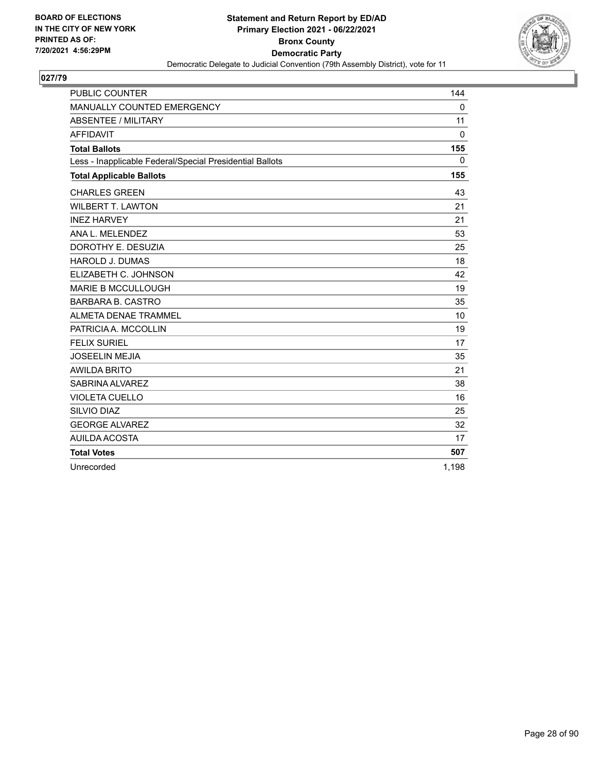BOARD OF ELECTIONS
IN THE CITY OF NEW YORK
PRINTED AS OF:
7/20/2021 4:56:29PM

**Statement and Return Report by ED/AD**
**Primary Election 2021 - 06/22/2021**
**Bronx County**
**Democratic Party**
Democratic Delegate to Judicial Convention (79th Assembly District), vote for 11

## 027/79

| | |
|---|---|
| PUBLIC COUNTER | 144 |
| MANUALLY COUNTED EMERGENCY | 0 |
| ABSENTEE / MILITARY | 11 |
| AFFIDAVIT | 0 |
| **Total Ballots** | **155** |
| Less - Inapplicable Federal/Special Presidential Ballots | 0 |
| **Total Applicable Ballots** | **155** |
| CHARLES GREEN | 43 |
| WILBERT T. LAWTON | 21 |
| INEZ HARVEY | 21 |
| ANA L. MELENDEZ | 53 |
| DOROTHY E. DESUZIA | 25 |
| HAROLD J. DUMAS | 18 |
| ELIZABETH C. JOHNSON | 42 |
| MARIE B MCCULLOUGH | 19 |
| BARBARA B. CASTRO | 35 |
| ALMETA DENAE TRAMMEL | 10 |
| PATRICIA A. MCCOLLIN | 19 |
| FELIX SURIEL | 17 |
| JOSEELIN MEJIA | 35 |
| AWILDA BRITO | 21 |
| SABRINA ALVAREZ | 38 |
| VIOLETA CUELLO | 16 |
| SILVIO DIAZ | 25 |
| GEORGE ALVAREZ | 32 |
| AUILDA ACOSTA | 17 |
| **Total Votes** | **507** |
| Unrecorded | 1,198 |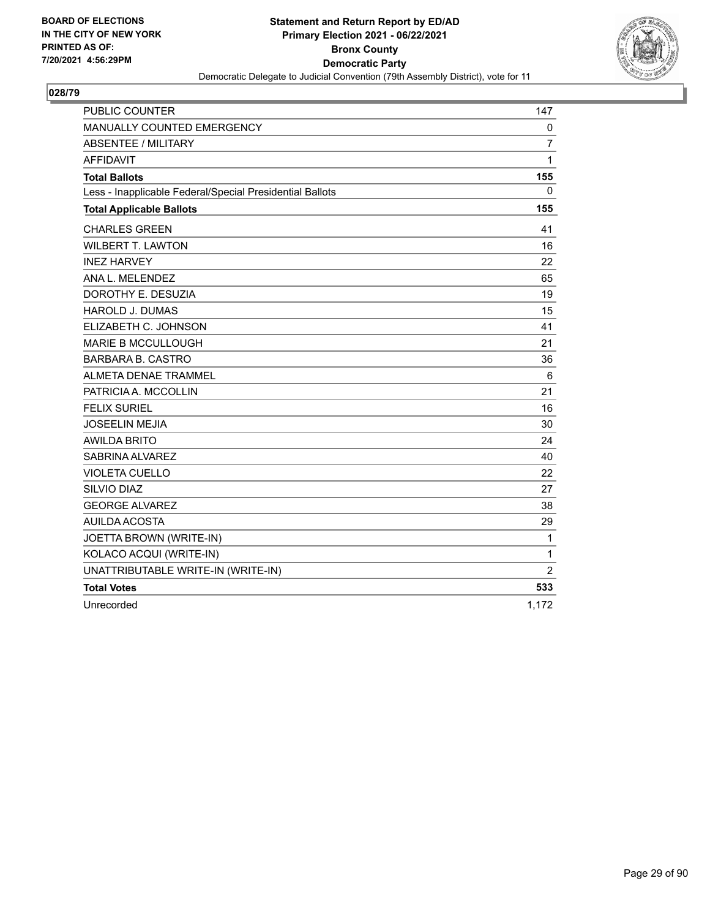**BOARD OF ELECTIONS IN THE CITY OF NEW YORK PRINTED AS OF: 7/20/2021 4:56:29PM**

**Statement and Return Report by ED/AD Primary Election 2021 - 06/22/2021 Bronx County Democratic Party**

Democratic Delegate to Judicial Convention (79th Assembly District), vote for 11

## 028/79

| | |
|---|---|
| PUBLIC COUNTER | 147 |
| MANUALLY COUNTED EMERGENCY | 0 |
| ABSENTEE / MILITARY | 7 |
| AFFIDAVIT | 1 |
| **Total Ballots** | **155** |
| Less - Inapplicable Federal/Special Presidential Ballots | 0 |
| **Total Applicable Ballots** | **155** |
| CHARLES GREEN | 41 |
| WILBERT T. LAWTON | 16 |
| INEZ HARVEY | 22 |
| ANA L. MELENDEZ | 65 |
| DOROTHY E. DESUZIA | 19 |
| HAROLD J. DUMAS | 15 |
| ELIZABETH C. JOHNSON | 41 |
| MARIE B MCCULLOUGH | 21 |
| BARBARA B. CASTRO | 36 |
| ALMETA DENAE TRAMMEL | 6 |
| PATRICIA A. MCCOLLIN | 21 |
| FELIX SURIEL | 16 |
| JOSEELIN MEJIA | 30 |
| AWILDA BRITO | 24 |
| SABRINA ALVAREZ | 40 |
| VIOLETA CUELLO | 22 |
| SILVIO DIAZ | 27 |
| GEORGE ALVAREZ | 38 |
| AUILDA ACOSTA | 29 |
| JOETTA BROWN (WRITE-IN) | 1 |
| KOLACO ACQUI (WRITE-IN) | 1 |
| UNATTRIBUTABLE WRITE-IN (WRITE-IN) | 2 |
| **Total Votes** | **533** |
| Unrecorded | 1,172 |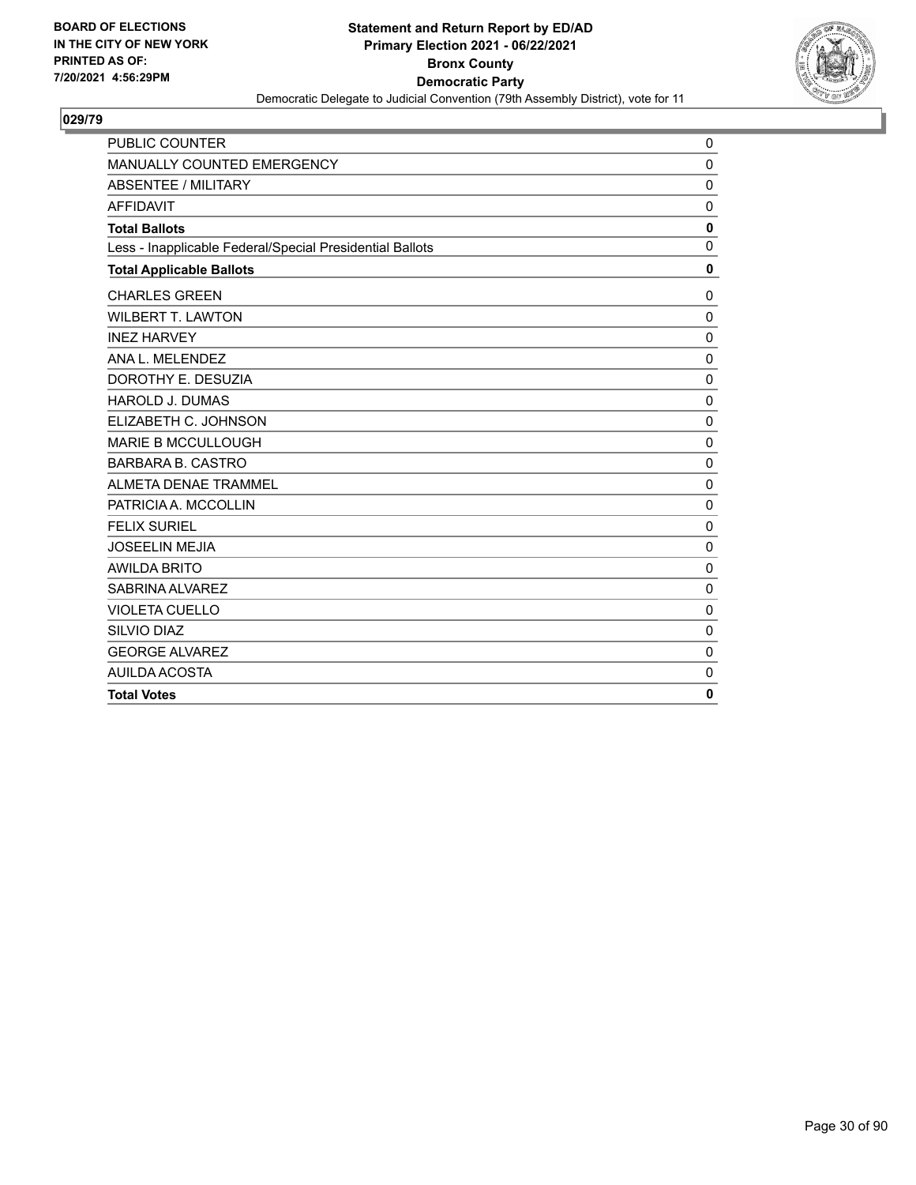**BOARD OF ELECTIONS IN THE CITY OF NEW YORK PRINTED AS OF: 7/20/2021 4:56:29PM**

**Statement and Return Report by ED/AD**
**Primary Election 2021 - 06/22/2021**
**Bronx County**
**Democratic Party**
Democratic Delegate to Judicial Convention (79th Assembly District), vote for 11

## 029/79

| | |
|---|---|
| PUBLIC COUNTER | 0 |
| MANUALLY COUNTED EMERGENCY | 0 |
| ABSENTEE / MILITARY | 0 |
| AFFIDAVIT | 0 |
| **Total Ballots** | **0** |
| Less - Inapplicable Federal/Special Presidential Ballots | 0 |
| **Total Applicable Ballots** | **0** |
| CHARLES GREEN | 0 |
| WILBERT T. LAWTON | 0 |
| INEZ HARVEY | 0 |
| ANA L. MELENDEZ | 0 |
| DOROTHY E. DESUZIA | 0 |
| HAROLD J. DUMAS | 0 |
| ELIZABETH C. JOHNSON | 0 |
| MARIE B MCCULLOUGH | 0 |
| BARBARA B. CASTRO | 0 |
| ALMETA DENAE TRAMMEL | 0 |
| PATRICIA A. MCCOLLIN | 0 |
| FELIX SURIEL | 0 |
| JOSEELIN MEJIA | 0 |
| AWILDA BRITO | 0 |
| SABRINA ALVAREZ | 0 |
| VIOLETA CUELLO | 0 |
| SILVIO DIAZ | 0 |
| GEORGE ALVAREZ | 0 |
| AUILDA ACOSTA | 0 |
| **Total Votes** | **0** |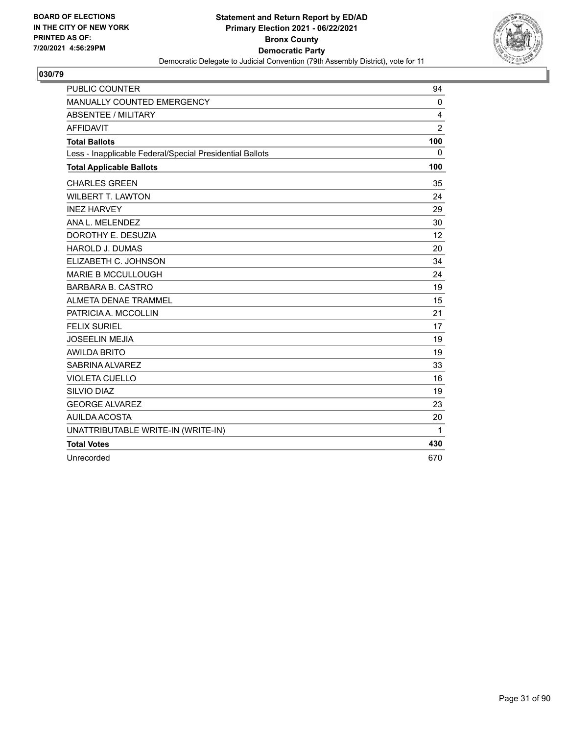BOARD OF ELECTIONS
IN THE CITY OF NEW YORK
PRINTED AS OF:
7/20/2021 4:56:29PM

**Statement and Return Report by ED/AD**
**Primary Election 2021 - 06/22/2021**
**Bronx County**
**Democratic Party**
Democratic Delegate to Judicial Convention (79th Assembly District), vote for 11

## 030/79

| | |
|---|---|
| PUBLIC COUNTER | 94 |
| MANUALLY COUNTED EMERGENCY | 0 |
| ABSENTEE / MILITARY | 4 |
| AFFIDAVIT | 2 |
| **Total Ballots** | **100** |
| Less - Inapplicable Federal/Special Presidential Ballots | 0 |
| **Total Applicable Ballots** | **100** |
| CHARLES GREEN | 35 |
| WILBERT T. LAWTON | 24 |
| INEZ HARVEY | 29 |
| ANA L. MELENDEZ | 30 |
| DOROTHY E. DESUZIA | 12 |
| HAROLD J. DUMAS | 20 |
| ELIZABETH C. JOHNSON | 34 |
| MARIE B MCCULLOUGH | 24 |
| BARBARA B. CASTRO | 19 |
| ALMETA DENAE TRAMMEL | 15 |
| PATRICIA A. MCCOLLIN | 21 |
| FELIX SURIEL | 17 |
| JOSEELIN MEJIA | 19 |
| AWILDA BRITO | 19 |
| SABRINA ALVAREZ | 33 |
| VIOLETA CUELLO | 16 |
| SILVIO DIAZ | 19 |
| GEORGE ALVAREZ | 23 |
| AUILDA ACOSTA | 20 |
| UNATTRIBUTABLE WRITE-IN (WRITE-IN) | 1 |
| **Total Votes** | **430** |
| Unrecorded | 670 |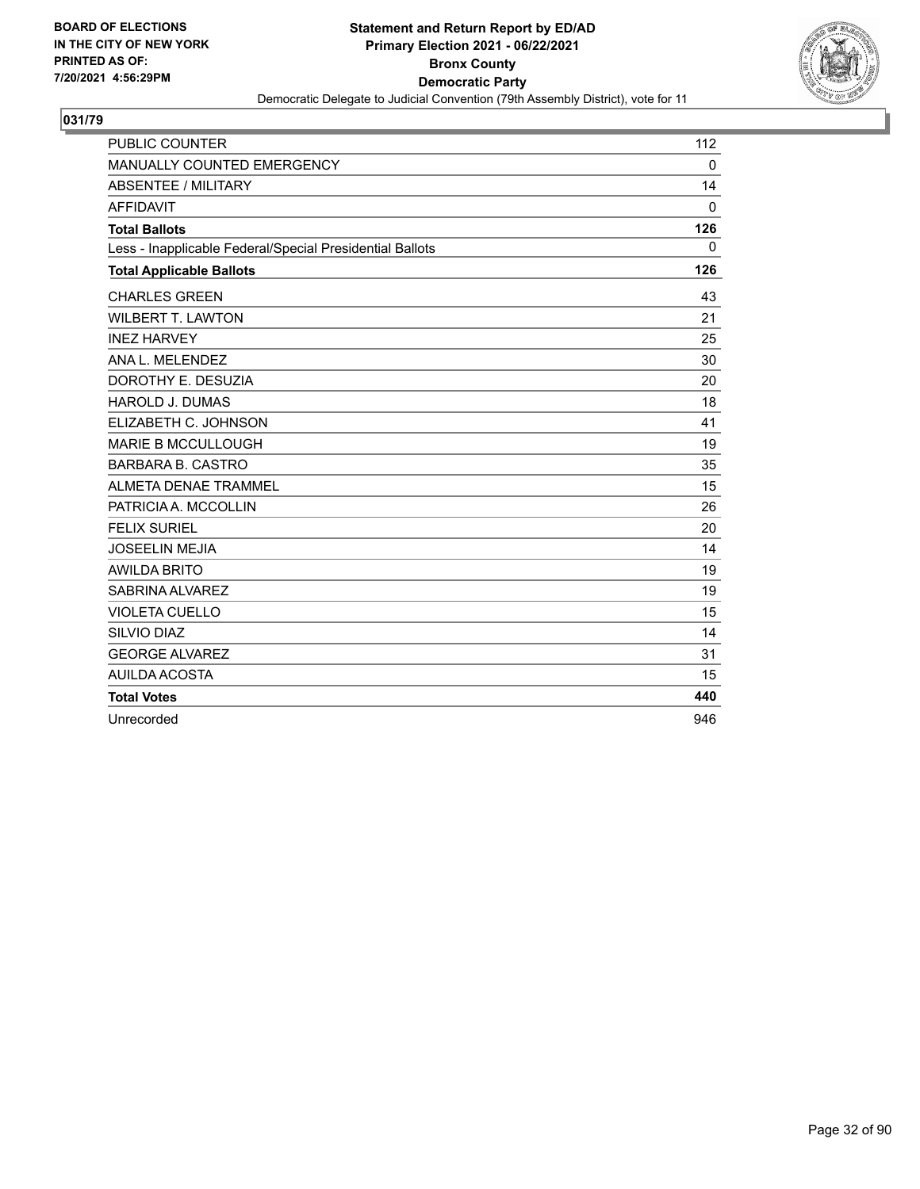BOARD OF ELECTIONS
IN THE CITY OF NEW YORK
PRINTED AS OF:
7/20/2021 4:56:29PM

**Statement and Return Report by ED/AD**
**Primary Election 2021 - 06/22/2021**
**Bronx County**
**Democratic Party**
Democratic Delegate to Judicial Convention (79th Assembly District), vote for 11

## 031/79

| | |
|---|---|
| PUBLIC COUNTER | 112 |
| MANUALLY COUNTED EMERGENCY | 0 |
| ABSENTEE / MILITARY | 14 |
| AFFIDAVIT | 0 |
| **Total Ballots** | **126** |
| Less - Inapplicable Federal/Special Presidential Ballots | 0 |
| **Total Applicable Ballots** | **126** |
| CHARLES GREEN | 43 |
| WILBERT T. LAWTON | 21 |
| INEZ HARVEY | 25 |
| ANA L. MELENDEZ | 30 |
| DOROTHY E. DESUZIA | 20 |
| HAROLD J. DUMAS | 18 |
| ELIZABETH C. JOHNSON | 41 |
| MARIE B MCCULLOUGH | 19 |
| BARBARA B. CASTRO | 35 |
| ALMETA DENAE TRAMMEL | 15 |
| PATRICIA A. MCCOLLIN | 26 |
| FELIX SURIEL | 20 |
| JOSEELIN MEJIA | 14 |
| AWILDA BRITO | 19 |
| SABRINA ALVAREZ | 19 |
| VIOLETA CUELLO | 15 |
| SILVIO DIAZ | 14 |
| GEORGE ALVAREZ | 31 |
| AUILDA ACOSTA | 15 |
| **Total Votes** | **440** |
| Unrecorded | 946 |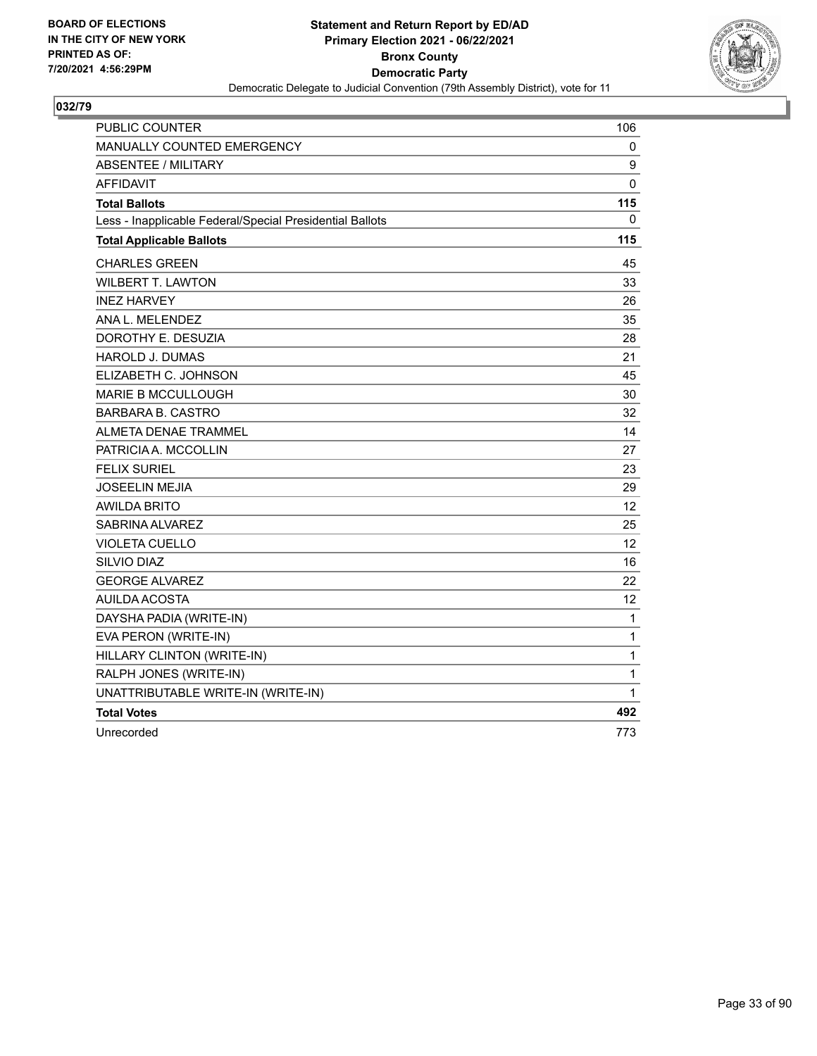**BOARD OF ELECTIONS IN THE CITY OF NEW YORK PRINTED AS OF: 7/20/2021 4:56:29PM**

**Statement and Return Report by ED/AD**
**Primary Election 2021 - 06/22/2021**
**Bronx County**
**Democratic Party**
Democratic Delegate to Judicial Convention (79th Assembly District), vote for 11

## 032/79

| | |
|---|---|
| PUBLIC COUNTER | 106 |
| MANUALLY COUNTED EMERGENCY | 0 |
| ABSENTEE / MILITARY | 9 |
| AFFIDAVIT | 0 |
| **Total Ballots** | **115** |
| Less - Inapplicable Federal/Special Presidential Ballots | 0 |
| **Total Applicable Ballots** | **115** |
| CHARLES GREEN | 45 |
| WILBERT T. LAWTON | 33 |
| INEZ HARVEY | 26 |
| ANA L. MELENDEZ | 35 |
| DOROTHY E. DESUZIA | 28 |
| HAROLD J. DUMAS | 21 |
| ELIZABETH C. JOHNSON | 45 |
| MARIE B MCCULLOUGH | 30 |
| BARBARA B. CASTRO | 32 |
| ALMETA DENAE TRAMMEL | 14 |
| PATRICIA A. MCCOLLIN | 27 |
| FELIX SURIEL | 23 |
| JOSEELIN MEJIA | 29 |
| AWILDA BRITO | 12 |
| SABRINA ALVAREZ | 25 |
| VIOLETA CUELLO | 12 |
| SILVIO DIAZ | 16 |
| GEORGE ALVAREZ | 22 |
| AUILDA ACOSTA | 12 |
| DAYSHA PADIA (WRITE-IN) | 1 |
| EVA PERON (WRITE-IN) | 1 |
| HILLARY CLINTON (WRITE-IN) | 1 |
| RALPH JONES (WRITE-IN) | 1 |
| UNATTRIBUTABLE WRITE-IN (WRITE-IN) | 1 |
| **Total Votes** | **492** |
| Unrecorded | 773 |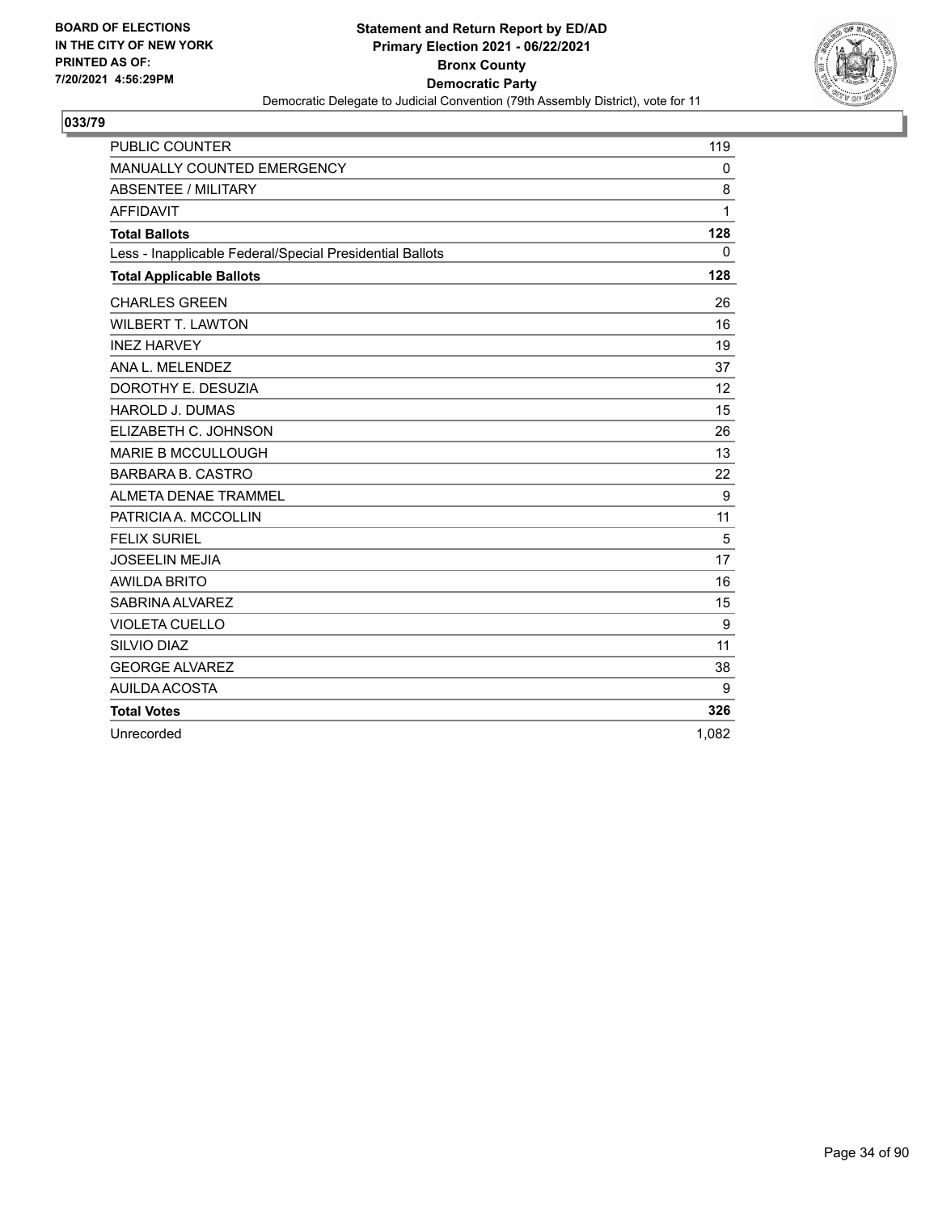BOARD OF ELECTIONS
IN THE CITY OF NEW YORK
PRINTED AS OF:
7/20/2021 4:56:29PM

**Statement and Return Report by ED/AD**
**Primary Election 2021 - 06/22/2021**
**Bronx County**
**Democratic Party**
Democratic Delegate to Judicial Convention (79th Assembly District), vote for 11

## 033/79

| | |
|---|---|
| PUBLIC COUNTER | 119 |
| MANUALLY COUNTED EMERGENCY | 0 |
| ABSENTEE / MILITARY | 8 |
| AFFIDAVIT | 1 |
| **Total Ballots** | **128** |
| Less - Inapplicable Federal/Special Presidential Ballots | 0 |
| **Total Applicable Ballots** | **128** |
| CHARLES GREEN | 26 |
| WILBERT T. LAWTON | 16 |
| INEZ HARVEY | 19 |
| ANA L. MELENDEZ | 37 |
| DOROTHY E. DESUZIA | 12 |
| HAROLD J. DUMAS | 15 |
| ELIZABETH C. JOHNSON | 26 |
| MARIE B MCCULLOUGH | 13 |
| BARBARA B. CASTRO | 22 |
| ALMETA DENAE TRAMMEL | 9 |
| PATRICIA A. MCCOLLIN | 11 |
| FELIX SURIEL | 5 |
| JOSEELIN MEJIA | 17 |
| AWILDA BRITO | 16 |
| SABRINA ALVAREZ | 15 |
| VIOLETA CUELLO | 9 |
| SILVIO DIAZ | 11 |
| GEORGE ALVAREZ | 38 |
| AUILDA ACOSTA | 9 |
| **Total Votes** | **326** |
| Unrecorded | 1,082 |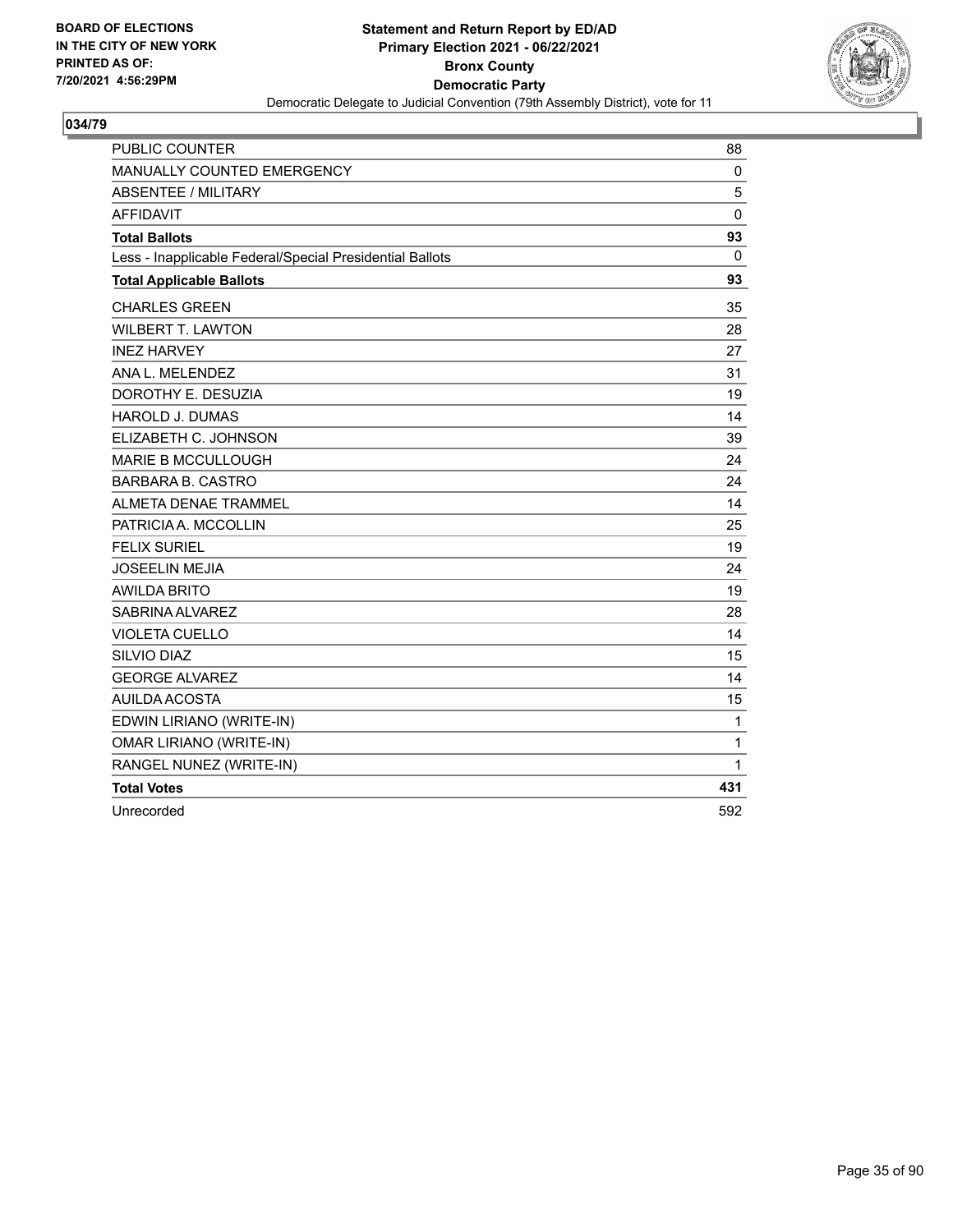**BOARD OF ELECTIONS IN THE CITY OF NEW YORK PRINTED AS OF: 7/20/2021 4:56:29PM**

**Statement and Return Report by ED/AD**
**Primary Election 2021 - 06/22/2021**
**Bronx County**
**Democratic Party**
Democratic Delegate to Judicial Convention (79th Assembly District), vote for 11

## 034/79

| | |
|---|---|
| PUBLIC COUNTER | 88 |
| MANUALLY COUNTED EMERGENCY | 0 |
| ABSENTEE / MILITARY | 5 |
| AFFIDAVIT | 0 |
| **Total Ballots** | **93** |
| Less - Inapplicable Federal/Special Presidential Ballots | 0 |
| **Total Applicable Ballots** | **93** |
| CHARLES GREEN | 35 |
| WILBERT T. LAWTON | 28 |
| INEZ HARVEY | 27 |
| ANA L. MELENDEZ | 31 |
| DOROTHY E. DESUZIA | 19 |
| HAROLD J. DUMAS | 14 |
| ELIZABETH C. JOHNSON | 39 |
| MARIE B MCCULLOUGH | 24 |
| BARBARA B. CASTRO | 24 |
| ALMETA DENAE TRAMMEL | 14 |
| PATRICIA A. MCCOLLIN | 25 |
| FELIX SURIEL | 19 |
| JOSEELIN MEJIA | 24 |
| AWILDA BRITO | 19 |
| SABRINA ALVAREZ | 28 |
| VIOLETA CUELLO | 14 |
| SILVIO DIAZ | 15 |
| GEORGE ALVAREZ | 14 |
| AUILDA ACOSTA | 15 |
| EDWIN LIRIANO (WRITE-IN) | 1 |
| OMAR LIRIANO (WRITE-IN) | 1 |
| RANGEL NUNEZ (WRITE-IN) | 1 |
| **Total Votes** | **431** |
| Unrecorded | 592 |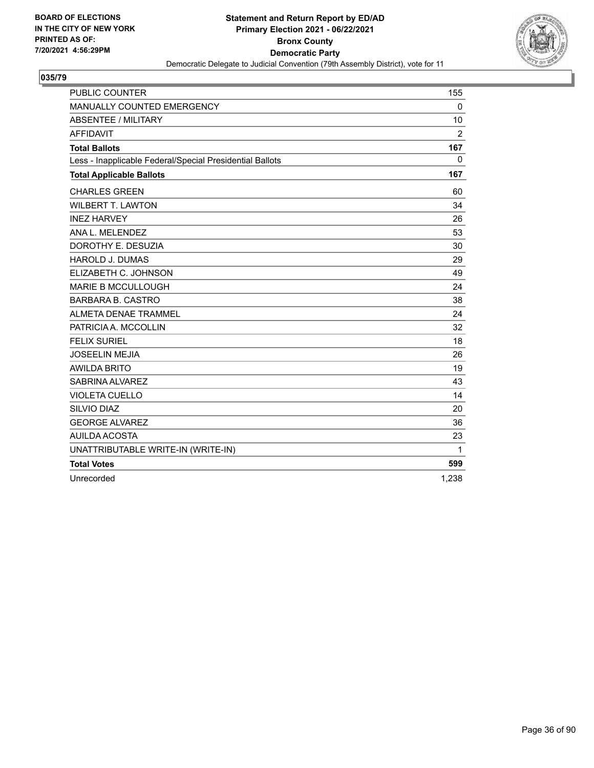BOARD OF ELECTIONS
IN THE CITY OF NEW YORK
PRINTED AS OF:
7/20/2021 4:56:29PM

**Statement and Return Report by ED/AD**
**Primary Election 2021 - 06/22/2021**
**Bronx County**
**Democratic Party**
Democratic Delegate to Judicial Convention (79th Assembly District), vote for 11

## 035/79

| | |
|---|---|
| PUBLIC COUNTER | 155 |
| MANUALLY COUNTED EMERGENCY | 0 |
| ABSENTEE / MILITARY | 10 |
| AFFIDAVIT | 2 |
| **Total Ballots** | **167** |
| Less - Inapplicable Federal/Special Presidential Ballots | 0 |
| **Total Applicable Ballots** | **167** |
| CHARLES GREEN | 60 |
| WILBERT T. LAWTON | 34 |
| INEZ HARVEY | 26 |
| ANA L. MELENDEZ | 53 |
| DOROTHY E. DESUZIA | 30 |
| HAROLD J. DUMAS | 29 |
| ELIZABETH C. JOHNSON | 49 |
| MARIE B MCCULLOUGH | 24 |
| BARBARA B. CASTRO | 38 |
| ALMETA DENAE TRAMMEL | 24 |
| PATRICIA A. MCCOLLIN | 32 |
| FELIX SURIEL | 18 |
| JOSEELIN MEJIA | 26 |
| AWILDA BRITO | 19 |
| SABRINA ALVAREZ | 43 |
| VIOLETA CUELLO | 14 |
| SILVIO DIAZ | 20 |
| GEORGE ALVAREZ | 36 |
| AUILDA ACOSTA | 23 |
| UNATTRIBUTABLE WRITE-IN (WRITE-IN) | 1 |
| **Total Votes** | **599** |
| Unrecorded | 1,238 |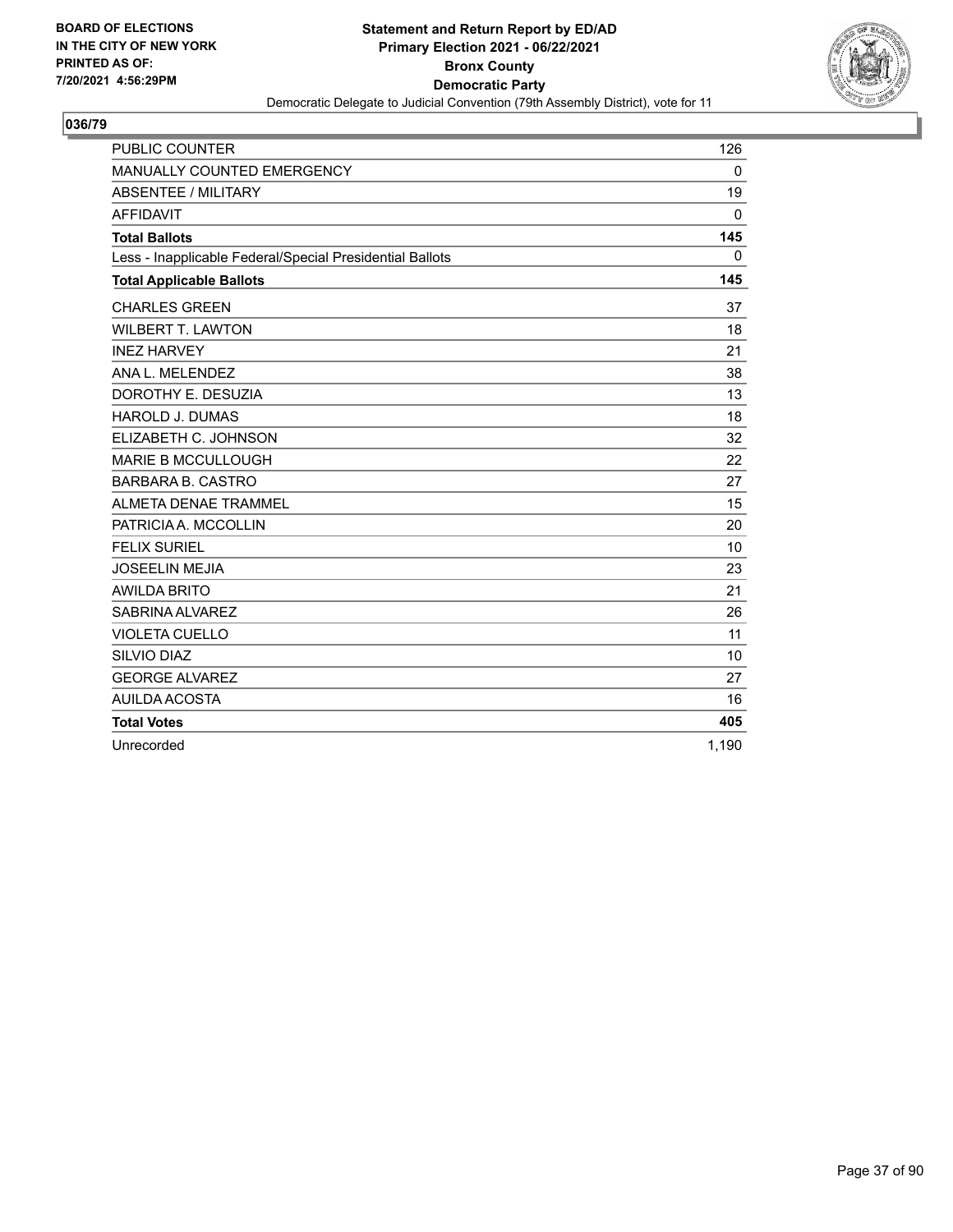BOARD OF ELECTIONS
IN THE CITY OF NEW YORK
PRINTED AS OF:
7/20/2021 4:56:29PM

**Statement and Return Report by ED/AD**
**Primary Election 2021 - 06/22/2021**
**Bronx County**
**Democratic Party**
Democratic Delegate to Judicial Convention (79th Assembly District), vote for 11

## 036/79

| | |
|---|---|
| PUBLIC COUNTER | 126 |
| MANUALLY COUNTED EMERGENCY | 0 |
| ABSENTEE / MILITARY | 19 |
| AFFIDAVIT | 0 |
| **Total Ballots** | **145** |
| Less - Inapplicable Federal/Special Presidential Ballots | 0 |
| **Total Applicable Ballots** | **145** |
| CHARLES GREEN | 37 |
| WILBERT T. LAWTON | 18 |
| INEZ HARVEY | 21 |
| ANA L. MELENDEZ | 38 |
| DOROTHY E. DESUZIA | 13 |
| HAROLD J. DUMAS | 18 |
| ELIZABETH C. JOHNSON | 32 |
| MARIE B MCCULLOUGH | 22 |
| BARBARA B. CASTRO | 27 |
| ALMETA DENAE TRAMMEL | 15 |
| PATRICIA A. MCCOLLIN | 20 |
| FELIX SURIEL | 10 |
| JOSEELIN MEJIA | 23 |
| AWILDA BRITO | 21 |
| SABRINA ALVAREZ | 26 |
| VIOLETA CUELLO | 11 |
| SILVIO DIAZ | 10 |
| GEORGE ALVAREZ | 27 |
| AUILDA ACOSTA | 16 |
| **Total Votes** | **405** |
| Unrecorded | 1,190 |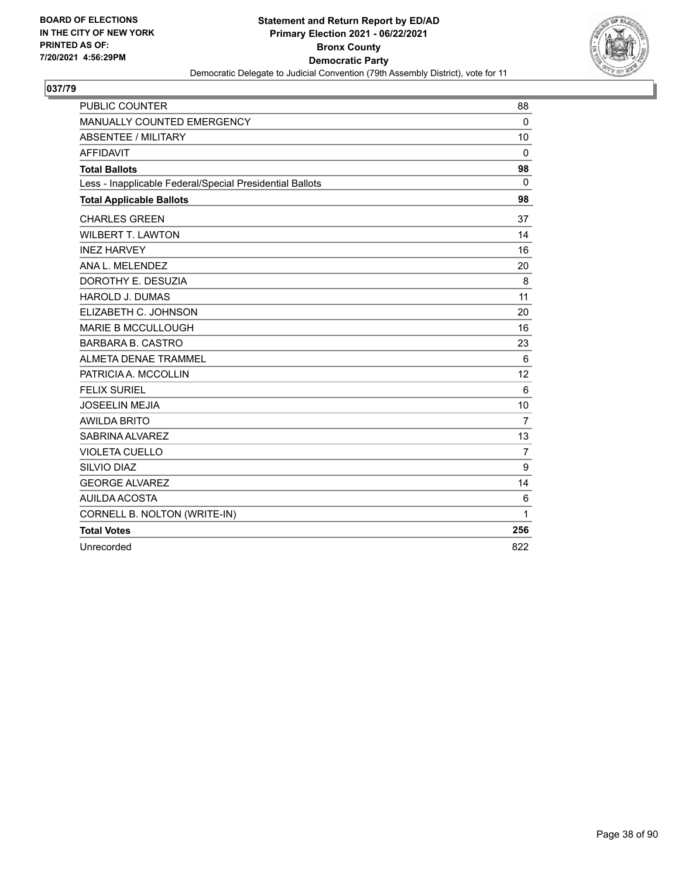BOARD OF ELECTIONS
IN THE CITY OF NEW YORK
PRINTED AS OF:
7/20/2021 4:56:29PM

**Statement and Return Report by ED/AD**
**Primary Election 2021 - 06/22/2021**
**Bronx County**
**Democratic Party**
Democratic Delegate to Judicial Convention (79th Assembly District), vote for 11

## 037/79

| | |
|---|---|
| PUBLIC COUNTER | 88 |
| MANUALLY COUNTED EMERGENCY | 0 |
| ABSENTEE / MILITARY | 10 |
| AFFIDAVIT | 0 |
| **Total Ballots** | **98** |
| Less - Inapplicable Federal/Special Presidential Ballots | 0 |
| **Total Applicable Ballots** | **98** |
| CHARLES GREEN | 37 |
| WILBERT T. LAWTON | 14 |
| INEZ HARVEY | 16 |
| ANA L. MELENDEZ | 20 |
| DOROTHY E. DESUZIA | 8 |
| HAROLD J. DUMAS | 11 |
| ELIZABETH C. JOHNSON | 20 |
| MARIE B MCCULLOUGH | 16 |
| BARBARA B. CASTRO | 23 |
| ALMETA DENAE TRAMMEL | 6 |
| PATRICIA A. MCCOLLIN | 12 |
| FELIX SURIEL | 6 |
| JOSEELIN MEJIA | 10 |
| AWILDA BRITO | 7 |
| SABRINA ALVAREZ | 13 |
| VIOLETA CUELLO | 7 |
| SILVIO DIAZ | 9 |
| GEORGE ALVAREZ | 14 |
| AUILDA ACOSTA | 6 |
| CORNELL B. NOLTON (WRITE-IN) | 1 |
| **Total Votes** | **256** |
| Unrecorded | 822 |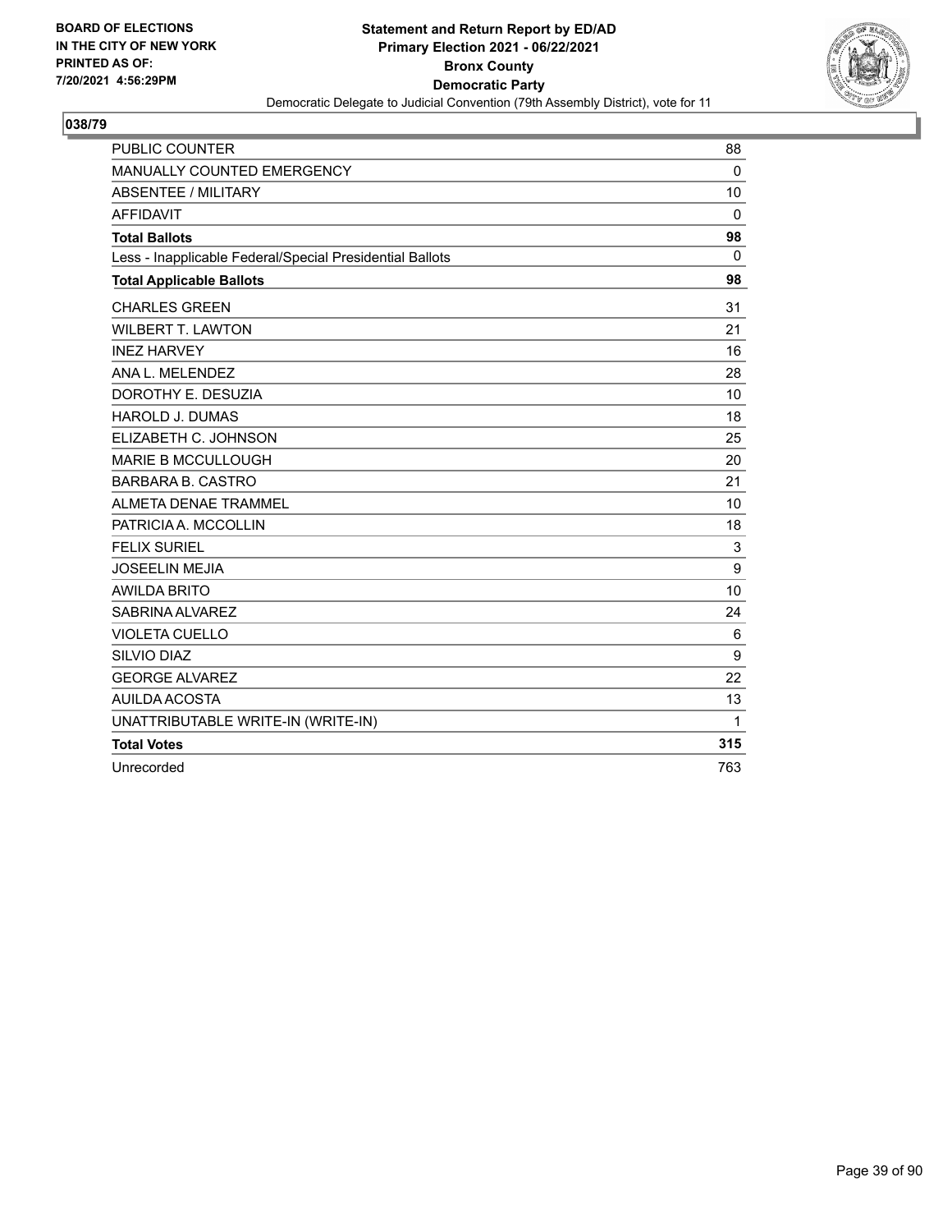BOARD OF ELECTIONS
IN THE CITY OF NEW YORK
PRINTED AS OF:
7/20/2021 4:56:29PM

**Statement and Return Report by ED/AD**
**Primary Election 2021 - 06/22/2021**
**Bronx County**
**Democratic Party**
Democratic Delegate to Judicial Convention (79th Assembly District), vote for 11

## 038/79

| | |
|---|---|
| PUBLIC COUNTER | 88 |
| MANUALLY COUNTED EMERGENCY | 0 |
| ABSENTEE / MILITARY | 10 |
| AFFIDAVIT | 0 |
| **Total Ballots** | **98** |
| Less - Inapplicable Federal/Special Presidential Ballots | 0 |
| **Total Applicable Ballots** | **98** |
| CHARLES GREEN | 31 |
| WILBERT T. LAWTON | 21 |
| INEZ HARVEY | 16 |
| ANA L. MELENDEZ | 28 |
| DOROTHY E. DESUZIA | 10 |
| HAROLD J. DUMAS | 18 |
| ELIZABETH C. JOHNSON | 25 |
| MARIE B MCCULLOUGH | 20 |
| BARBARA B. CASTRO | 21 |
| ALMETA DENAE TRAMMEL | 10 |
| PATRICIA A. MCCOLLIN | 18 |
| FELIX SURIEL | 3 |
| JOSEELIN MEJIA | 9 |
| AWILDA BRITO | 10 |
| SABRINA ALVAREZ | 24 |
| VIOLETA CUELLO | 6 |
| SILVIO DIAZ | 9 |
| GEORGE ALVAREZ | 22 |
| AUILDA ACOSTA | 13 |
| UNATTRIBUTABLE WRITE-IN (WRITE-IN) | 1 |
| **Total Votes** | **315** |
| Unrecorded | 763 |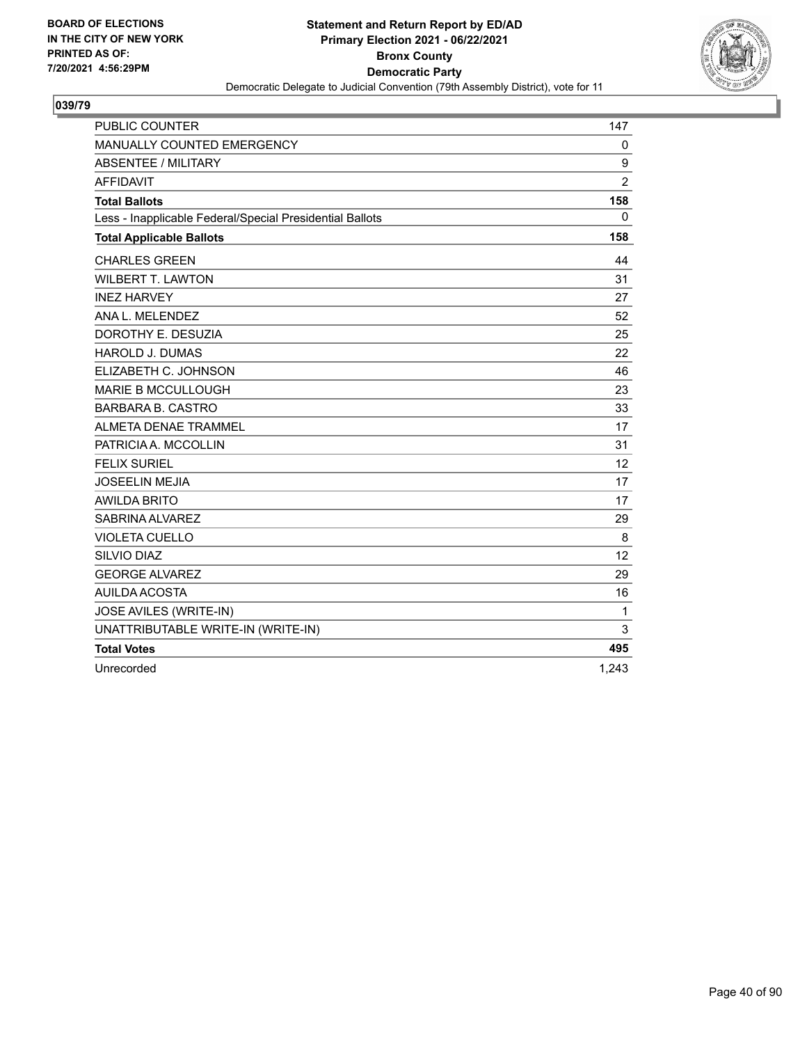BOARD OF ELECTIONS
IN THE CITY OF NEW YORK
PRINTED AS OF:
7/20/2021 4:56:29PM

**Statement and Return Report by ED/AD**
**Primary Election 2021 - 06/22/2021**
**Bronx County**
**Democratic Party**
Democratic Delegate to Judicial Convention (79th Assembly District), vote for 11

**039/79**

| | |
|---|---|
| PUBLIC COUNTER | 147 |
| MANUALLY COUNTED EMERGENCY | 0 |
| ABSENTEE / MILITARY | 9 |
| AFFIDAVIT | 2 |
| **Total Ballots** | **158** |
| Less - Inapplicable Federal/Special Presidential Ballots | 0 |
| **Total Applicable Ballots** | **158** |
| CHARLES GREEN | 44 |
| WILBERT T. LAWTON | 31 |
| INEZ HARVEY | 27 |
| ANA L. MELENDEZ | 52 |
| DOROTHY E. DESUZIA | 25 |
| HAROLD J. DUMAS | 22 |
| ELIZABETH C. JOHNSON | 46 |
| MARIE B MCCULLOUGH | 23 |
| BARBARA B. CASTRO | 33 |
| ALMETA DENAE TRAMMEL | 17 |
| PATRICIA A. MCCOLLIN | 31 |
| FELIX SURIEL | 12 |
| JOSEELIN MEJIA | 17 |
| AWILDA BRITO | 17 |
| SABRINA ALVAREZ | 29 |
| VIOLETA CUELLO | 8 |
| SILVIO DIAZ | 12 |
| GEORGE ALVAREZ | 29 |
| AUILDA ACOSTA | 16 |
| JOSE AVILES (WRITE-IN) | 1 |
| UNATTRIBUTABLE WRITE-IN (WRITE-IN) | 3 |
| **Total Votes** | **495** |
| Unrecorded | 1,243 |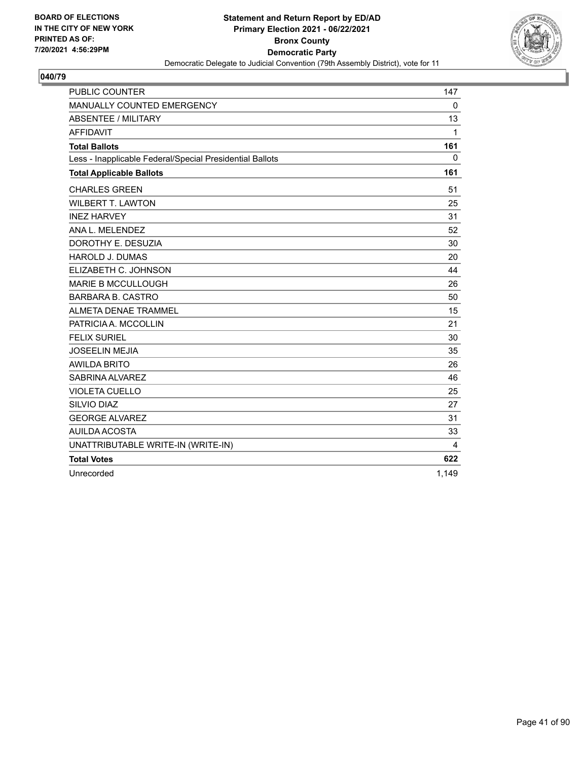BOARD OF ELECTIONS
IN THE CITY OF NEW YORK
PRINTED AS OF:
7/20/2021 4:56:29PM

**Statement and Return Report by ED/AD**
**Primary Election 2021 - 06/22/2021**
**Bronx County**
**Democratic Party**
Democratic Delegate to Judicial Convention (79th Assembly District), vote for 11

## 040/79

| | |
|---|---|
| PUBLIC COUNTER | 147 |
| MANUALLY COUNTED EMERGENCY | 0 |
| ABSENTEE / MILITARY | 13 |
| AFFIDAVIT | 1 |
| **Total Ballots** | **161** |
| Less - Inapplicable Federal/Special Presidential Ballots | 0 |
| **Total Applicable Ballots** | **161** |
| CHARLES GREEN | 51 |
| WILBERT T. LAWTON | 25 |
| INEZ HARVEY | 31 |
| ANA L. MELENDEZ | 52 |
| DOROTHY E. DESUZIA | 30 |
| HAROLD J. DUMAS | 20 |
| ELIZABETH C. JOHNSON | 44 |
| MARIE B MCCULLOUGH | 26 |
| BARBARA B. CASTRO | 50 |
| ALMETA DENAE TRAMMEL | 15 |
| PATRICIA A. MCCOLLIN | 21 |
| FELIX SURIEL | 30 |
| JOSEELIN MEJIA | 35 |
| AWILDA BRITO | 26 |
| SABRINA ALVAREZ | 46 |
| VIOLETA CUELLO | 25 |
| SILVIO DIAZ | 27 |
| GEORGE ALVAREZ | 31 |
| AUILDA ACOSTA | 33 |
| UNATTRIBUTABLE WRITE-IN (WRITE-IN) | 4 |
| **Total Votes** | **622** |
| Unrecorded | 1,149 |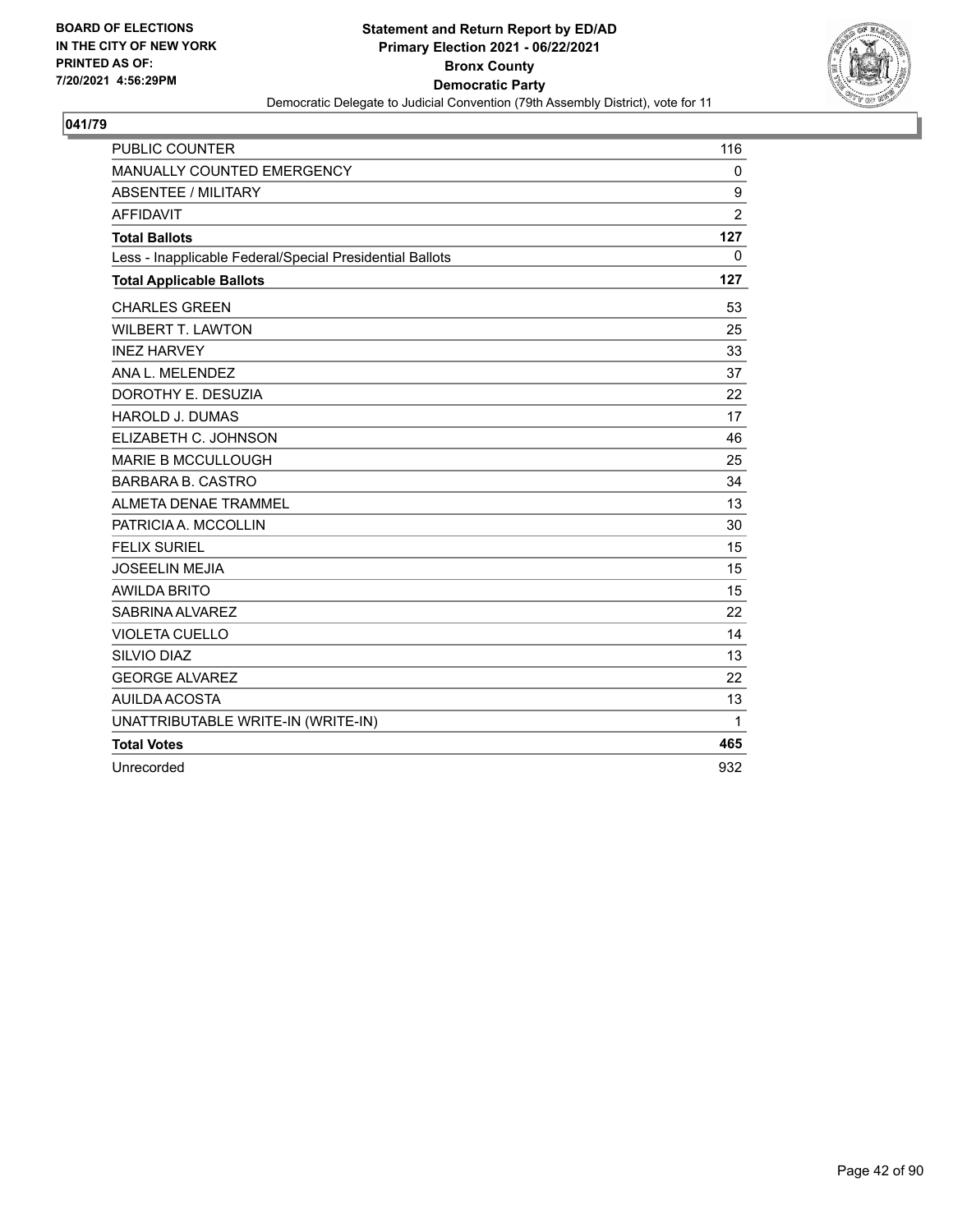BOARD OF ELECTIONS
IN THE CITY OF NEW YORK
PRINTED AS OF:
7/20/2021 4:56:29PM

**Statement and Return Report by ED/AD**
**Primary Election 2021 - 06/22/2021**
**Bronx County**
**Democratic Party**
Democratic Delegate to Judicial Convention (79th Assembly District), vote for 11

## 041/79

| | |
|---|---|
| PUBLIC COUNTER | 116 |
| MANUALLY COUNTED EMERGENCY | 0 |
| ABSENTEE / MILITARY | 9 |
| AFFIDAVIT | 2 |
| **Total Ballots** | **127** |
| Less - Inapplicable Federal/Special Presidential Ballots | 0 |
| **Total Applicable Ballots** | **127** |
| CHARLES GREEN | 53 |
| WILBERT T. LAWTON | 25 |
| INEZ HARVEY | 33 |
| ANA L. MELENDEZ | 37 |
| DOROTHY E. DESUZIA | 22 |
| HAROLD J. DUMAS | 17 |
| ELIZABETH C. JOHNSON | 46 |
| MARIE B MCCULLOUGH | 25 |
| BARBARA B. CASTRO | 34 |
| ALMETA DENAE TRAMMEL | 13 |
| PATRICIA A. MCCOLLIN | 30 |
| FELIX SURIEL | 15 |
| JOSEELIN MEJIA | 15 |
| AWILDA BRITO | 15 |
| SABRINA ALVAREZ | 22 |
| VIOLETA CUELLO | 14 |
| SILVIO DIAZ | 13 |
| GEORGE ALVAREZ | 22 |
| AUILDA ACOSTA | 13 |
| UNATTRIBUTABLE WRITE-IN (WRITE-IN) | 1 |
| **Total Votes** | **465** |
| Unrecorded | 932 |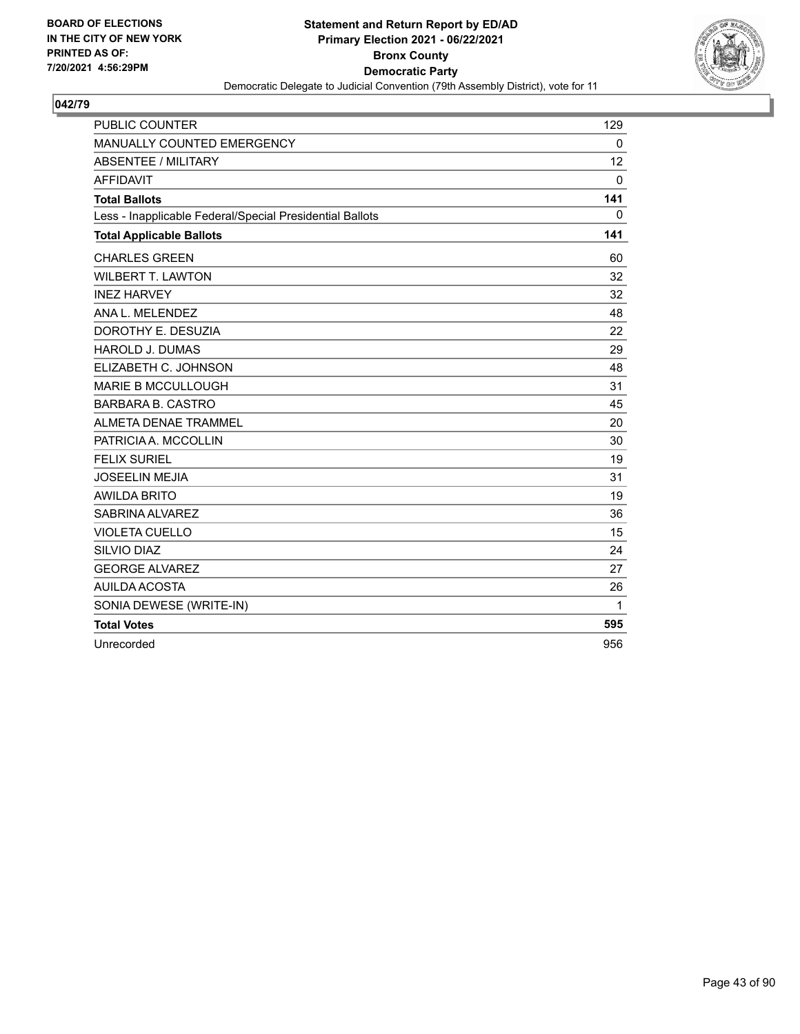**BOARD OF ELECTIONS IN THE CITY OF NEW YORK PRINTED AS OF: 7/20/2021 4:56:29PM**

**Statement and Return Report by ED/AD**
**Primary Election 2021 - 06/22/2021**
**Bronx County**
**Democratic Party**
Democratic Delegate to Judicial Convention (79th Assembly District), vote for 11

## 042/79

| | |
|---|---|
| PUBLIC COUNTER | 129 |
| MANUALLY COUNTED EMERGENCY | 0 |
| ABSENTEE / MILITARY | 12 |
| AFFIDAVIT | 0 |
| **Total Ballots** | **141** |
| Less - Inapplicable Federal/Special Presidential Ballots | 0 |
| **Total Applicable Ballots** | **141** |
| CHARLES GREEN | 60 |
| WILBERT T. LAWTON | 32 |
| INEZ HARVEY | 32 |
| ANA L. MELENDEZ | 48 |
| DOROTHY E. DESUZIA | 22 |
| HAROLD J. DUMAS | 29 |
| ELIZABETH C. JOHNSON | 48 |
| MARIE B MCCULLOUGH | 31 |
| BARBARA B. CASTRO | 45 |
| ALMETA DENAE TRAMMEL | 20 |
| PATRICIA A. MCCOLLIN | 30 |
| FELIX SURIEL | 19 |
| JOSEELIN MEJIA | 31 |
| AWILDA BRITO | 19 |
| SABRINA ALVAREZ | 36 |
| VIOLETA CUELLO | 15 |
| SILVIO DIAZ | 24 |
| GEORGE ALVAREZ | 27 |
| AUILDA ACOSTA | 26 |
| SONIA DEWESE (WRITE-IN) | 1 |
| **Total Votes** | **595** |
| Unrecorded | 956 |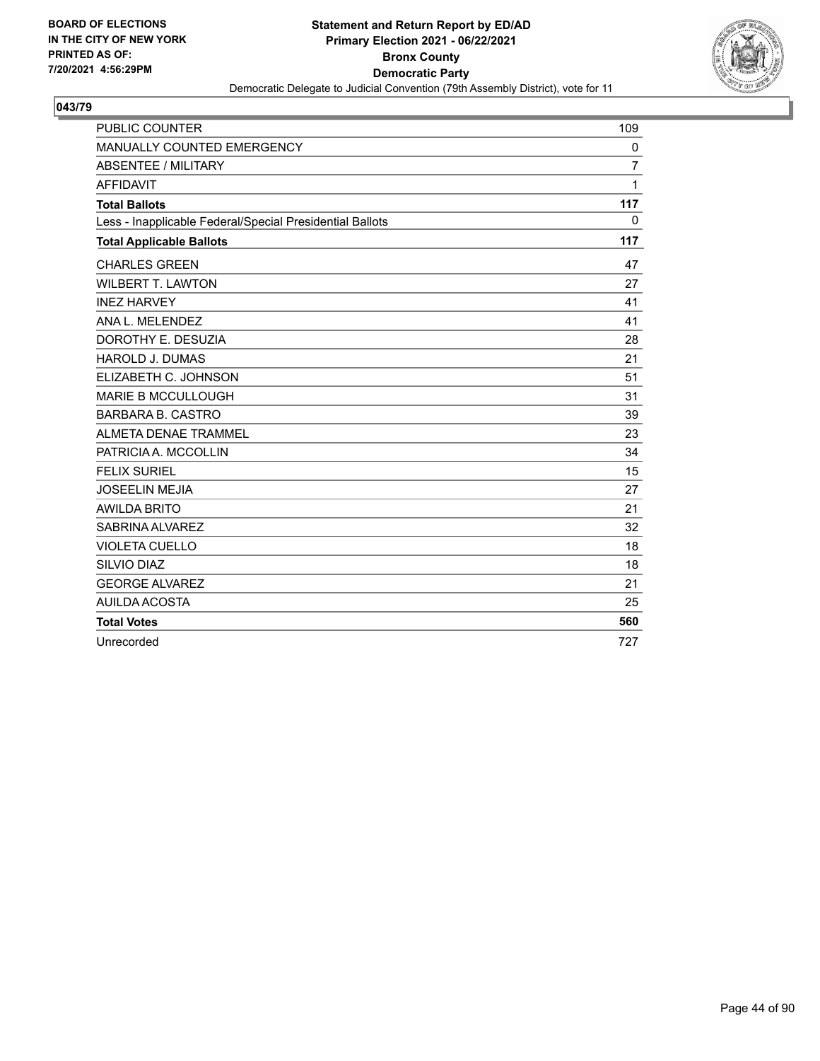BOARD OF ELECTIONS
IN THE CITY OF NEW YORK
PRINTED AS OF:
7/20/2021 4:56:29PM

**Statement and Return Report by ED/AD**
**Primary Election 2021 - 06/22/2021**
**Bronx County**
**Democratic Party**
Democratic Delegate to Judicial Convention (79th Assembly District), vote for 11

## 043/79

| | |
|---|---|
| PUBLIC COUNTER | 109 |
| MANUALLY COUNTED EMERGENCY | 0 |
| ABSENTEE / MILITARY | 7 |
| AFFIDAVIT | 1 |
| **Total Ballots** | **117** |
| Less - Inapplicable Federal/Special Presidential Ballots | 0 |
| **Total Applicable Ballots** | **117** |
| CHARLES GREEN | 47 |
| WILBERT T. LAWTON | 27 |
| INEZ HARVEY | 41 |
| ANA L. MELENDEZ | 41 |
| DOROTHY E. DESUZIA | 28 |
| HAROLD J. DUMAS | 21 |
| ELIZABETH C. JOHNSON | 51 |
| MARIE B MCCULLOUGH | 31 |
| BARBARA B. CASTRO | 39 |
| ALMETA DENAE TRAMMEL | 23 |
| PATRICIA A. MCCOLLIN | 34 |
| FELIX SURIEL | 15 |
| JOSEELIN MEJIA | 27 |
| AWILDA BRITO | 21 |
| SABRINA ALVAREZ | 32 |
| VIOLETA CUELLO | 18 |
| SILVIO DIAZ | 18 |
| GEORGE ALVAREZ | 21 |
| AUILDA ACOSTA | 25 |
| **Total Votes** | **560** |
| Unrecorded | 727 |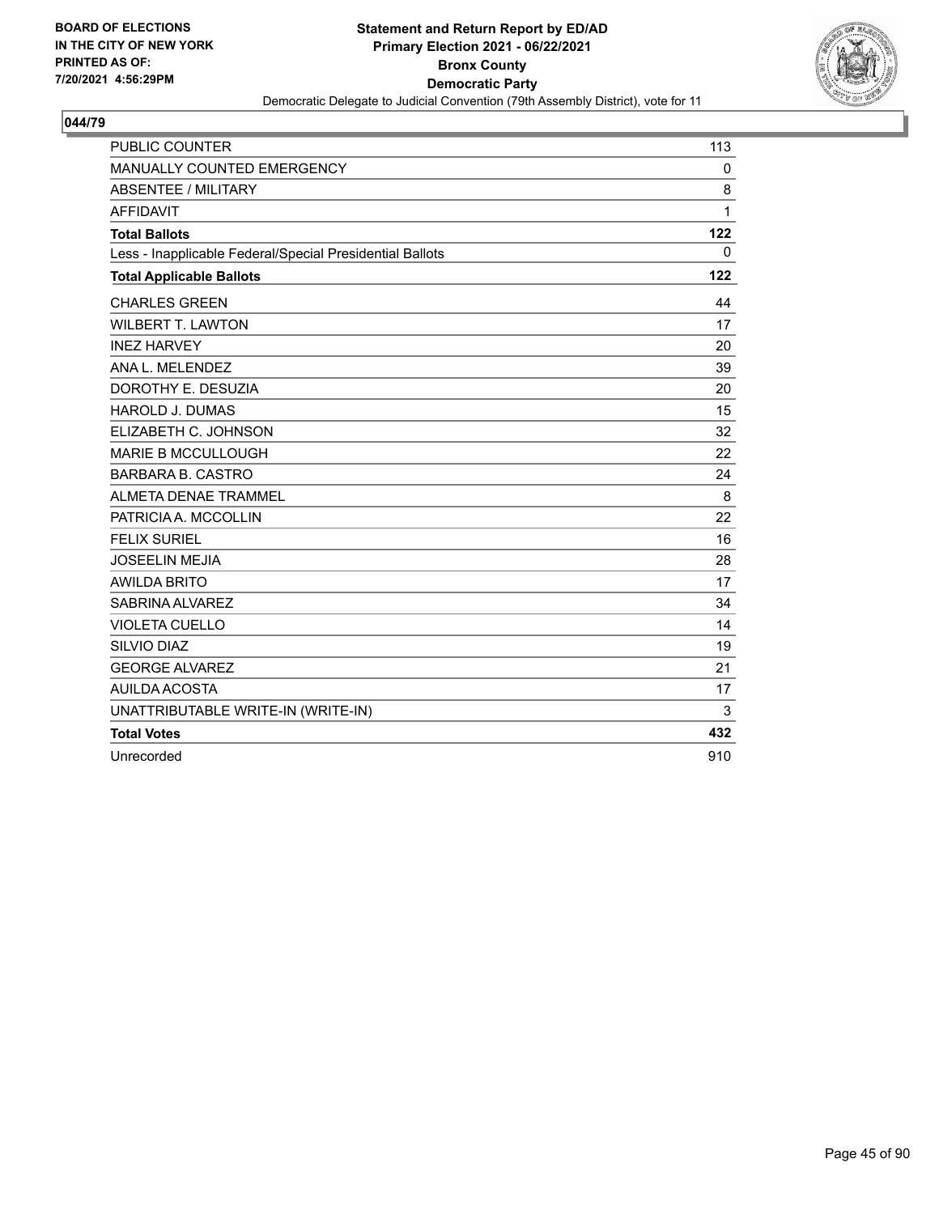**BOARD OF ELECTIONS IN THE CITY OF NEW YORK PRINTED AS OF: 7/20/2021 4:56:29PM**

**Statement and Return Report by ED/AD**
**Primary Election 2021 - 06/22/2021**
**Bronx County**
**Democratic Party**
Democratic Delegate to Judicial Convention (79th Assembly District), vote for 11

## 044/79

| | |
|---|---|
| PUBLIC COUNTER | 113 |
| MANUALLY COUNTED EMERGENCY | 0 |
| ABSENTEE / MILITARY | 8 |
| AFFIDAVIT | 1 |
| **Total Ballots** | **122** |
| Less - Inapplicable Federal/Special Presidential Ballots | 0 |
| **Total Applicable Ballots** | **122** |
| CHARLES GREEN | 44 |
| WILBERT T. LAWTON | 17 |
| INEZ HARVEY | 20 |
| ANA L. MELENDEZ | 39 |
| DOROTHY E. DESUZIA | 20 |
| HAROLD J. DUMAS | 15 |
| ELIZABETH C. JOHNSON | 32 |
| MARIE B MCCULLOUGH | 22 |
| BARBARA B. CASTRO | 24 |
| ALMETA DENAE TRAMMEL | 8 |
| PATRICIA A. MCCOLLIN | 22 |
| FELIX SURIEL | 16 |
| JOSEELIN MEJIA | 28 |
| AWILDA BRITO | 17 |
| SABRINA ALVAREZ | 34 |
| VIOLETA CUELLO | 14 |
| SILVIO DIAZ | 19 |
| GEORGE ALVAREZ | 21 |
| AUILDA ACOSTA | 17 |
| UNATTRIBUTABLE WRITE-IN (WRITE-IN) | 3 |
| **Total Votes** | **432** |
| Unrecorded | 910 |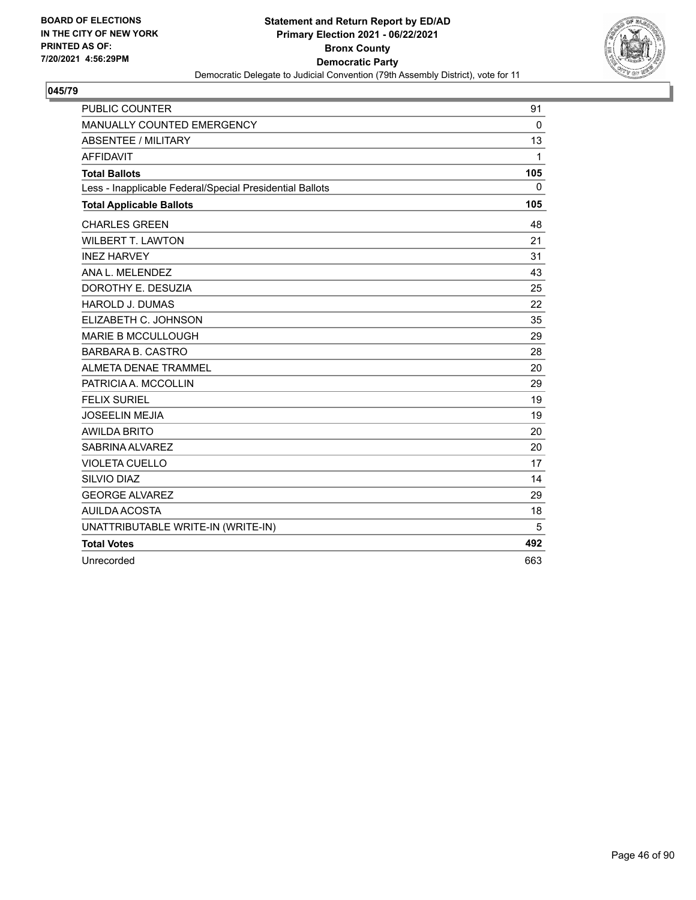BOARD OF ELECTIONS
IN THE CITY OF NEW YORK
PRINTED AS OF:
7/20/2021 4:56:29PM

**Statement and Return Report by ED/AD**
**Primary Election 2021 - 06/22/2021**
**Bronx County**
**Democratic Party**
Democratic Delegate to Judicial Convention (79th Assembly District), vote for 11

## 045/79

| | |
|---|---|
| PUBLIC COUNTER | 91 |
| MANUALLY COUNTED EMERGENCY | 0 |
| ABSENTEE / MILITARY | 13 |
| AFFIDAVIT | 1 |
| **Total Ballots** | **105** |
| Less - Inapplicable Federal/Special Presidential Ballots | 0 |
| **Total Applicable Ballots** | **105** |
| CHARLES GREEN | 48 |
| WILBERT T. LAWTON | 21 |
| INEZ HARVEY | 31 |
| ANA L. MELENDEZ | 43 |
| DOROTHY E. DESUZIA | 25 |
| HAROLD J. DUMAS | 22 |
| ELIZABETH C. JOHNSON | 35 |
| MARIE B MCCULLOUGH | 29 |
| BARBARA B. CASTRO | 28 |
| ALMETA DENAE TRAMMEL | 20 |
| PATRICIA A. MCCOLLIN | 29 |
| FELIX SURIEL | 19 |
| JOSEELIN MEJIA | 19 |
| AWILDA BRITO | 20 |
| SABRINA ALVAREZ | 20 |
| VIOLETA CUELLO | 17 |
| SILVIO DIAZ | 14 |
| GEORGE ALVAREZ | 29 |
| AUILDA ACOSTA | 18 |
| UNATTRIBUTABLE WRITE-IN (WRITE-IN) | 5 |
| **Total Votes** | **492** |
| Unrecorded | 663 |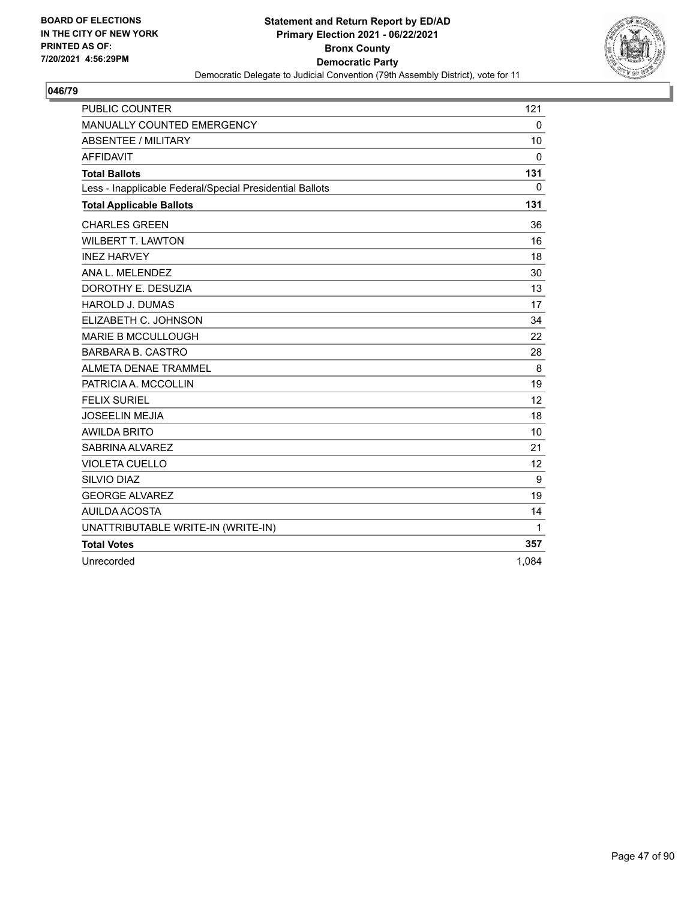BOARD OF ELECTIONS
IN THE CITY OF NEW YORK
PRINTED AS OF:
7/20/2021 4:56:29PM

**Statement and Return Report by ED/AD**
**Primary Election 2021 - 06/22/2021**
**Bronx County**
**Democratic Party**
Democratic Delegate to Judicial Convention (79th Assembly District), vote for 11

## 046/79

| | |
|---|---|
| PUBLIC COUNTER | 121 |
| MANUALLY COUNTED EMERGENCY | 0 |
| ABSENTEE / MILITARY | 10 |
| AFFIDAVIT | 0 |
| **Total Ballots** | **131** |
| Less - Inapplicable Federal/Special Presidential Ballots | 0 |
| **Total Applicable Ballots** | **131** |
| CHARLES GREEN | 36 |
| WILBERT T. LAWTON | 16 |
| INEZ HARVEY | 18 |
| ANA L. MELENDEZ | 30 |
| DOROTHY E. DESUZIA | 13 |
| HAROLD J. DUMAS | 17 |
| ELIZABETH C. JOHNSON | 34 |
| MARIE B MCCULLOUGH | 22 |
| BARBARA B. CASTRO | 28 |
| ALMETA DENAE TRAMMEL | 8 |
| PATRICIA A. MCCOLLIN | 19 |
| FELIX SURIEL | 12 |
| JOSEELIN MEJIA | 18 |
| AWILDA BRITO | 10 |
| SABRINA ALVAREZ | 21 |
| VIOLETA CUELLO | 12 |
| SILVIO DIAZ | 9 |
| GEORGE ALVAREZ | 19 |
| AUILDA ACOSTA | 14 |
| UNATTRIBUTABLE WRITE-IN (WRITE-IN) | 1 |
| **Total Votes** | **357** |
| Unrecorded | 1,084 |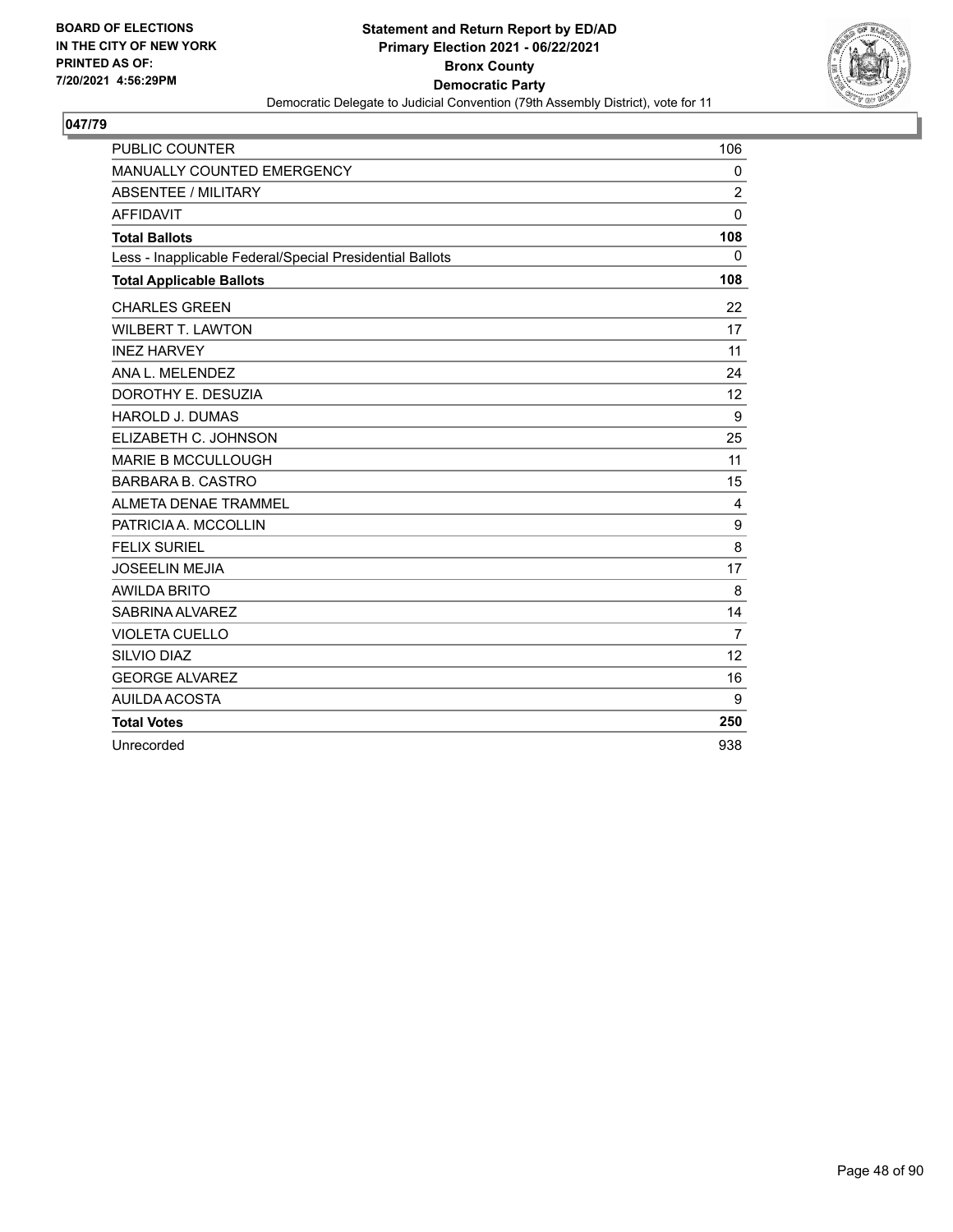**BOARD OF ELECTIONS IN THE CITY OF NEW YORK PRINTED AS OF: 7/20/2021 4:56:29PM**

**Statement and Return Report by ED/AD Primary Election 2021 - 06/22/2021 Bronx County Democratic Party**

Democratic Delegate to Judicial Convention (79th Assembly District), vote for 11

## 047/79

| | |
|---|---|
| PUBLIC COUNTER | 106 |
| MANUALLY COUNTED EMERGENCY | 0 |
| ABSENTEE / MILITARY | 2 |
| AFFIDAVIT | 0 |
| **Total Ballots** | **108** |
| Less - Inapplicable Federal/Special Presidential Ballots | 0 |
| **Total Applicable Ballots** | **108** |
| CHARLES GREEN | 22 |
| WILBERT T. LAWTON | 17 |
| INEZ HARVEY | 11 |
| ANA L. MELENDEZ | 24 |
| DOROTHY E. DESUZIA | 12 |
| HAROLD J. DUMAS | 9 |
| ELIZABETH C. JOHNSON | 25 |
| MARIE B MCCULLOUGH | 11 |
| BARBARA B. CASTRO | 15 |
| ALMETA DENAE TRAMMEL | 4 |
| PATRICIA A. MCCOLLIN | 9 |
| FELIX SURIEL | 8 |
| JOSEELIN MEJIA | 17 |
| AWILDA BRITO | 8 |
| SABRINA ALVAREZ | 14 |
| VIOLETA CUELLO | 7 |
| SILVIO DIAZ | 12 |
| GEORGE ALVAREZ | 16 |
| AUILDA ACOSTA | 9 |
| **Total Votes** | **250** |
| Unrecorded | 938 |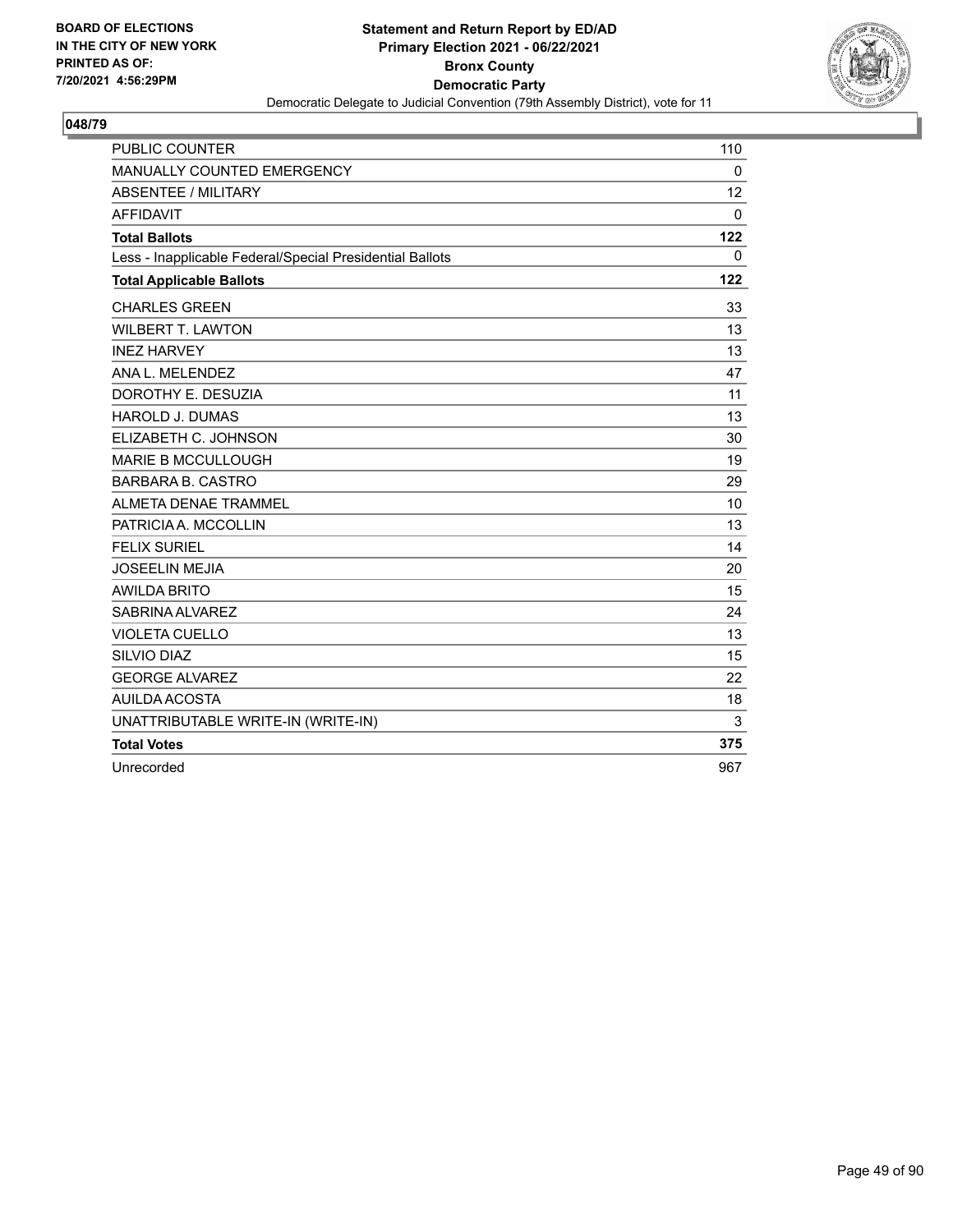BOARD OF ELECTIONS
IN THE CITY OF NEW YORK
PRINTED AS OF:
7/20/2021 4:56:29PM

**Statement and Return Report by ED/AD**
**Primary Election 2021 - 06/22/2021**
**Bronx County**
**Democratic Party**
Democratic Delegate to Judicial Convention (79th Assembly District), vote for 11

## 048/79

| | |
|---|---|
| PUBLIC COUNTER | 110 |
| MANUALLY COUNTED EMERGENCY | 0 |
| ABSENTEE / MILITARY | 12 |
| AFFIDAVIT | 0 |
| **Total Ballots** | **122** |
| Less - Inapplicable Federal/Special Presidential Ballots | 0 |
| **Total Applicable Ballots** | **122** |
| CHARLES GREEN | 33 |
| WILBERT T. LAWTON | 13 |
| INEZ HARVEY | 13 |
| ANA L. MELENDEZ | 47 |
| DOROTHY E. DESUZIA | 11 |
| HAROLD J. DUMAS | 13 |
| ELIZABETH C. JOHNSON | 30 |
| MARIE B MCCULLOUGH | 19 |
| BARBARA B. CASTRO | 29 |
| ALMETA DENAE TRAMMEL | 10 |
| PATRICIA A. MCCOLLIN | 13 |
| FELIX SURIEL | 14 |
| JOSEELIN MEJIA | 20 |
| AWILDA BRITO | 15 |
| SABRINA ALVAREZ | 24 |
| VIOLETA CUELLO | 13 |
| SILVIO DIAZ | 15 |
| GEORGE ALVAREZ | 22 |
| AUILDA ACOSTA | 18 |
| UNATTRIBUTABLE WRITE-IN (WRITE-IN) | 3 |
| **Total Votes** | **375** |
| Unrecorded | 967 |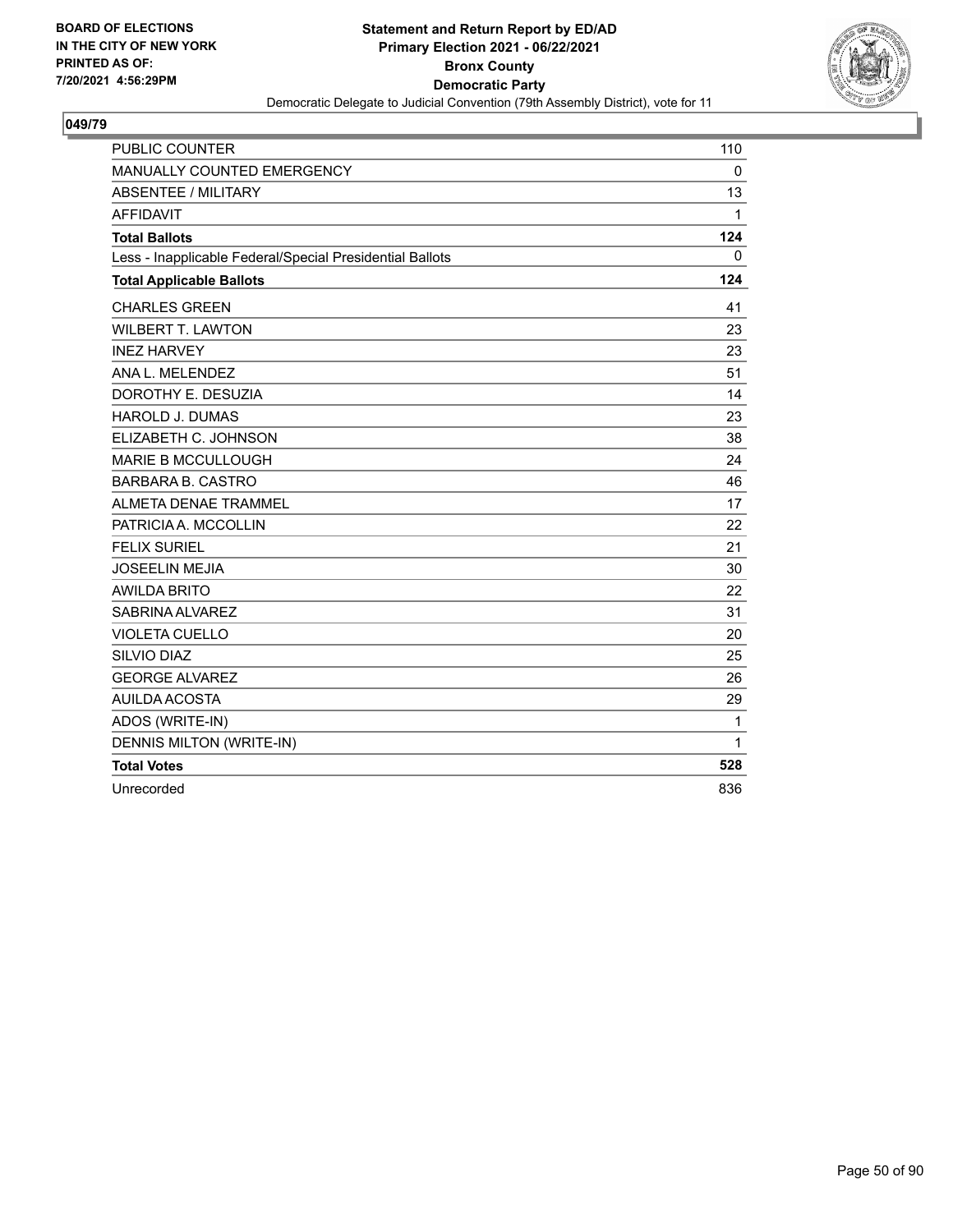BOARD OF ELECTIONS
IN THE CITY OF NEW YORK
PRINTED AS OF:
7/20/2021 4:56:29PM

**Statement and Return Report by ED/AD**
**Primary Election 2021 - 06/22/2021**
**Bronx County**
**Democratic Party**
Democratic Delegate to Judicial Convention (79th Assembly District), vote for 11

## 049/79

| | |
|---|---|
| PUBLIC COUNTER | 110 |
| MANUALLY COUNTED EMERGENCY | 0 |
| ABSENTEE / MILITARY | 13 |
| AFFIDAVIT | 1 |
| **Total Ballots** | **124** |
| Less - Inapplicable Federal/Special Presidential Ballots | 0 |
| **Total Applicable Ballots** | **124** |
| CHARLES GREEN | 41 |
| WILBERT T. LAWTON | 23 |
| INEZ HARVEY | 23 |
| ANA L. MELENDEZ | 51 |
| DOROTHY E. DESUZIA | 14 |
| HAROLD J. DUMAS | 23 |
| ELIZABETH C. JOHNSON | 38 |
| MARIE B MCCULLOUGH | 24 |
| BARBARA B. CASTRO | 46 |
| ALMETA DENAE TRAMMEL | 17 |
| PATRICIA A. MCCOLLIN | 22 |
| FELIX SURIEL | 21 |
| JOSEELIN MEJIA | 30 |
| AWILDA BRITO | 22 |
| SABRINA ALVAREZ | 31 |
| VIOLETA CUELLO | 20 |
| SILVIO DIAZ | 25 |
| GEORGE ALVAREZ | 26 |
| AUILDA ACOSTA | 29 |
| ADOS (WRITE-IN) | 1 |
| DENNIS MILTON (WRITE-IN) | 1 |
| **Total Votes** | **528** |
| Unrecorded | 836 |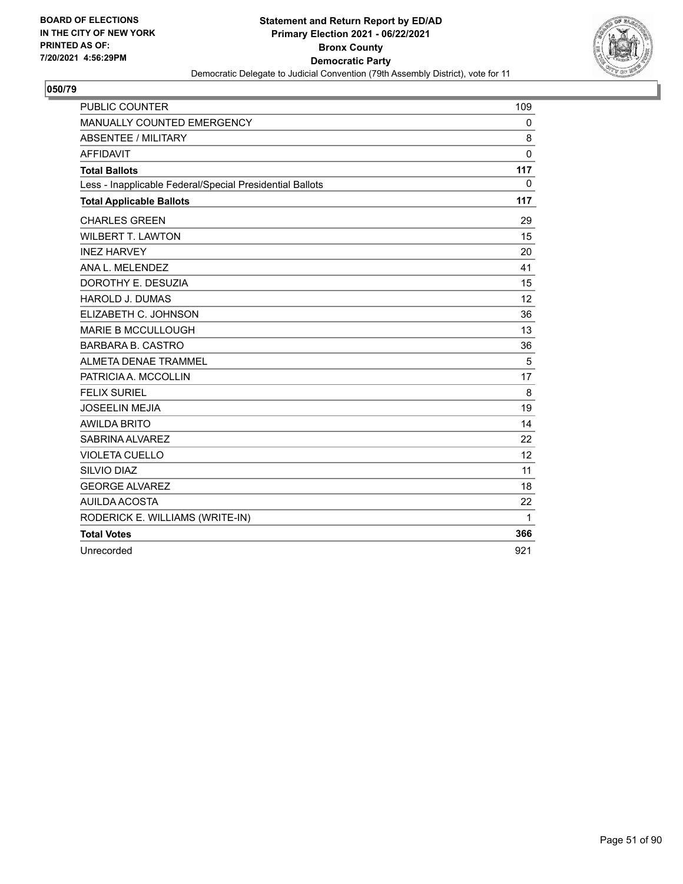BOARD OF ELECTIONS
IN THE CITY OF NEW YORK
PRINTED AS OF:
7/20/2021 4:56:29PM

**Statement and Return Report by ED/AD**
**Primary Election 2021 - 06/22/2021**
**Bronx County**
**Democratic Party**
Democratic Delegate to Judicial Convention (79th Assembly District), vote for 11

**050/79**

| | |
|---|---|
| PUBLIC COUNTER | 109 |
| MANUALLY COUNTED EMERGENCY | 0 |
| ABSENTEE / MILITARY | 8 |
| AFFIDAVIT | 0 |
| **Total Ballots** | **117** |
| Less - Inapplicable Federal/Special Presidential Ballots | 0 |
| **Total Applicable Ballots** | **117** |
| CHARLES GREEN | 29 |
| WILBERT T. LAWTON | 15 |
| INEZ HARVEY | 20 |
| ANA L. MELENDEZ | 41 |
| DOROTHY E. DESUZIA | 15 |
| HAROLD J. DUMAS | 12 |
| ELIZABETH C. JOHNSON | 36 |
| MARIE B MCCULLOUGH | 13 |
| BARBARA B. CASTRO | 36 |
| ALMETA DENAE TRAMMEL | 5 |
| PATRICIA A. MCCOLLIN | 17 |
| FELIX SURIEL | 8 |
| JOSEELIN MEJIA | 19 |
| AWILDA BRITO | 14 |
| SABRINA ALVAREZ | 22 |
| VIOLETA CUELLO | 12 |
| SILVIO DIAZ | 11 |
| GEORGE ALVAREZ | 18 |
| AUILDA ACOSTA | 22 |
| RODERICK E. WILLIAMS (WRITE-IN) | 1 |
| **Total Votes** | **366** |
| Unrecorded | 921 |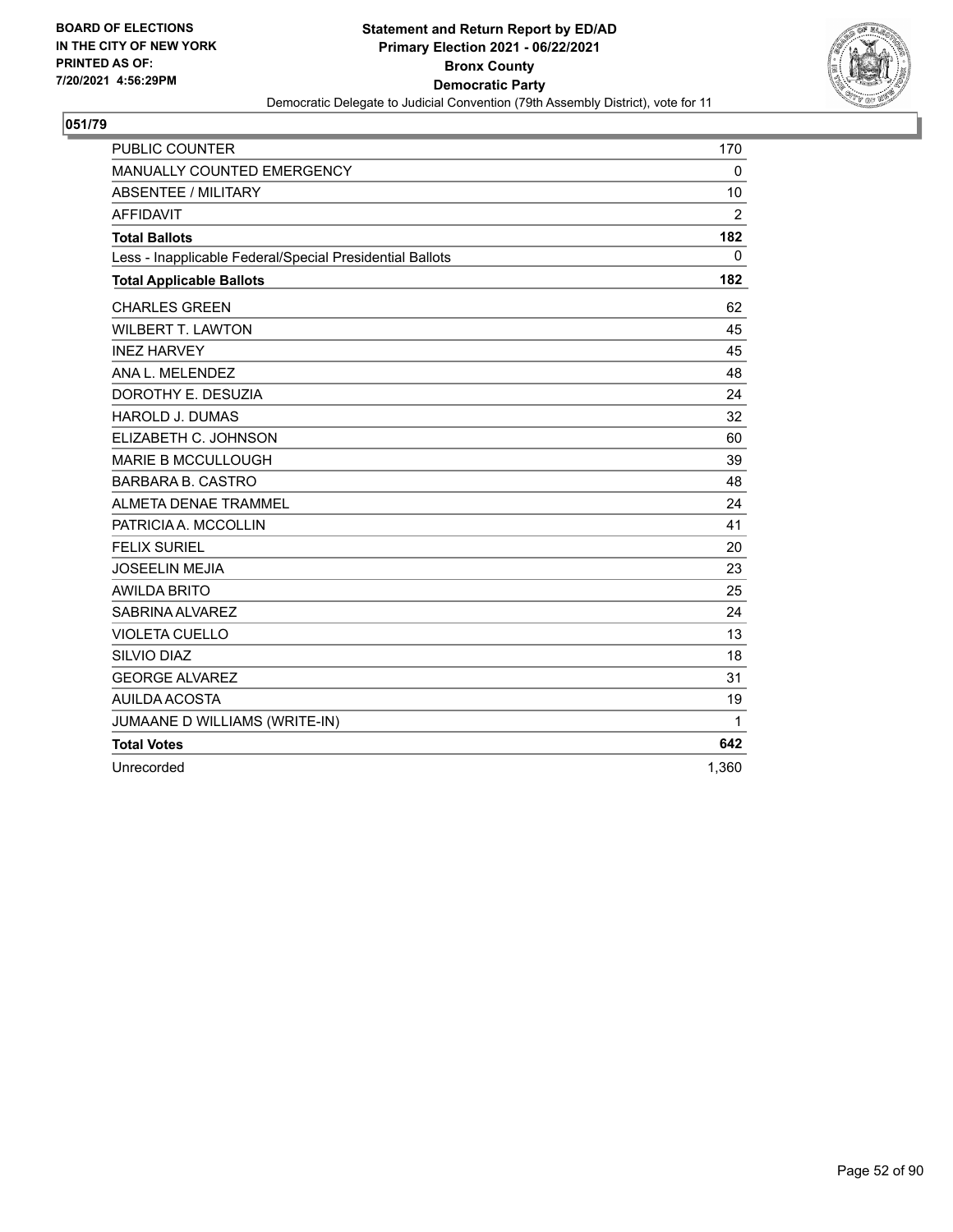BOARD OF ELECTIONS
IN THE CITY OF NEW YORK
PRINTED AS OF:
7/20/2021 4:56:29PM

# Statement and Return Report by ED/AD
## Primary Election 2021 - 06/22/2021
## Bronx County
## Democratic Party
Democratic Delegate to Judicial Convention (79th Assembly District), vote for 11

### 051/79

| | |
|---|---|
| PUBLIC COUNTER | 170 |
| MANUALLY COUNTED EMERGENCY | 0 |
| ABSENTEE / MILITARY | 10 |
| AFFIDAVIT | 2 |
| **Total Ballots** | **182** |
| Less - Inapplicable Federal/Special Presidential Ballots | 0 |
| **Total Applicable Ballots** | **182** |
| CHARLES GREEN | 62 |
| WILBERT T. LAWTON | 45 |
| INEZ HARVEY | 45 |
| ANA L. MELENDEZ | 48 |
| DOROTHY E. DESUZIA | 24 |
| HAROLD J. DUMAS | 32 |
| ELIZABETH C. JOHNSON | 60 |
| MARIE B MCCULLOUGH | 39 |
| BARBARA B. CASTRO | 48 |
| ALMETA DENAE TRAMMEL | 24 |
| PATRICIA A. MCCOLLIN | 41 |
| FELIX SURIEL | 20 |
| JOSEELIN MEJIA | 23 |
| AWILDA BRITO | 25 |
| SABRINA ALVAREZ | 24 |
| VIOLETA CUELLO | 13 |
| SILVIO DIAZ | 18 |
| GEORGE ALVAREZ | 31 |
| AUILDA ACOSTA | 19 |
| JUMAANE D WILLIAMS (WRITE-IN) | 1 |
| **Total Votes** | **642** |
| Unrecorded | 1,360 |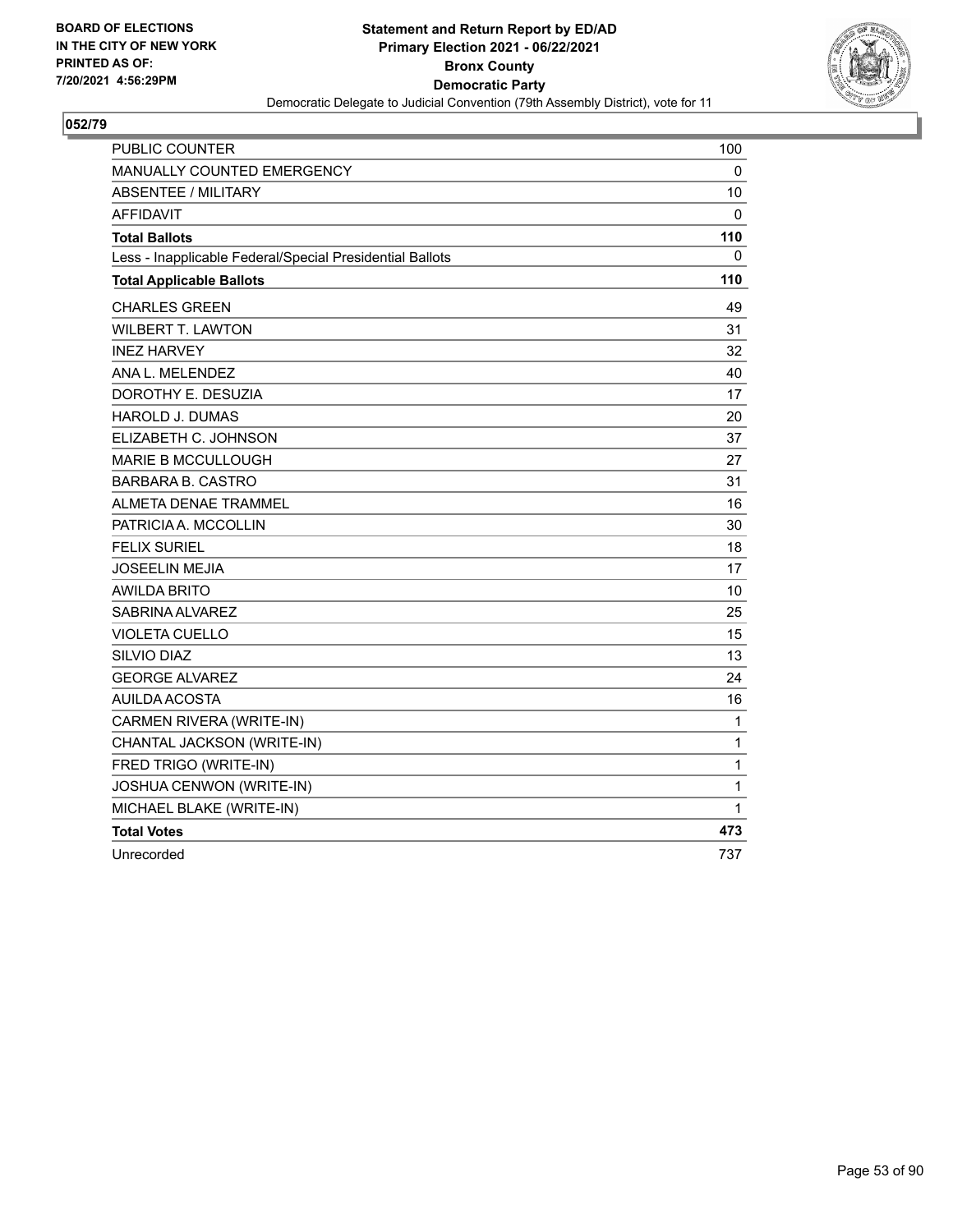BOARD OF ELECTIONS
IN THE CITY OF NEW YORK
PRINTED AS OF:
7/20/2021 4:56:29PM

**Statement and Return Report by ED/AD**
**Primary Election 2021 - 06/22/2021**
**Bronx County**
**Democratic Party**
Democratic Delegate to Judicial Convention (79th Assembly District), vote for 11

## 052/79

| | |
|---|---|
| PUBLIC COUNTER | 100 |
| MANUALLY COUNTED EMERGENCY | 0 |
| ABSENTEE / MILITARY | 10 |
| AFFIDAVIT | 0 |
| **Total Ballots** | **110** |
| Less - Inapplicable Federal/Special Presidential Ballots | 0 |
| **Total Applicable Ballots** | **110** |
| CHARLES GREEN | 49 |
| WILBERT T. LAWTON | 31 |
| INEZ HARVEY | 32 |
| ANA L. MELENDEZ | 40 |
| DOROTHY E. DESUZIA | 17 |
| HAROLD J. DUMAS | 20 |
| ELIZABETH C. JOHNSON | 37 |
| MARIE B MCCULLOUGH | 27 |
| BARBARA B. CASTRO | 31 |
| ALMETA DENAE TRAMMEL | 16 |
| PATRICIA A. MCCOLLIN | 30 |
| FELIX SURIEL | 18 |
| JOSEELIN MEJIA | 17 |
| AWILDA BRITO | 10 |
| SABRINA ALVAREZ | 25 |
| VIOLETA CUELLO | 15 |
| SILVIO DIAZ | 13 |
| GEORGE ALVAREZ | 24 |
| AUILDA ACOSTA | 16 |
| CARMEN RIVERA (WRITE-IN) | 1 |
| CHANTAL JACKSON (WRITE-IN) | 1 |
| FRED TRIGO (WRITE-IN) | 1 |
| JOSHUA CENWON (WRITE-IN) | 1 |
| MICHAEL BLAKE (WRITE-IN) | 1 |
| **Total Votes** | **473** |
| Unrecorded | 737 |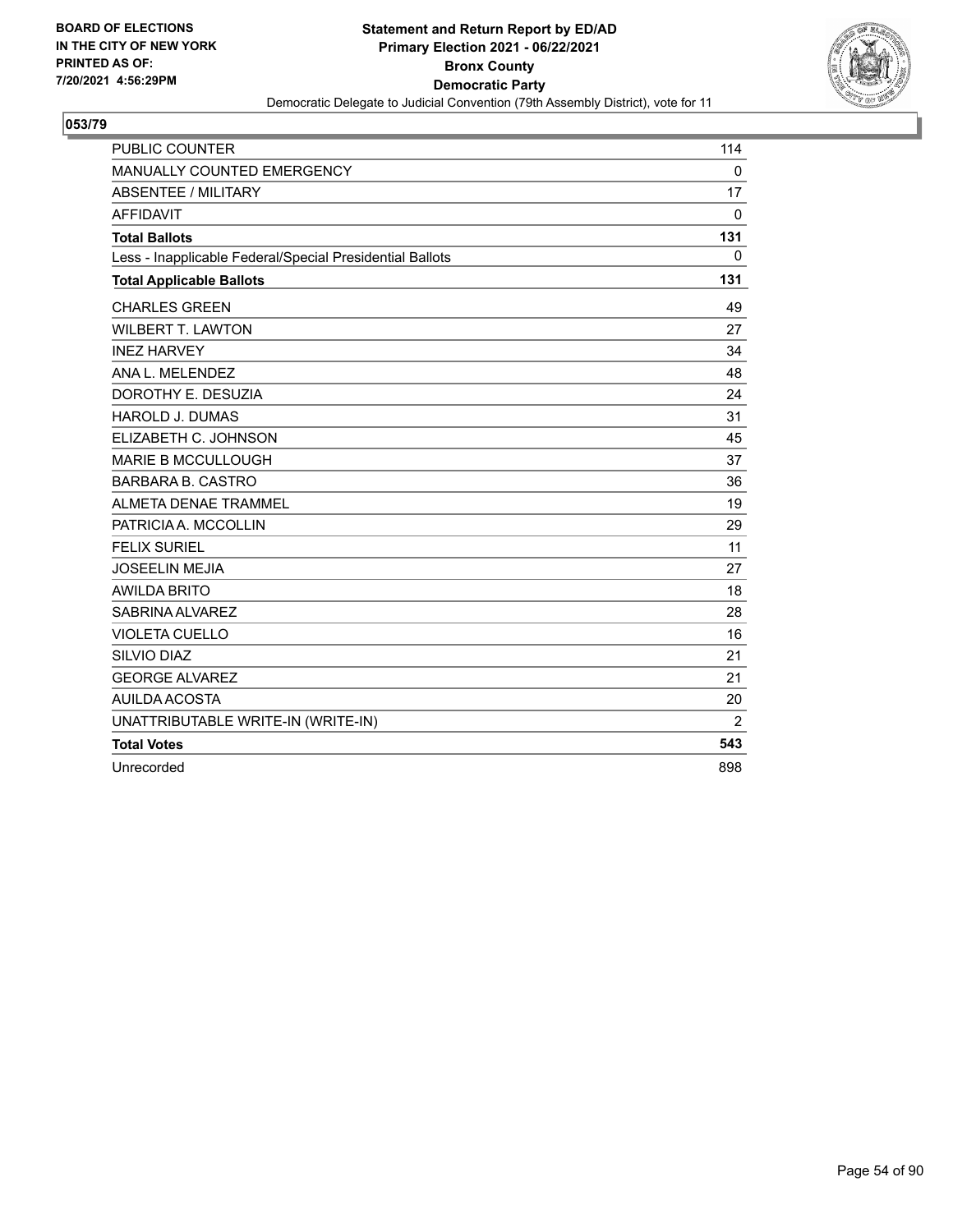BOARD OF ELECTIONS
IN THE CITY OF NEW YORK
PRINTED AS OF:
7/20/2021 4:56:29PM

**Statement and Return Report by ED/AD**
**Primary Election 2021 - 06/22/2021**
**Bronx County**
**Democratic Party**
Democratic Delegate to Judicial Convention (79th Assembly District), vote for 11

## 053/79

| | |
|---|---|
| PUBLIC COUNTER | 114 |
| MANUALLY COUNTED EMERGENCY | 0 |
| ABSENTEE / MILITARY | 17 |
| AFFIDAVIT | 0 |
| **Total Ballots** | **131** |
| Less - Inapplicable Federal/Special Presidential Ballots | 0 |
| **Total Applicable Ballots** | **131** |
| CHARLES GREEN | 49 |
| WILBERT T. LAWTON | 27 |
| INEZ HARVEY | 34 |
| ANA L. MELENDEZ | 48 |
| DOROTHY E. DESUZIA | 24 |
| HAROLD J. DUMAS | 31 |
| ELIZABETH C. JOHNSON | 45 |
| MARIE B MCCULLOUGH | 37 |
| BARBARA B. CASTRO | 36 |
| ALMETA DENAE TRAMMEL | 19 |
| PATRICIA A. MCCOLLIN | 29 |
| FELIX SURIEL | 11 |
| JOSEELIN MEJIA | 27 |
| AWILDA BRITO | 18 |
| SABRINA ALVAREZ | 28 |
| VIOLETA CUELLO | 16 |
| SILVIO DIAZ | 21 |
| GEORGE ALVAREZ | 21 |
| AUILDA ACOSTA | 20 |
| UNATTRIBUTABLE WRITE-IN (WRITE-IN) | 2 |
| **Total Votes** | **543** |
| Unrecorded | 898 |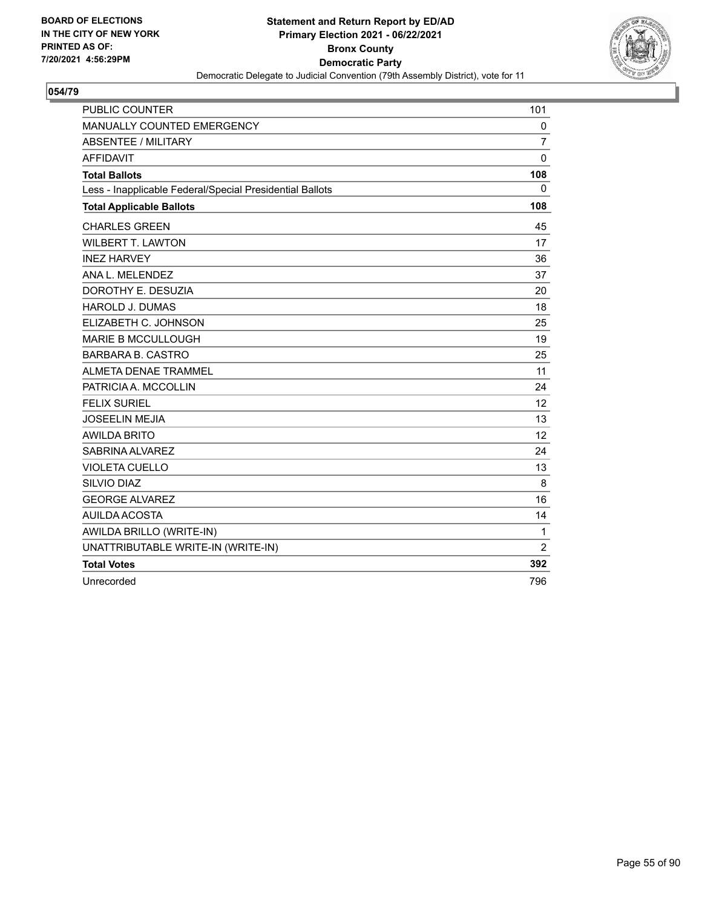**BOARD OF ELECTIONS IN THE CITY OF NEW YORK PRINTED AS OF: 7/20/2021 4:56:29PM**

**Statement and Return Report by ED/AD**
**Primary Election 2021 - 06/22/2021**
**Bronx County**
**Democratic Party**
Democratic Delegate to Judicial Convention (79th Assembly District), vote for 11

## 054/79

| | |
|---|---|
| PUBLIC COUNTER | 101 |
| MANUALLY COUNTED EMERGENCY | 0 |
| ABSENTEE / MILITARY | 7 |
| AFFIDAVIT | 0 |
| **Total Ballots** | **108** |
| Less - Inapplicable Federal/Special Presidential Ballots | 0 |
| **Total Applicable Ballots** | **108** |
| CHARLES GREEN | 45 |
| WILBERT T. LAWTON | 17 |
| INEZ HARVEY | 36 |
| ANA L. MELENDEZ | 37 |
| DOROTHY E. DESUZIA | 20 |
| HAROLD J. DUMAS | 18 |
| ELIZABETH C. JOHNSON | 25 |
| MARIE B MCCULLOUGH | 19 |
| BARBARA B. CASTRO | 25 |
| ALMETA DENAE TRAMMEL | 11 |
| PATRICIA A. MCCOLLIN | 24 |
| FELIX SURIEL | 12 |
| JOSEELIN MEJIA | 13 |
| AWILDA BRITO | 12 |
| SABRINA ALVAREZ | 24 |
| VIOLETA CUELLO | 13 |
| SILVIO DIAZ | 8 |
| GEORGE ALVAREZ | 16 |
| AUILDA ACOSTA | 14 |
| AWILDA BRILLO (WRITE-IN) | 1 |
| UNATTRIBUTABLE WRITE-IN (WRITE-IN) | 2 |
| **Total Votes** | **392** |
| Unrecorded | 796 |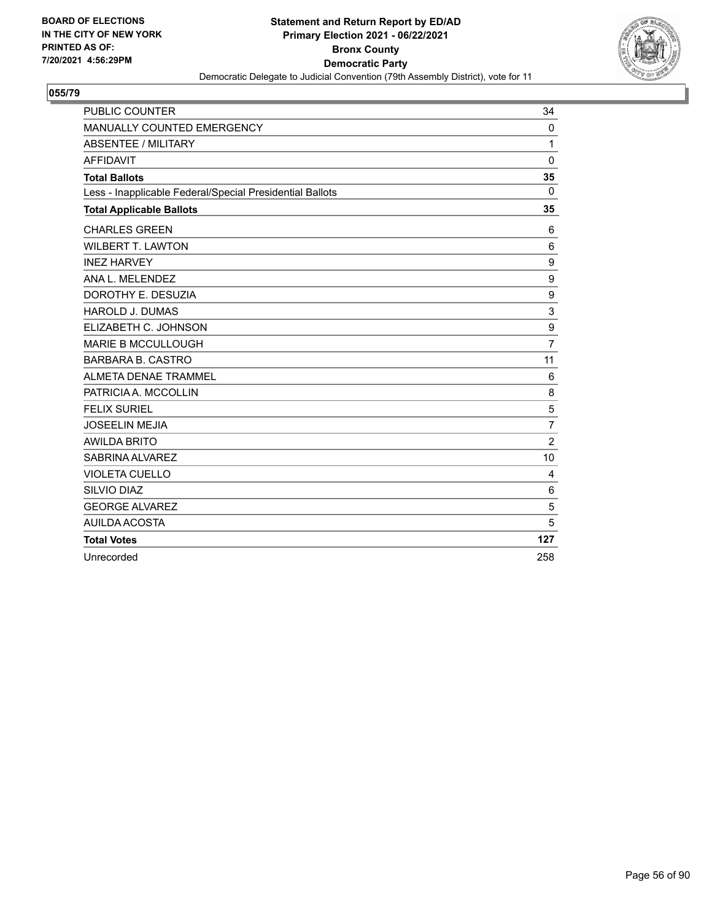**BOARD OF ELECTIONS IN THE CITY OF NEW YORK PRINTED AS OF: 7/20/2021 4:56:29PM**

**Statement and Return Report by ED/AD**
**Primary Election 2021 - 06/22/2021**
**Bronx County**
**Democratic Party**
Democratic Delegate to Judicial Convention (79th Assembly District), vote for 11

## 055/79

| | |
|---|---|
| PUBLIC COUNTER | 34 |
| MANUALLY COUNTED EMERGENCY | 0 |
| ABSENTEE / MILITARY | 1 |
| AFFIDAVIT | 0 |
| **Total Ballots** | **35** |
| Less - Inapplicable Federal/Special Presidential Ballots | 0 |
| **Total Applicable Ballots** | **35** |
| CHARLES GREEN | 6 |
| WILBERT T. LAWTON | 6 |
| INEZ HARVEY | 9 |
| ANA L. MELENDEZ | 9 |
| DOROTHY E. DESUZIA | 9 |
| HAROLD J. DUMAS | 3 |
| ELIZABETH C. JOHNSON | 9 |
| MARIE B MCCULLOUGH | 7 |
| BARBARA B. CASTRO | 11 |
| ALMETA DENAE TRAMMEL | 6 |
| PATRICIA A. MCCOLLIN | 8 |
| FELIX SURIEL | 5 |
| JOSEELIN MEJIA | 7 |
| AWILDA BRITO | 2 |
| SABRINA ALVAREZ | 10 |
| VIOLETA CUELLO | 4 |
| SILVIO DIAZ | 6 |
| GEORGE ALVAREZ | 5 |
| AUILDA ACOSTA | 5 |
| **Total Votes** | **127** |
| Unrecorded | 258 |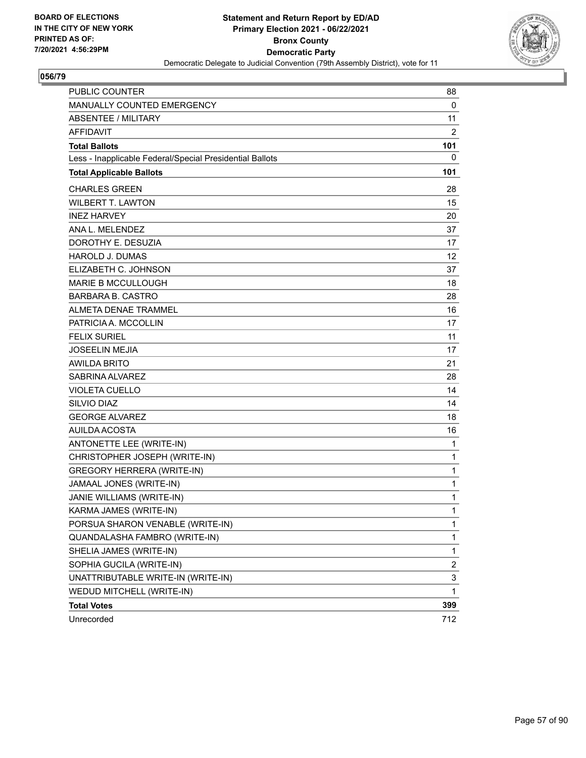**BOARD OF ELECTIONS IN THE CITY OF NEW YORK PRINTED AS OF: 7/20/2021 4:56:29PM**

**Statement and Return Report by ED/AD**
**Primary Election 2021 - 06/22/2021**
**Bronx County**
**Democratic Party**
Democratic Delegate to Judicial Convention (79th Assembly District), vote for 11

## 056/79

| | |
|---|---|
| PUBLIC COUNTER | 88 |
| MANUALLY COUNTED EMERGENCY | 0 |
| ABSENTEE / MILITARY | 11 |
| AFFIDAVIT | 2 |
| **Total Ballots** | **101** |
| Less - Inapplicable Federal/Special Presidential Ballots | 0 |
| **Total Applicable Ballots** | **101** |
| CHARLES GREEN | 28 |
| WILBERT T. LAWTON | 15 |
| INEZ HARVEY | 20 |
| ANA L. MELENDEZ | 37 |
| DOROTHY E. DESUZIA | 17 |
| HAROLD J. DUMAS | 12 |
| ELIZABETH C. JOHNSON | 37 |
| MARIE B MCCULLOUGH | 18 |
| BARBARA B. CASTRO | 28 |
| ALMETA DENAE TRAMMEL | 16 |
| PATRICIA A. MCCOLLIN | 17 |
| FELIX SURIEL | 11 |
| JOSEELIN MEJIA | 17 |
| AWILDA BRITO | 21 |
| SABRINA ALVAREZ | 28 |
| VIOLETA CUELLO | 14 |
| SILVIO DIAZ | 14 |
| GEORGE ALVAREZ | 18 |
| AUILDA ACOSTA | 16 |
| ANTONETTE LEE (WRITE-IN) | 1 |
| CHRISTOPHER JOSEPH (WRITE-IN) | 1 |
| GREGORY HERRERA (WRITE-IN) | 1 |
| JAMAAL JONES (WRITE-IN) | 1 |
| JANIE WILLIAMS (WRITE-IN) | 1 |
| KARMA JAMES (WRITE-IN) | 1 |
| PORSUA SHARON VENABLE (WRITE-IN) | 1 |
| QUANDALASHA FAMBRO (WRITE-IN) | 1 |
| SHELIA JAMES (WRITE-IN) | 1 |
| SOPHIA GUCILA (WRITE-IN) | 2 |
| UNATTRIBUTABLE WRITE-IN (WRITE-IN) | 3 |
| WEDUD MITCHELL (WRITE-IN) | 1 |
| **Total Votes** | **399** |
| Unrecorded | 712 |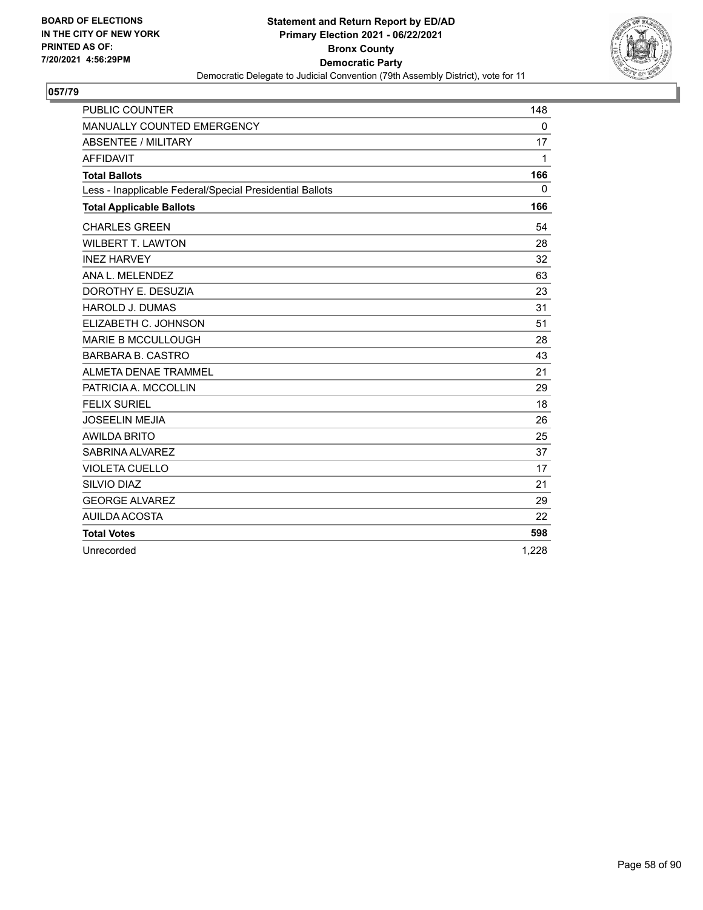BOARD OF ELECTIONS
IN THE CITY OF NEW YORK
PRINTED AS OF:
7/20/2021 4:56:29PM

**Statement and Return Report by ED/AD**
**Primary Election 2021 - 06/22/2021**
**Bronx County**
**Democratic Party**
Democratic Delegate to Judicial Convention (79th Assembly District), vote for 11

## 057/79

| | |
|---|---|
| PUBLIC COUNTER | 148 |
| MANUALLY COUNTED EMERGENCY | 0 |
| ABSENTEE / MILITARY | 17 |
| AFFIDAVIT | 1 |
| **Total Ballots** | **166** |
| Less - Inapplicable Federal/Special Presidential Ballots | 0 |
| **Total Applicable Ballots** | **166** |
| CHARLES GREEN | 54 |
| WILBERT T. LAWTON | 28 |
| INEZ HARVEY | 32 |
| ANA L. MELENDEZ | 63 |
| DOROTHY E. DESUZIA | 23 |
| HAROLD J. DUMAS | 31 |
| ELIZABETH C. JOHNSON | 51 |
| MARIE B MCCULLOUGH | 28 |
| BARBARA B. CASTRO | 43 |
| ALMETA DENAE TRAMMEL | 21 |
| PATRICIA A. MCCOLLIN | 29 |
| FELIX SURIEL | 18 |
| JOSEELIN MEJIA | 26 |
| AWILDA BRITO | 25 |
| SABRINA ALVAREZ | 37 |
| VIOLETA CUELLO | 17 |
| SILVIO DIAZ | 21 |
| GEORGE ALVAREZ | 29 |
| AUILDA ACOSTA | 22 |
| **Total Votes** | **598** |
| Unrecorded | 1,228 |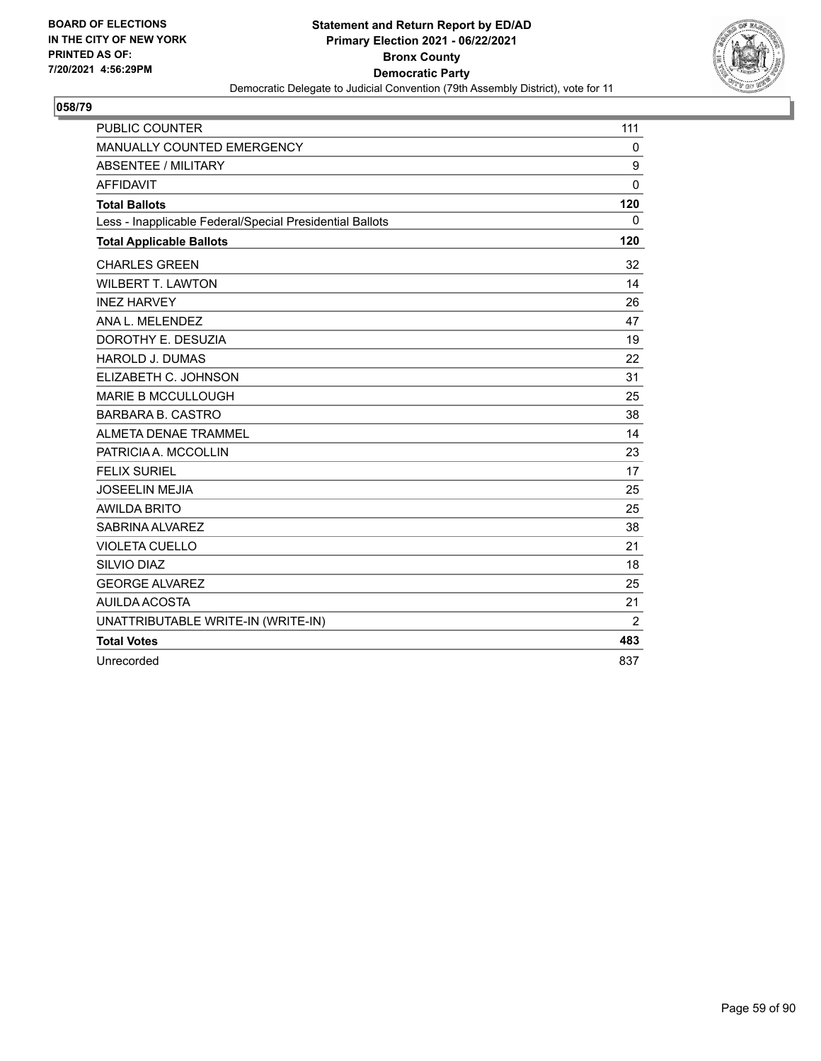**BOARD OF ELECTIONS IN THE CITY OF NEW YORK PRINTED AS OF: 7/20/2021 4:56:29PM**

**Statement and Return Report by ED/AD**
**Primary Election 2021 - 06/22/2021**
**Bronx County**
**Democratic Party**
Democratic Delegate to Judicial Convention (79th Assembly District), vote for 11

## 058/79

| | |
|---|---|
| PUBLIC COUNTER | 111 |
| MANUALLY COUNTED EMERGENCY | 0 |
| ABSENTEE / MILITARY | 9 |
| AFFIDAVIT | 0 |
| **Total Ballots** | **120** |
| Less - Inapplicable Federal/Special Presidential Ballots | 0 |
| **Total Applicable Ballots** | **120** |
| CHARLES GREEN | 32 |
| WILBERT T. LAWTON | 14 |
| INEZ HARVEY | 26 |
| ANA L. MELENDEZ | 47 |
| DOROTHY E. DESUZIA | 19 |
| HAROLD J. DUMAS | 22 |
| ELIZABETH C. JOHNSON | 31 |
| MARIE B MCCULLOUGH | 25 |
| BARBARA B. CASTRO | 38 |
| ALMETA DENAE TRAMMEL | 14 |
| PATRICIA A. MCCOLLIN | 23 |
| FELIX SURIEL | 17 |
| JOSEELIN MEJIA | 25 |
| AWILDA BRITO | 25 |
| SABRINA ALVAREZ | 38 |
| VIOLETA CUELLO | 21 |
| SILVIO DIAZ | 18 |
| GEORGE ALVAREZ | 25 |
| AUILDA ACOSTA | 21 |
| UNATTRIBUTABLE WRITE-IN (WRITE-IN) | 2 |
| **Total Votes** | **483** |
| Unrecorded | 837 |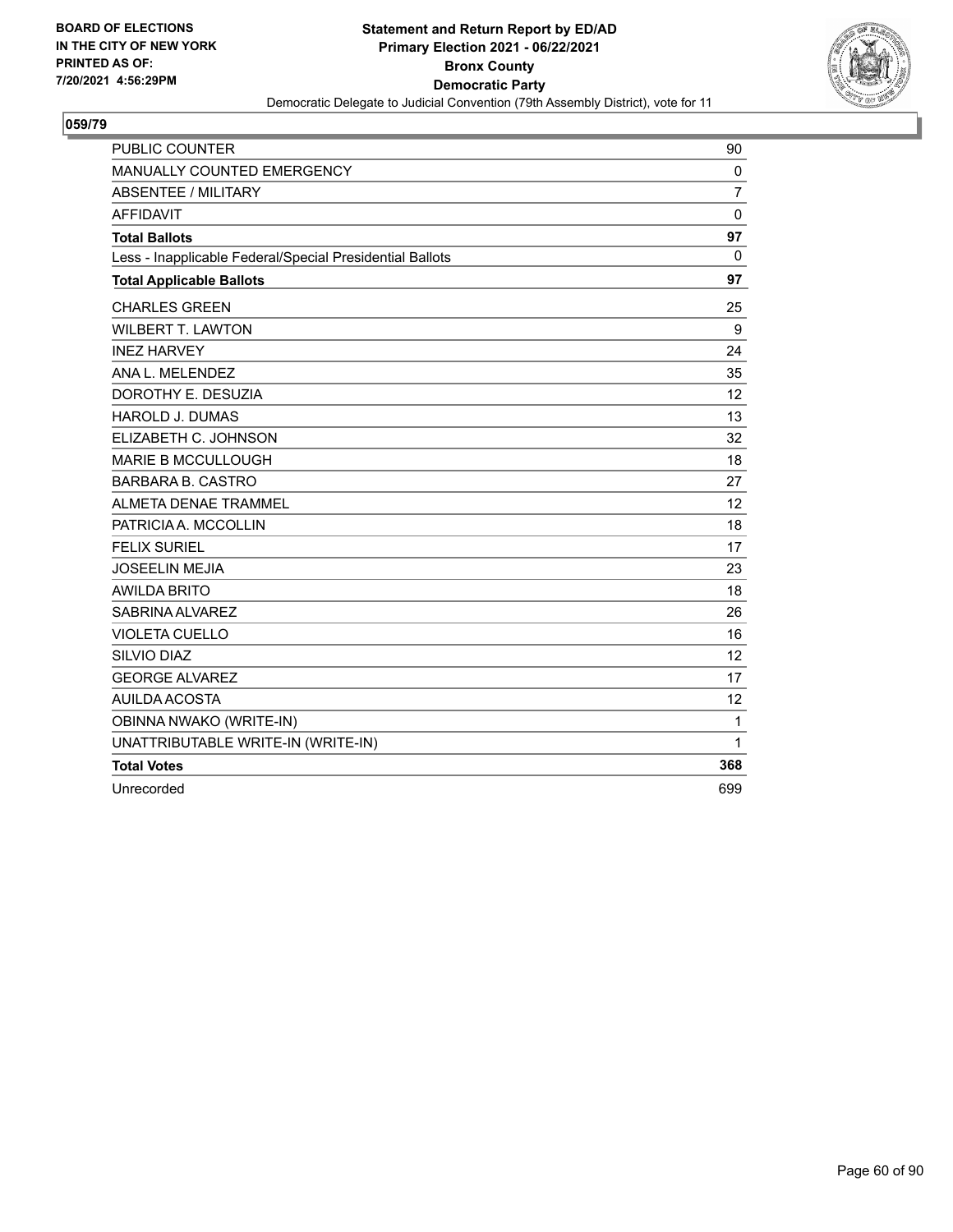BOARD OF ELECTIONS
IN THE CITY OF NEW YORK
PRINTED AS OF:
7/20/2021 4:56:29PM

**Statement and Return Report by ED/AD**
**Primary Election 2021 - 06/22/2021**
**Bronx County**
**Democratic Party**
Democratic Delegate to Judicial Convention (79th Assembly District), vote for 11

## 059/79

| | |
|---|---|
| PUBLIC COUNTER | 90 |
| MANUALLY COUNTED EMERGENCY | 0 |
| ABSENTEE / MILITARY | 7 |
| AFFIDAVIT | 0 |
| **Total Ballots** | **97** |
| Less - Inapplicable Federal/Special Presidential Ballots | 0 |
| **Total Applicable Ballots** | **97** |
| CHARLES GREEN | 25 |
| WILBERT T. LAWTON | 9 |
| INEZ HARVEY | 24 |
| ANA L. MELENDEZ | 35 |
| DOROTHY E. DESUZIA | 12 |
| HAROLD J. DUMAS | 13 |
| ELIZABETH C. JOHNSON | 32 |
| MARIE B MCCULLOUGH | 18 |
| BARBARA B. CASTRO | 27 |
| ALMETA DENAE TRAMMEL | 12 |
| PATRICIA A. MCCOLLIN | 18 |
| FELIX SURIEL | 17 |
| JOSEELIN MEJIA | 23 |
| AWILDA BRITO | 18 |
| SABRINA ALVAREZ | 26 |
| VIOLETA CUELLO | 16 |
| SILVIO DIAZ | 12 |
| GEORGE ALVAREZ | 17 |
| AUILDA ACOSTA | 12 |
| OBINNA NWAKO (WRITE-IN) | 1 |
| UNATTRIBUTABLE WRITE-IN (WRITE-IN) | 1 |
| **Total Votes** | **368** |
| Unrecorded | 699 |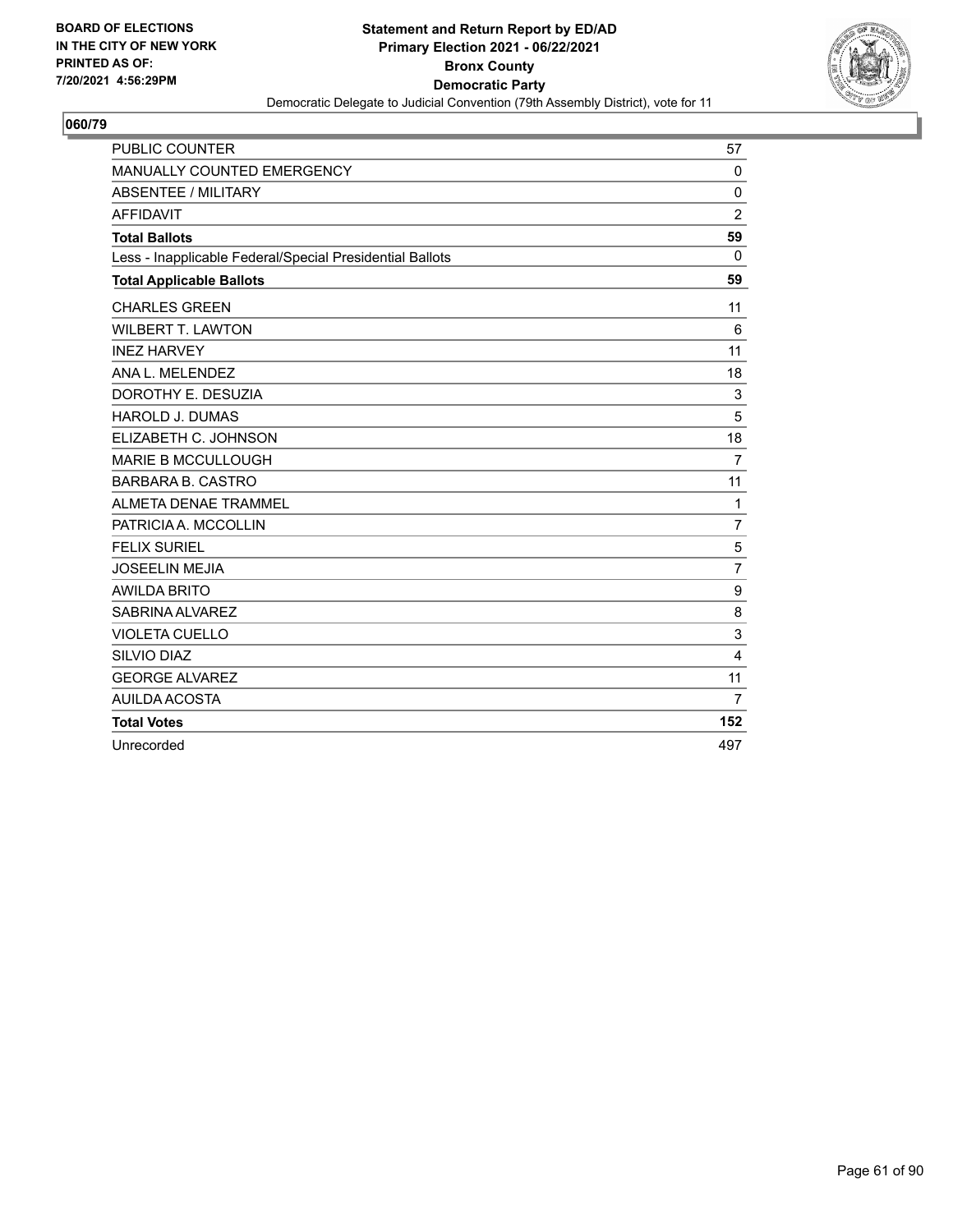BOARD OF ELECTIONS
IN THE CITY OF NEW YORK
PRINTED AS OF:
7/20/2021 4:56:29PM

**Statement and Return Report by ED/AD**
**Primary Election 2021 - 06/22/2021**
**Bronx County**
**Democratic Party**
Democratic Delegate to Judicial Convention (79th Assembly District), vote for 11

## 060/79

| | |
|---|---|
| PUBLIC COUNTER | 57 |
| MANUALLY COUNTED EMERGENCY | 0 |
| ABSENTEE / MILITARY | 0 |
| AFFIDAVIT | 2 |
| **Total Ballots** | **59** |
| Less - Inapplicable Federal/Special Presidential Ballots | 0 |
| **Total Applicable Ballots** | **59** |
| CHARLES GREEN | 11 |
| WILBERT T. LAWTON | 6 |
| INEZ HARVEY | 11 |
| ANA L. MELENDEZ | 18 |
| DOROTHY E. DESUZIA | 3 |
| HAROLD J. DUMAS | 5 |
| ELIZABETH C. JOHNSON | 18 |
| MARIE B MCCULLOUGH | 7 |
| BARBARA B. CASTRO | 11 |
| ALMETA DENAE TRAMMEL | 1 |
| PATRICIA A. MCCOLLIN | 7 |
| FELIX SURIEL | 5 |
| JOSEELIN MEJIA | 7 |
| AWILDA BRITO | 9 |
| SABRINA ALVAREZ | 8 |
| VIOLETA CUELLO | 3 |
| SILVIO DIAZ | 4 |
| GEORGE ALVAREZ | 11 |
| AUILDA ACOSTA | 7 |
| **Total Votes** | **152** |
| Unrecorded | 497 |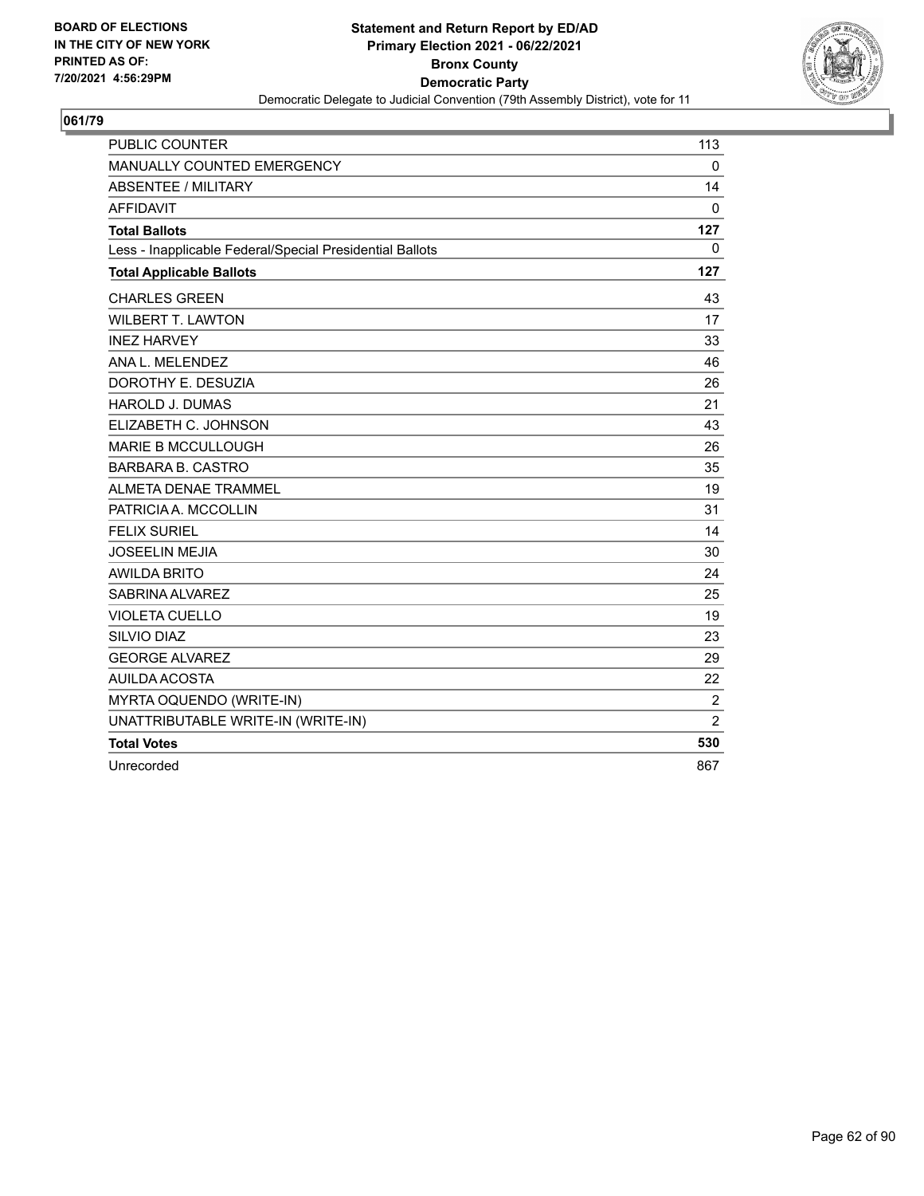BOARD OF ELECTIONS
IN THE CITY OF NEW YORK
PRINTED AS OF:
7/20/2021 4:56:29PM

**Statement and Return Report by ED/AD**
**Primary Election 2021 - 06/22/2021**
**Bronx County**
**Democratic Party**
Democratic Delegate to Judicial Convention (79th Assembly District), vote for 11

## 061/79

| | |
|---|---|
| PUBLIC COUNTER | 113 |
| MANUALLY COUNTED EMERGENCY | 0 |
| ABSENTEE / MILITARY | 14 |
| AFFIDAVIT | 0 |
| **Total Ballots** | **127** |
| Less - Inapplicable Federal/Special Presidential Ballots | 0 |
| **Total Applicable Ballots** | **127** |
| CHARLES GREEN | 43 |
| WILBERT T. LAWTON | 17 |
| INEZ HARVEY | 33 |
| ANA L. MELENDEZ | 46 |
| DOROTHY E. DESUZIA | 26 |
| HAROLD J. DUMAS | 21 |
| ELIZABETH C. JOHNSON | 43 |
| MARIE B MCCULLOUGH | 26 |
| BARBARA B. CASTRO | 35 |
| ALMETA DENAE TRAMMEL | 19 |
| PATRICIA A. MCCOLLIN | 31 |
| FELIX SURIEL | 14 |
| JOSEELIN MEJIA | 30 |
| AWILDA BRITO | 24 |
| SABRINA ALVAREZ | 25 |
| VIOLETA CUELLO | 19 |
| SILVIO DIAZ | 23 |
| GEORGE ALVAREZ | 29 |
| AUILDA ACOSTA | 22 |
| MYRTA OQUENDO (WRITE-IN) | 2 |
| UNATTRIBUTABLE WRITE-IN (WRITE-IN) | 2 |
| **Total Votes** | **530** |
| Unrecorded | 867 |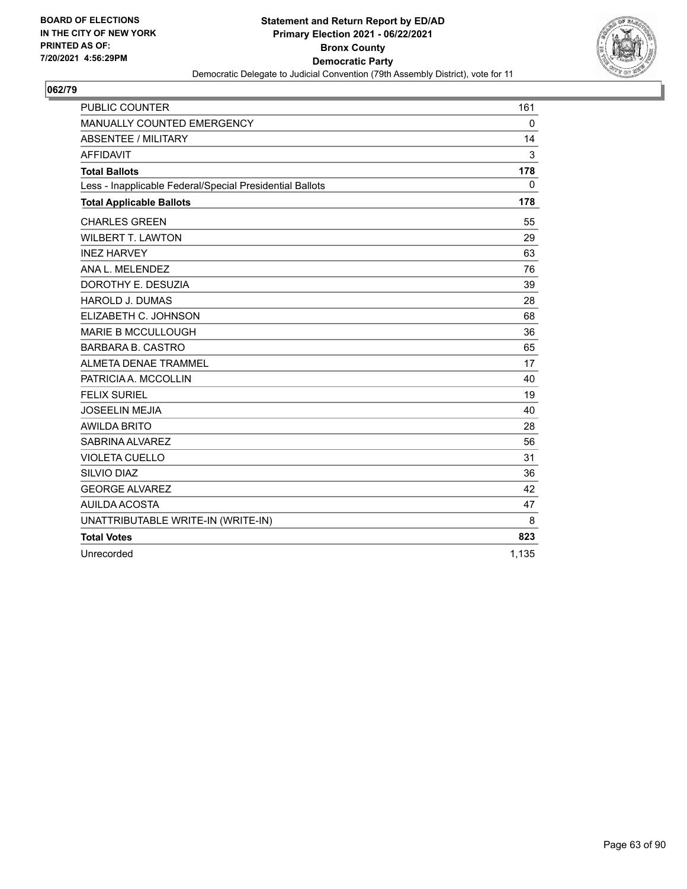**BOARD OF ELECTIONS IN THE CITY OF NEW YORK PRINTED AS OF: 7/20/2021 4:56:29PM**

# Statement and Return Report by ED/AD
## Primary Election 2021 - 06/22/2021
## Bronx County
## Democratic Party
### Democratic Delegate to Judicial Convention (79th Assembly District), vote for 11

**062/79**

| | |
|---|---|
| PUBLIC COUNTER | 161 |
| MANUALLY COUNTED EMERGENCY | 0 |
| ABSENTEE / MILITARY | 14 |
| AFFIDAVIT | 3 |
| **Total Ballots** | **178** |
| Less - Inapplicable Federal/Special Presidential Ballots | 0 |
| **Total Applicable Ballots** | **178** |
| CHARLES GREEN | 55 |
| WILBERT T. LAWTON | 29 |
| INEZ HARVEY | 63 |
| ANA L. MELENDEZ | 76 |
| DOROTHY E. DESUZIA | 39 |
| HAROLD J. DUMAS | 28 |
| ELIZABETH C. JOHNSON | 68 |
| MARIE B MCCULLOUGH | 36 |
| BARBARA B. CASTRO | 65 |
| ALMETA DENAE TRAMMEL | 17 |
| PATRICIA A. MCCOLLIN | 40 |
| FELIX SURIEL | 19 |
| JOSEELIN MEJIA | 40 |
| AWILDA BRITO | 28 |
| SABRINA ALVAREZ | 56 |
| VIOLETA CUELLO | 31 |
| SILVIO DIAZ | 36 |
| GEORGE ALVAREZ | 42 |
| AUILDA ACOSTA | 47 |
| UNATTRIBUTABLE WRITE-IN (WRITE-IN) | 8 |
| **Total Votes** | **823** |
| Unrecorded | 1,135 |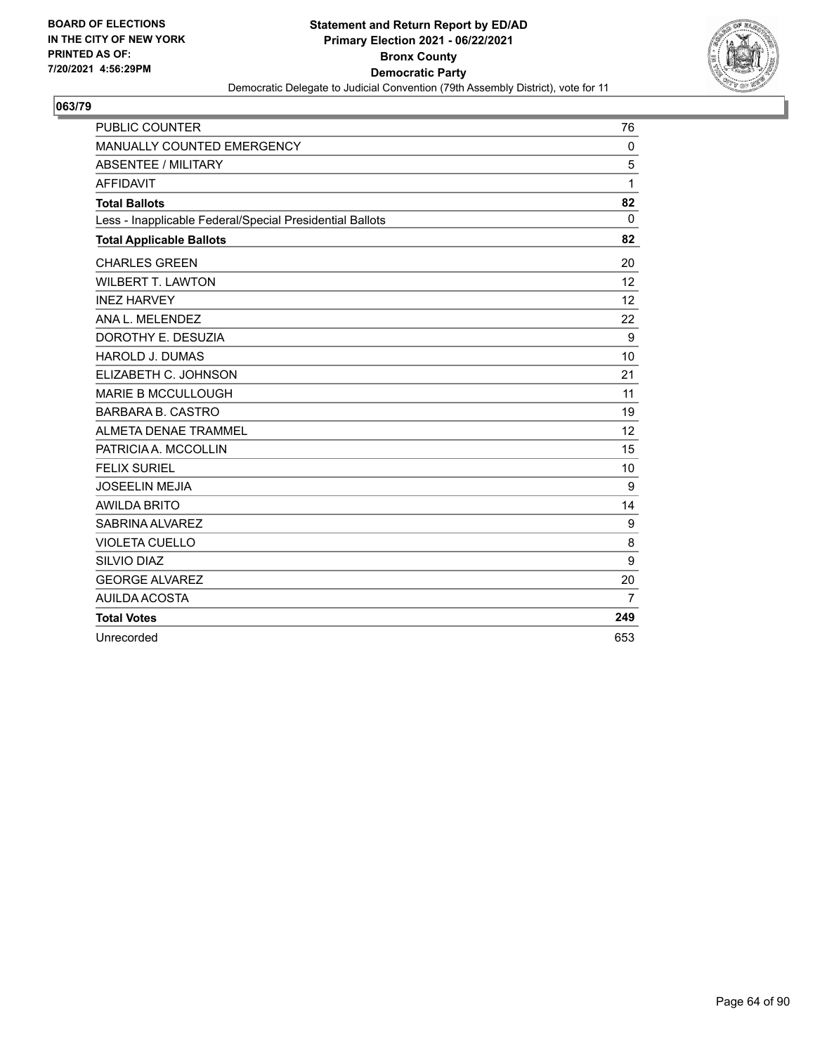BOARD OF ELECTIONS
IN THE CITY OF NEW YORK
PRINTED AS OF:
7/20/2021 4:56:29PM

**Statement and Return Report by ED/AD**
**Primary Election 2021 - 06/22/2021**
**Bronx County**
**Democratic Party**
Democratic Delegate to Judicial Convention (79th Assembly District), vote for 11

## 063/79

| | |
|---|---|
| PUBLIC COUNTER | 76 |
| MANUALLY COUNTED EMERGENCY | 0 |
| ABSENTEE / MILITARY | 5 |
| AFFIDAVIT | 1 |
| **Total Ballots** | **82** |
| Less - Inapplicable Federal/Special Presidential Ballots | 0 |
| **Total Applicable Ballots** | **82** |
| CHARLES GREEN | 20 |
| WILBERT T. LAWTON | 12 |
| INEZ HARVEY | 12 |
| ANA L. MELENDEZ | 22 |
| DOROTHY E. DESUZIA | 9 |
| HAROLD J. DUMAS | 10 |
| ELIZABETH C. JOHNSON | 21 |
| MARIE B MCCULLOUGH | 11 |
| BARBARA B. CASTRO | 19 |
| ALMETA DENAE TRAMMEL | 12 |
| PATRICIA A. MCCOLLIN | 15 |
| FELIX SURIEL | 10 |
| JOSEELIN MEJIA | 9 |
| AWILDA BRITO | 14 |
| SABRINA ALVAREZ | 9 |
| VIOLETA CUELLO | 8 |
| SILVIO DIAZ | 9 |
| GEORGE ALVAREZ | 20 |
| AUILDA ACOSTA | 7 |
| **Total Votes** | **249** |
| Unrecorded | 653 |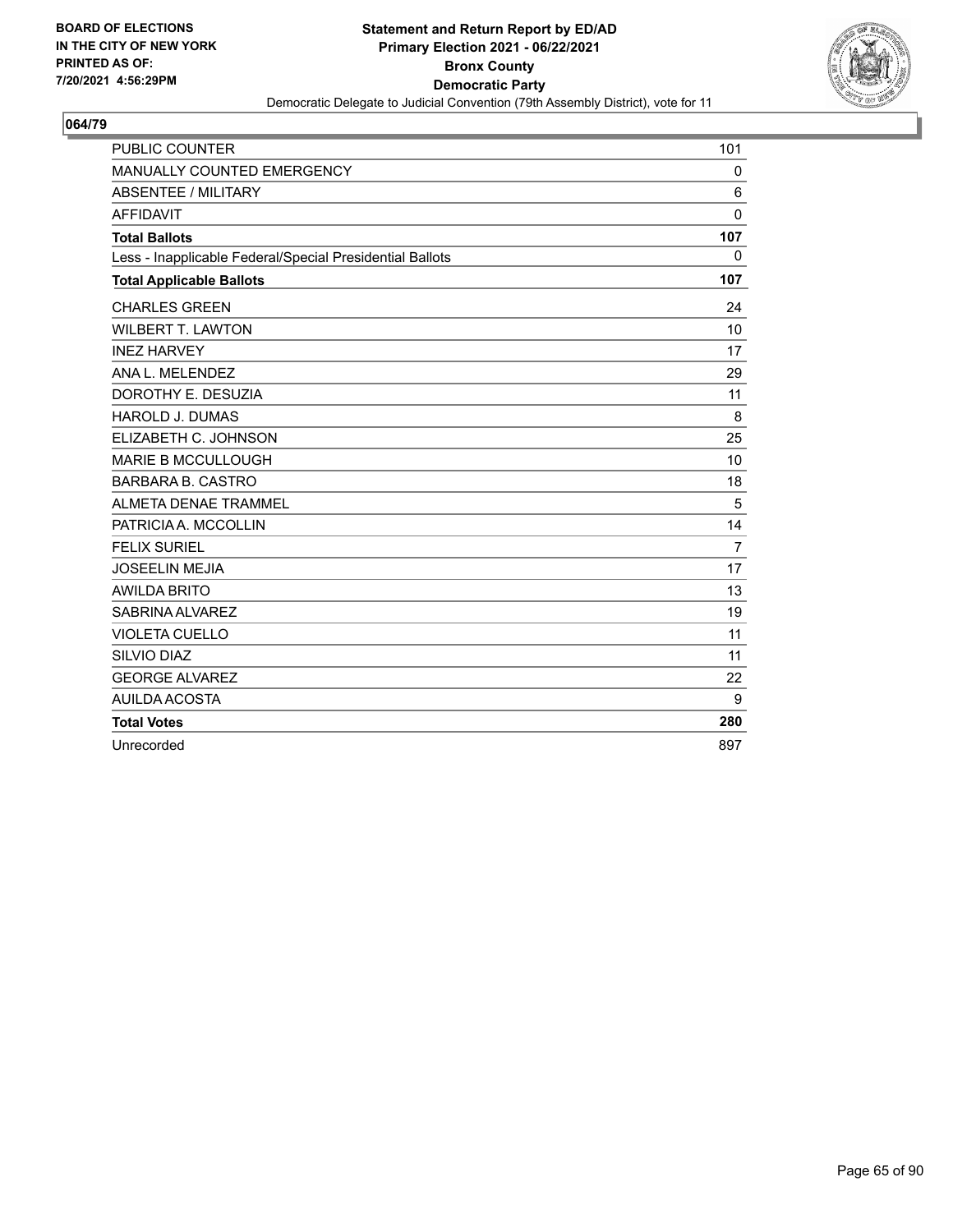BOARD OF ELECTIONS IN THE CITY OF NEW YORK PRINTED AS OF: 7/20/2021 4:56:29PM

**Statement and Return Report by ED/AD**
**Primary Election 2021 - 06/22/2021**
**Bronx County**
**Democratic Party**
Democratic Delegate to Judicial Convention (79th Assembly District), vote for 11

## 064/79

| | |
|---|---|
| PUBLIC COUNTER | 101 |
| MANUALLY COUNTED EMERGENCY | 0 |
| ABSENTEE / MILITARY | 6 |
| AFFIDAVIT | 0 |
| **Total Ballots** | **107** |
| Less - Inapplicable Federal/Special Presidential Ballots | 0 |
| **Total Applicable Ballots** | **107** |
| CHARLES GREEN | 24 |
| WILBERT T. LAWTON | 10 |
| INEZ HARVEY | 17 |
| ANA L. MELENDEZ | 29 |
| DOROTHY E. DESUZIA | 11 |
| HAROLD J. DUMAS | 8 |
| ELIZABETH C. JOHNSON | 25 |
| MARIE B MCCULLOUGH | 10 |
| BARBARA B. CASTRO | 18 |
| ALMETA DENAE TRAMMEL | 5 |
| PATRICIA A. MCCOLLIN | 14 |
| FELIX SURIEL | 7 |
| JOSEELIN MEJIA | 17 |
| AWILDA BRITO | 13 |
| SABRINA ALVAREZ | 19 |
| VIOLETA CUELLO | 11 |
| SILVIO DIAZ | 11 |
| GEORGE ALVAREZ | 22 |
| AUILDA ACOSTA | 9 |
| **Total Votes** | **280** |
| Unrecorded | 897 |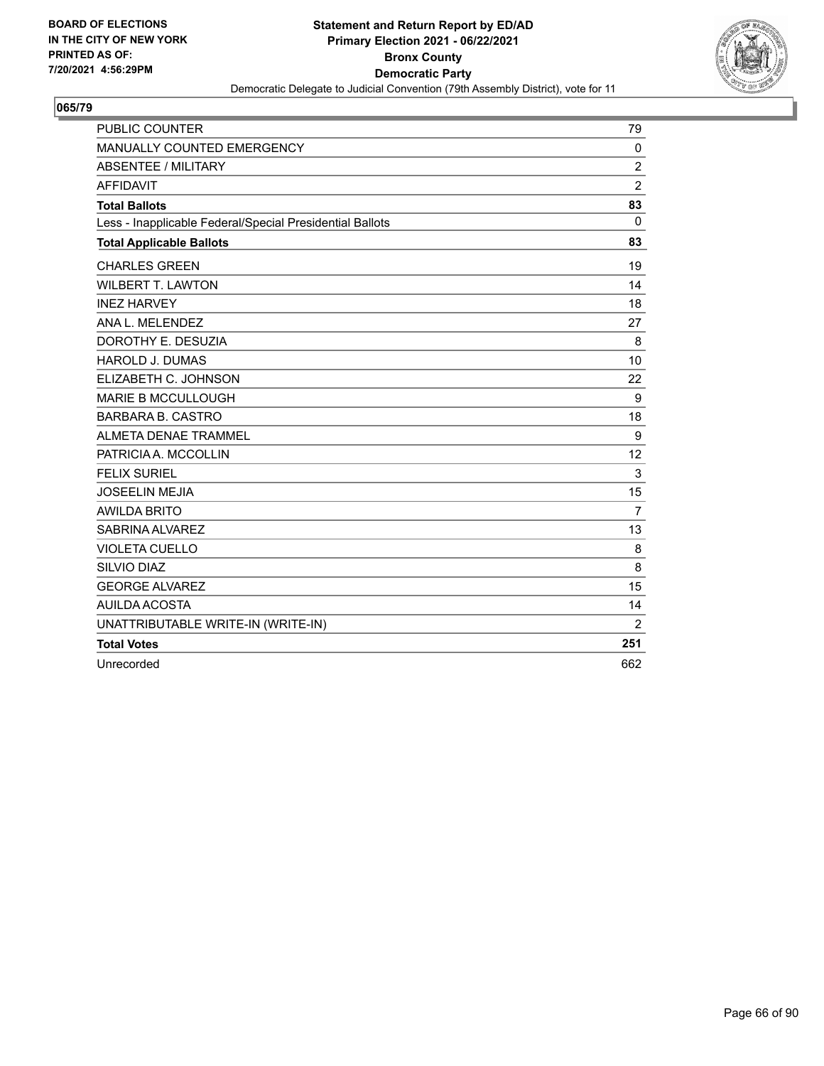BOARD OF ELECTIONS
IN THE CITY OF NEW YORK
PRINTED AS OF:
7/20/2021 4:56:29PM

**Statement and Return Report by ED/AD**
**Primary Election 2021 - 06/22/2021**
**Bronx County**
**Democratic Party**
Democratic Delegate to Judicial Convention (79th Assembly District), vote for 11

## 065/79

| | |
|---|---|
| PUBLIC COUNTER | 79 |
| MANUALLY COUNTED EMERGENCY | 0 |
| ABSENTEE / MILITARY | 2 |
| AFFIDAVIT | 2 |
| **Total Ballots** | **83** |
| Less - Inapplicable Federal/Special Presidential Ballots | 0 |
| **Total Applicable Ballots** | **83** |
| CHARLES GREEN | 19 |
| WILBERT T. LAWTON | 14 |
| INEZ HARVEY | 18 |
| ANA L. MELENDEZ | 27 |
| DOROTHY E. DESUZIA | 8 |
| HAROLD J. DUMAS | 10 |
| ELIZABETH C. JOHNSON | 22 |
| MARIE B MCCULLOUGH | 9 |
| BARBARA B. CASTRO | 18 |
| ALMETA DENAE TRAMMEL | 9 |
| PATRICIA A. MCCOLLIN | 12 |
| FELIX SURIEL | 3 |
| JOSEELIN MEJIA | 15 |
| AWILDA BRITO | 7 |
| SABRINA ALVAREZ | 13 |
| VIOLETA CUELLO | 8 |
| SILVIO DIAZ | 8 |
| GEORGE ALVAREZ | 15 |
| AUILDA ACOSTA | 14 |
| UNATTRIBUTABLE WRITE-IN (WRITE-IN) | 2 |
| **Total Votes** | **251** |
| Unrecorded | 662 |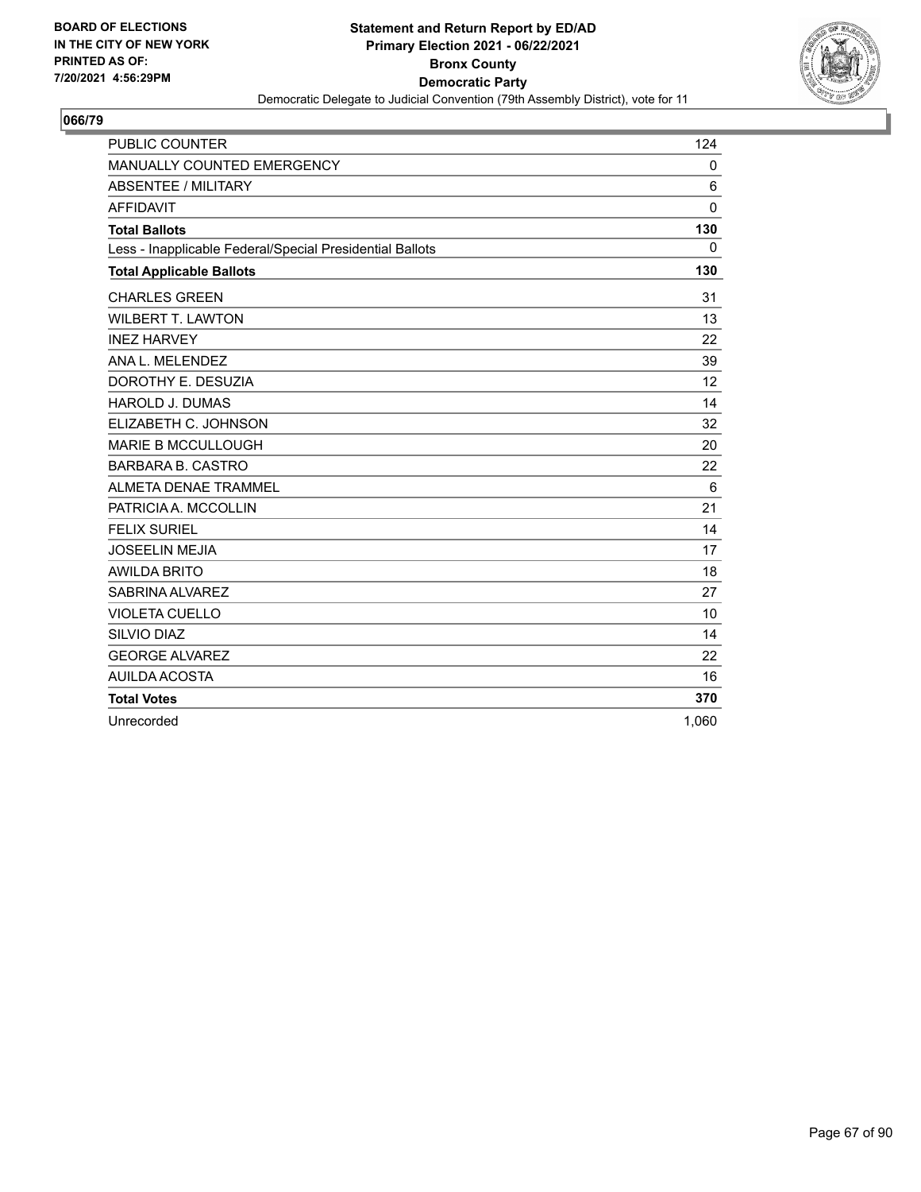BOARD OF ELECTIONS
IN THE CITY OF NEW YORK
PRINTED AS OF:
7/20/2021 4:56:29PM

**Statement and Return Report by ED/AD**
**Primary Election 2021 - 06/22/2021**
**Bronx County**
**Democratic Party**
Democratic Delegate to Judicial Convention (79th Assembly District), vote for 11

## 066/79

| | |
|---|---|
| PUBLIC COUNTER | 124 |
| MANUALLY COUNTED EMERGENCY | 0 |
| ABSENTEE / MILITARY | 6 |
| AFFIDAVIT | 0 |
| **Total Ballots** | **130** |
| Less - Inapplicable Federal/Special Presidential Ballots | 0 |
| **Total Applicable Ballots** | **130** |
| CHARLES GREEN | 31 |
| WILBERT T. LAWTON | 13 |
| INEZ HARVEY | 22 |
| ANA L. MELENDEZ | 39 |
| DOROTHY E. DESUZIA | 12 |
| HAROLD J. DUMAS | 14 |
| ELIZABETH C. JOHNSON | 32 |
| MARIE B MCCULLOUGH | 20 |
| BARBARA B. CASTRO | 22 |
| ALMETA DENAE TRAMMEL | 6 |
| PATRICIA A. MCCOLLIN | 21 |
| FELIX SURIEL | 14 |
| JOSEELIN MEJIA | 17 |
| AWILDA BRITO | 18 |
| SABRINA ALVAREZ | 27 |
| VIOLETA CUELLO | 10 |
| SILVIO DIAZ | 14 |
| GEORGE ALVAREZ | 22 |
| AUILDA ACOSTA | 16 |
| **Total Votes** | **370** |
| Unrecorded | 1,060 |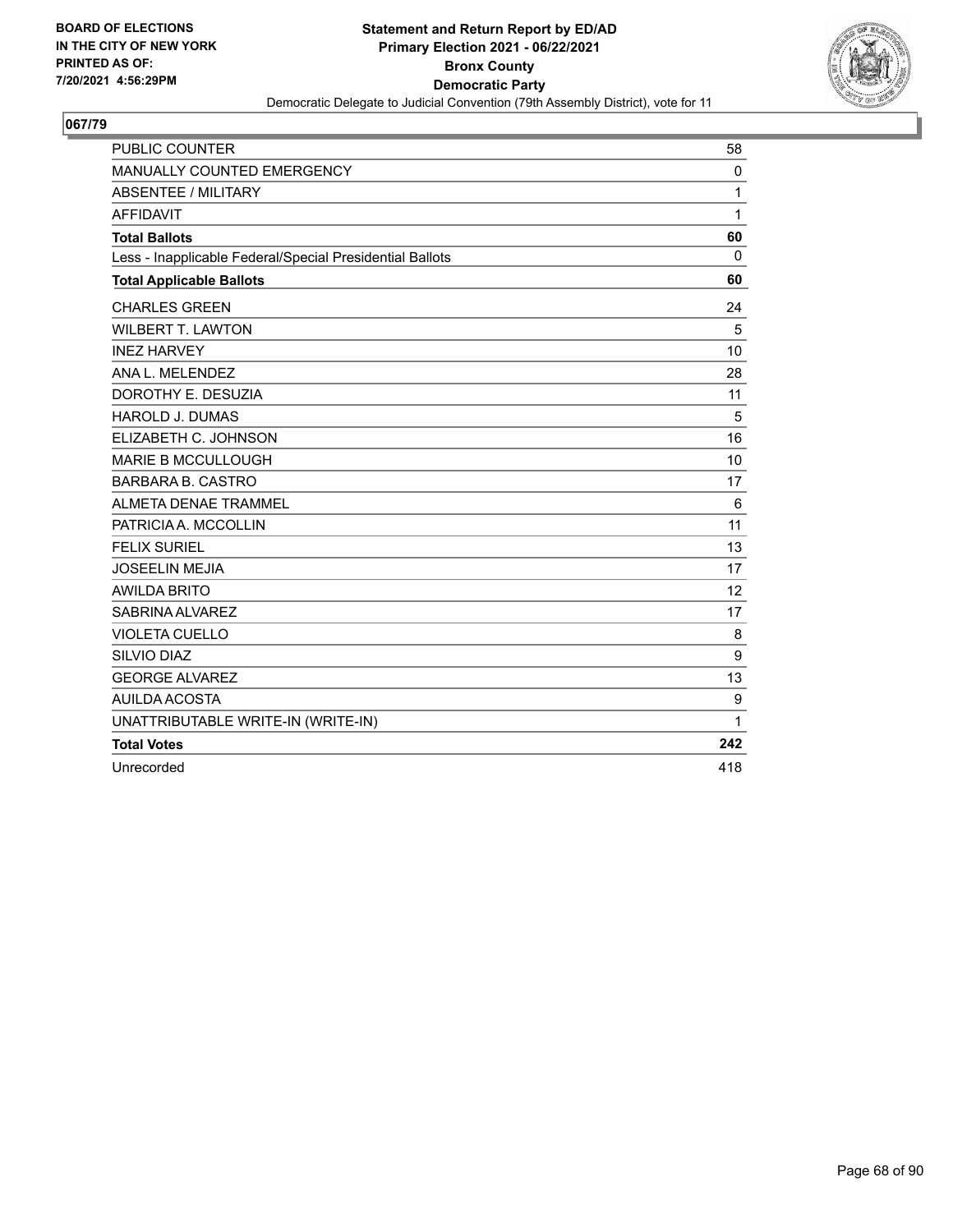BOARD OF ELECTIONS
IN THE CITY OF NEW YORK
PRINTED AS OF:
7/20/2021 4:56:29PM

**Statement and Return Report by ED/AD**
**Primary Election 2021 - 06/22/2021**
**Bronx County**
**Democratic Party**
Democratic Delegate to Judicial Convention (79th Assembly District), vote for 11

## 067/79

| | |
|---|---|
| PUBLIC COUNTER | 58 |
| MANUALLY COUNTED EMERGENCY | 0 |
| ABSENTEE / MILITARY | 1 |
| AFFIDAVIT | 1 |
| **Total Ballots** | **60** |
| Less - Inapplicable Federal/Special Presidential Ballots | 0 |
| **Total Applicable Ballots** | **60** |
| CHARLES GREEN | 24 |
| WILBERT T. LAWTON | 5 |
| INEZ HARVEY | 10 |
| ANA L. MELENDEZ | 28 |
| DOROTHY E. DESUZIA | 11 |
| HAROLD J. DUMAS | 5 |
| ELIZABETH C. JOHNSON | 16 |
| MARIE B MCCULLOUGH | 10 |
| BARBARA B. CASTRO | 17 |
| ALMETA DENAE TRAMMEL | 6 |
| PATRICIA A. MCCOLLIN | 11 |
| FELIX SURIEL | 13 |
| JOSEELIN MEJIA | 17 |
| AWILDA BRITO | 12 |
| SABRINA ALVAREZ | 17 |
| VIOLETA CUELLO | 8 |
| SILVIO DIAZ | 9 |
| GEORGE ALVAREZ | 13 |
| AUILDA ACOSTA | 9 |
| UNATTRIBUTABLE WRITE-IN (WRITE-IN) | 1 |
| **Total Votes** | **242** |
| Unrecorded | 418 |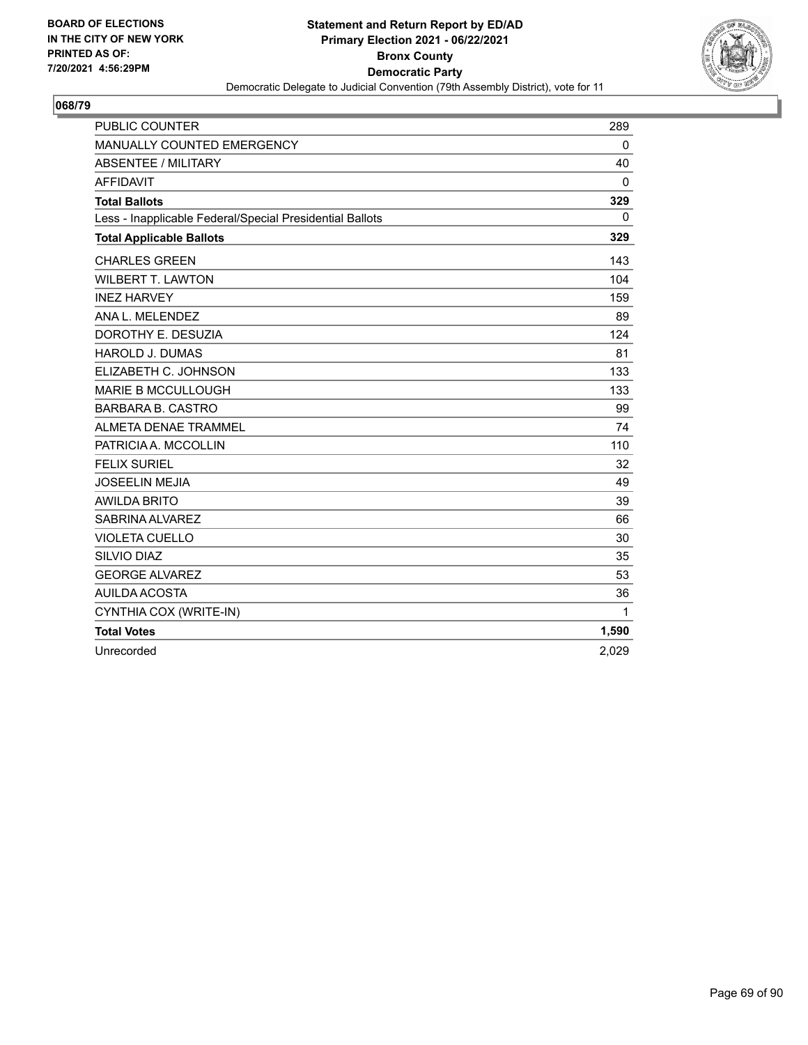**BOARD OF ELECTIONS IN THE CITY OF NEW YORK PRINTED AS OF: 7/20/2021 4:56:29PM**

**Statement and Return Report by ED/AD**
**Primary Election 2021 - 06/22/2021**
**Bronx County**
**Democratic Party**
Democratic Delegate to Judicial Convention (79th Assembly District), vote for 11

## 068/79

| | |
|---|---|
| PUBLIC COUNTER | 289 |
| MANUALLY COUNTED EMERGENCY | 0 |
| ABSENTEE / MILITARY | 40 |
| AFFIDAVIT | 0 |
| **Total Ballots** | **329** |
| Less - Inapplicable Federal/Special Presidential Ballots | 0 |
| **Total Applicable Ballots** | **329** |
| CHARLES GREEN | 143 |
| WILBERT T. LAWTON | 104 |
| INEZ HARVEY | 159 |
| ANA L. MELENDEZ | 89 |
| DOROTHY E. DESUZIA | 124 |
| HAROLD J. DUMAS | 81 |
| ELIZABETH C. JOHNSON | 133 |
| MARIE B MCCULLOUGH | 133 |
| BARBARA B. CASTRO | 99 |
| ALMETA DENAE TRAMMEL | 74 |
| PATRICIA A. MCCOLLIN | 110 |
| FELIX SURIEL | 32 |
| JOSEELIN MEJIA | 49 |
| AWILDA BRITO | 39 |
| SABRINA ALVAREZ | 66 |
| VIOLETA CUELLO | 30 |
| SILVIO DIAZ | 35 |
| GEORGE ALVAREZ | 53 |
| AUILDA ACOSTA | 36 |
| CYNTHIA COX (WRITE-IN) | 1 |
| **Total Votes** | **1,590** |
| Unrecorded | 2,029 |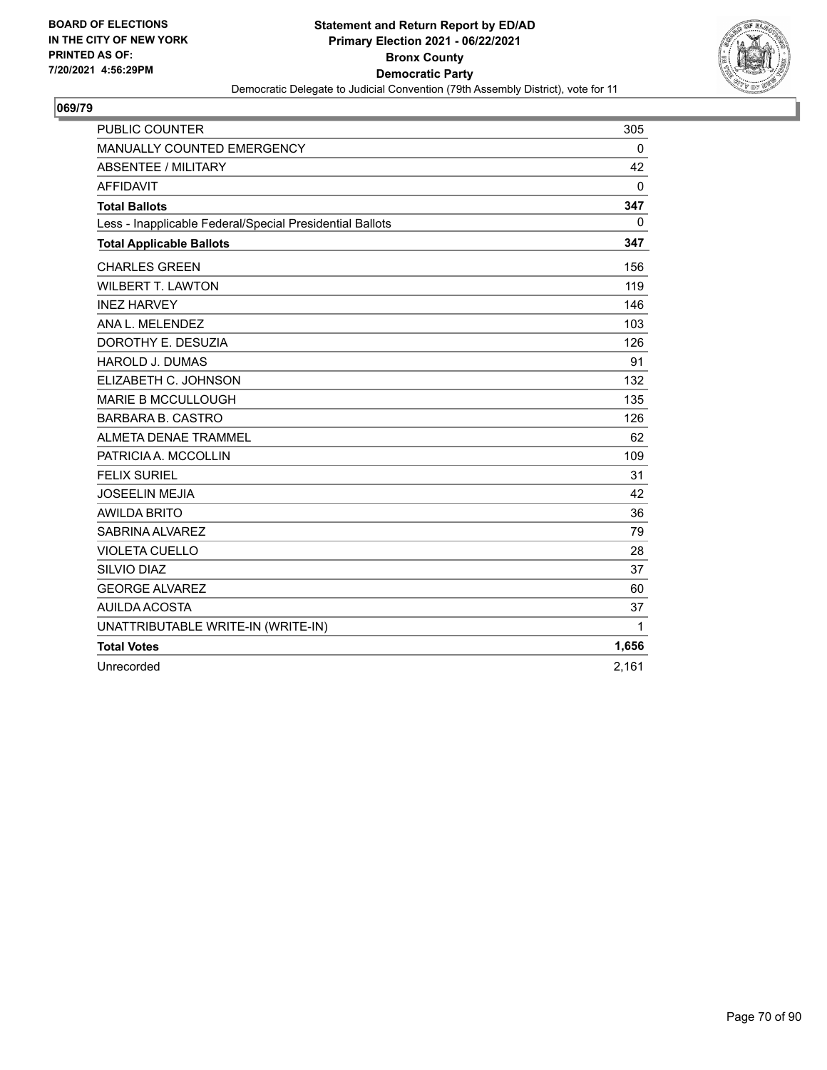BOARD OF ELECTIONS
IN THE CITY OF NEW YORK
PRINTED AS OF:
7/20/2021 4:56:29PM

**Statement and Return Report by ED/AD**
**Primary Election 2021 - 06/22/2021**
**Bronx County**
**Democratic Party**
Democratic Delegate to Judicial Convention (79th Assembly District), vote for 11

## 069/79

| | |
|---|---|
| PUBLIC COUNTER | 305 |
| MANUALLY COUNTED EMERGENCY | 0 |
| ABSENTEE / MILITARY | 42 |
| AFFIDAVIT | 0 |
| **Total Ballots** | **347** |
| Less - Inapplicable Federal/Special Presidential Ballots | 0 |
| **Total Applicable Ballots** | **347** |
| CHARLES GREEN | 156 |
| WILBERT T. LAWTON | 119 |
| INEZ HARVEY | 146 |
| ANA L. MELENDEZ | 103 |
| DOROTHY E. DESUZIA | 126 |
| HAROLD J. DUMAS | 91 |
| ELIZABETH C. JOHNSON | 132 |
| MARIE B MCCULLOUGH | 135 |
| BARBARA B. CASTRO | 126 |
| ALMETA DENAE TRAMMEL | 62 |
| PATRICIA A. MCCOLLIN | 109 |
| FELIX SURIEL | 31 |
| JOSEELIN MEJIA | 42 |
| AWILDA BRITO | 36 |
| SABRINA ALVAREZ | 79 |
| VIOLETA CUELLO | 28 |
| SILVIO DIAZ | 37 |
| GEORGE ALVAREZ | 60 |
| AUILDA ACOSTA | 37 |
| UNATTRIBUTABLE WRITE-IN (WRITE-IN) | 1 |
| **Total Votes** | **1,656** |
| Unrecorded | 2,161 |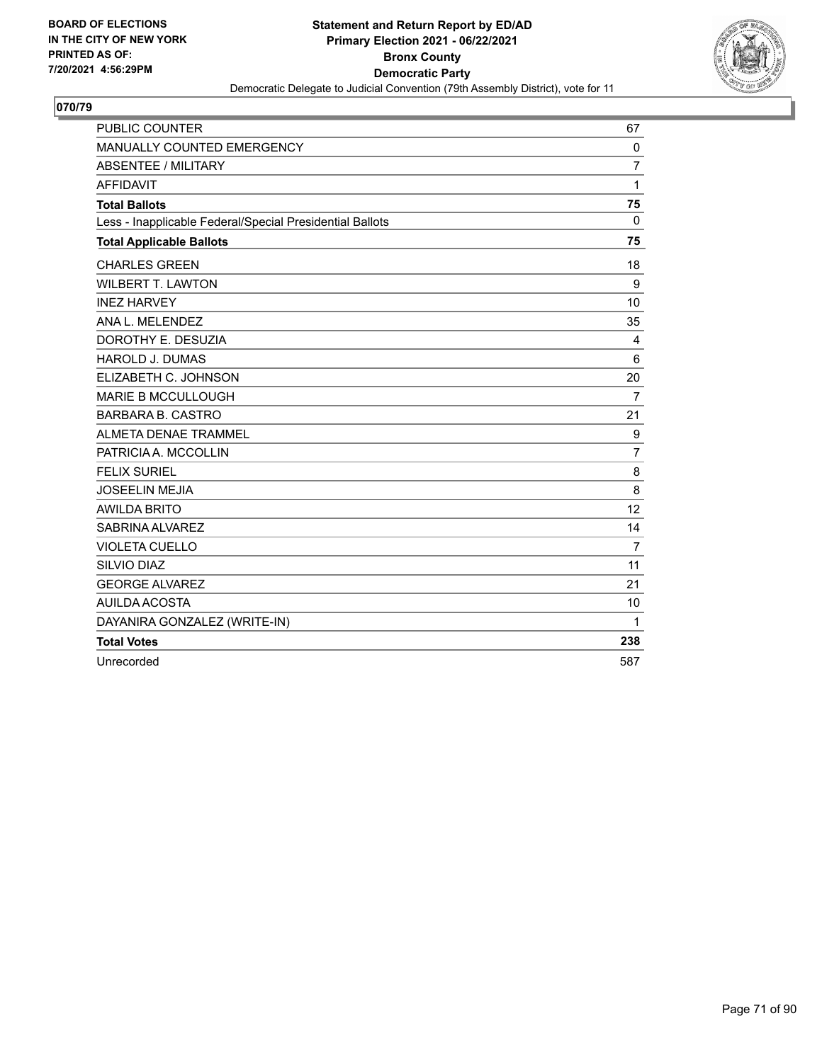BOARD OF ELECTIONS
IN THE CITY OF NEW YORK
PRINTED AS OF:
7/20/2021 4:56:29PM

**Statement and Return Report by ED/AD**
**Primary Election 2021 - 06/22/2021**
**Bronx County**
**Democratic Party**
Democratic Delegate to Judicial Convention (79th Assembly District), vote for 11

## 070/79

| | |
|---|---|
| PUBLIC COUNTER | 67 |
| MANUALLY COUNTED EMERGENCY | 0 |
| ABSENTEE / MILITARY | 7 |
| AFFIDAVIT | 1 |
| **Total Ballots** | **75** |
| Less - Inapplicable Federal/Special Presidential Ballots | 0 |
| **Total Applicable Ballots** | **75** |
| CHARLES GREEN | 18 |
| WILBERT T. LAWTON | 9 |
| INEZ HARVEY | 10 |
| ANA L. MELENDEZ | 35 |
| DOROTHY E. DESUZIA | 4 |
| HAROLD J. DUMAS | 6 |
| ELIZABETH C. JOHNSON | 20 |
| MARIE B MCCULLOUGH | 7 |
| BARBARA B. CASTRO | 21 |
| ALMETA DENAE TRAMMEL | 9 |
| PATRICIA A. MCCOLLIN | 7 |
| FELIX SURIEL | 8 |
| JOSEELIN MEJIA | 8 |
| AWILDA BRITO | 12 |
| SABRINA ALVAREZ | 14 |
| VIOLETA CUELLO | 7 |
| SILVIO DIAZ | 11 |
| GEORGE ALVAREZ | 21 |
| AUILDA ACOSTA | 10 |
| DAYANIRA GONZALEZ (WRITE-IN) | 1 |
| **Total Votes** | **238** |
| Unrecorded | 587 |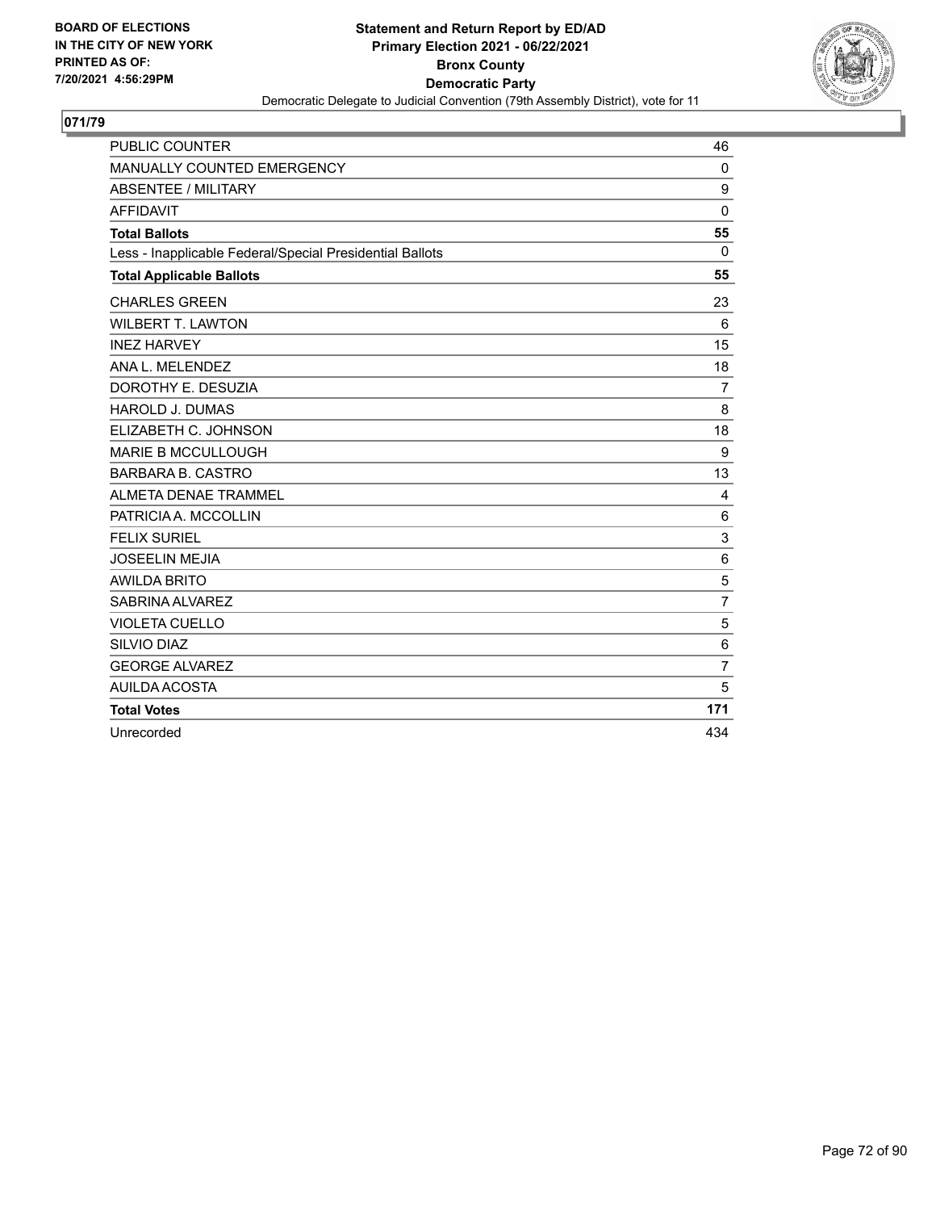BOARD OF ELECTIONS
IN THE CITY OF NEW YORK
PRINTED AS OF:
7/20/2021 4:56:29PM

**Statement and Return Report by ED/AD**
**Primary Election 2021 - 06/22/2021**
**Bronx County**
**Democratic Party**
Democratic Delegate to Judicial Convention (79th Assembly District), vote for 11

## 071/79

| | |
|---|---|
| PUBLIC COUNTER | 46 |
| MANUALLY COUNTED EMERGENCY | 0 |
| ABSENTEE / MILITARY | 9 |
| AFFIDAVIT | 0 |
| **Total Ballots** | **55** |
| Less - Inapplicable Federal/Special Presidential Ballots | 0 |
| **Total Applicable Ballots** | **55** |
| CHARLES GREEN | 23 |
| WILBERT T. LAWTON | 6 |
| INEZ HARVEY | 15 |
| ANA L. MELENDEZ | 18 |
| DOROTHY E. DESUZIA | 7 |
| HAROLD J. DUMAS | 8 |
| ELIZABETH C. JOHNSON | 18 |
| MARIE B MCCULLOUGH | 9 |
| BARBARA B. CASTRO | 13 |
| ALMETA DENAE TRAMMEL | 4 |
| PATRICIA A. MCCOLLIN | 6 |
| FELIX SURIEL | 3 |
| JOSEELIN MEJIA | 6 |
| AWILDA BRITO | 5 |
| SABRINA ALVAREZ | 7 |
| VIOLETA CUELLO | 5 |
| SILVIO DIAZ | 6 |
| GEORGE ALVAREZ | 7 |
| AUILDA ACOSTA | 5 |
| **Total Votes** | **171** |
| Unrecorded | 434 |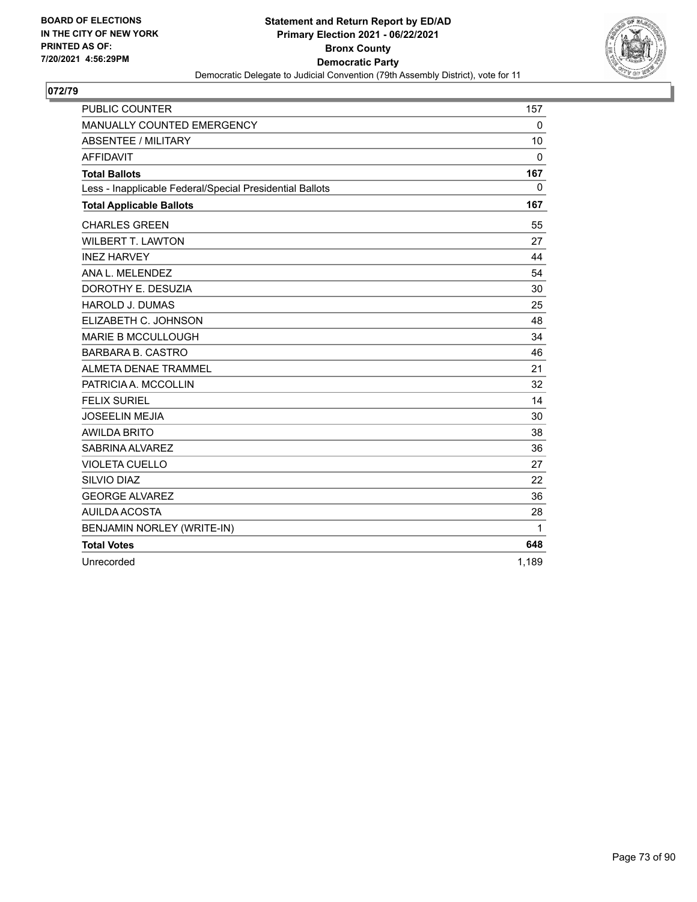BOARD OF ELECTIONS
IN THE CITY OF NEW YORK
PRINTED AS OF:
7/20/2021 4:56:29PM

**Statement and Return Report by ED/AD**
**Primary Election 2021 - 06/22/2021**
**Bronx County**
**Democratic Party**
Democratic Delegate to Judicial Convention (79th Assembly District), vote for 11

## 072/79

| | |
|---|---|
| PUBLIC COUNTER | 157 |
| MANUALLY COUNTED EMERGENCY | 0 |
| ABSENTEE / MILITARY | 10 |
| AFFIDAVIT | 0 |
| **Total Ballots** | **167** |
| Less - Inapplicable Federal/Special Presidential Ballots | 0 |
| **Total Applicable Ballots** | **167** |
| CHARLES GREEN | 55 |
| WILBERT T. LAWTON | 27 |
| INEZ HARVEY | 44 |
| ANA L. MELENDEZ | 54 |
| DOROTHY E. DESUZIA | 30 |
| HAROLD J. DUMAS | 25 |
| ELIZABETH C. JOHNSON | 48 |
| MARIE B MCCULLOUGH | 34 |
| BARBARA B. CASTRO | 46 |
| ALMETA DENAE TRAMMEL | 21 |
| PATRICIA A. MCCOLLIN | 32 |
| FELIX SURIEL | 14 |
| JOSEELIN MEJIA | 30 |
| AWILDA BRITO | 38 |
| SABRINA ALVAREZ | 36 |
| VIOLETA CUELLO | 27 |
| SILVIO DIAZ | 22 |
| GEORGE ALVAREZ | 36 |
| AUILDA ACOSTA | 28 |
| BENJAMIN NORLEY (WRITE-IN) | 1 |
| **Total Votes** | **648** |
| Unrecorded | 1,189 |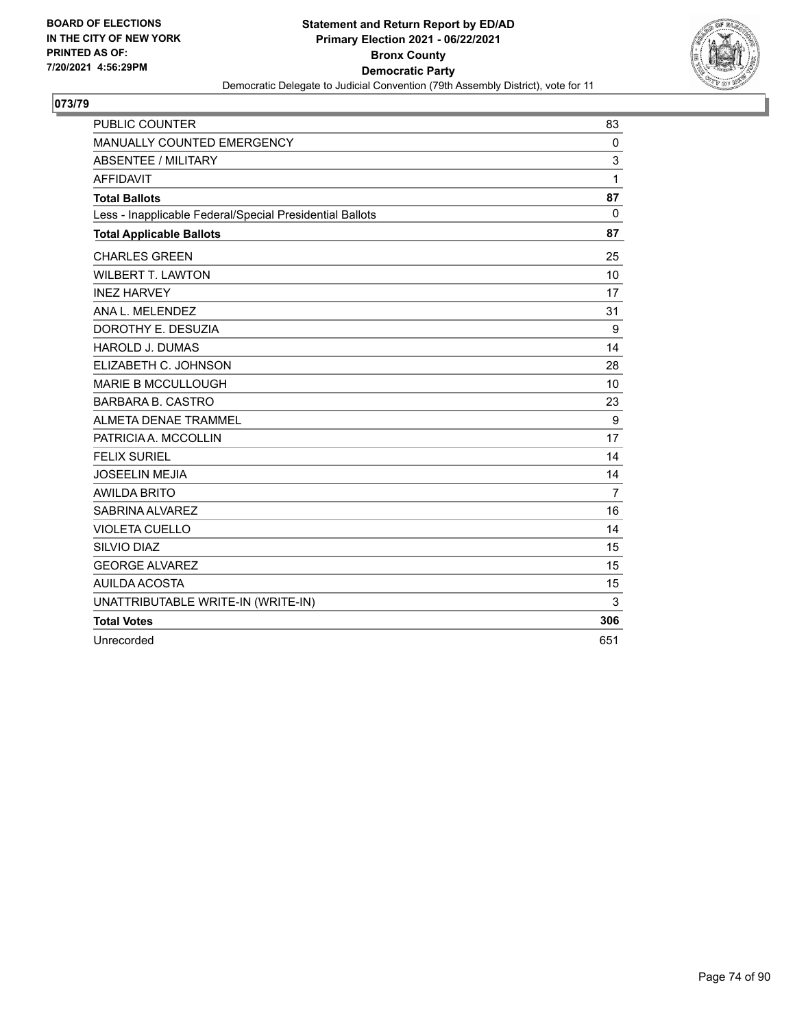BOARD OF ELECTIONS
IN THE CITY OF NEW YORK
PRINTED AS OF:
7/20/2021 4:56:29PM

**Statement and Return Report by ED/AD**
**Primary Election 2021 - 06/22/2021**
**Bronx County**
**Democratic Party**
Democratic Delegate to Judicial Convention (79th Assembly District), vote for 11

## 073/79

| | |
|---|---|
| PUBLIC COUNTER | 83 |
| MANUALLY COUNTED EMERGENCY | 0 |
| ABSENTEE / MILITARY | 3 |
| AFFIDAVIT | 1 |
| **Total Ballots** | **87** |
| Less - Inapplicable Federal/Special Presidential Ballots | 0 |
| **Total Applicable Ballots** | **87** |
| CHARLES GREEN | 25 |
| WILBERT T. LAWTON | 10 |
| INEZ HARVEY | 17 |
| ANA L. MELENDEZ | 31 |
| DOROTHY E. DESUZIA | 9 |
| HAROLD J. DUMAS | 14 |
| ELIZABETH C. JOHNSON | 28 |
| MARIE B MCCULLOUGH | 10 |
| BARBARA B. CASTRO | 23 |
| ALMETA DENAE TRAMMEL | 9 |
| PATRICIA A. MCCOLLIN | 17 |
| FELIX SURIEL | 14 |
| JOSEELIN MEJIA | 14 |
| AWILDA BRITO | 7 |
| SABRINA ALVAREZ | 16 |
| VIOLETA CUELLO | 14 |
| SILVIO DIAZ | 15 |
| GEORGE ALVAREZ | 15 |
| AUILDA ACOSTA | 15 |
| UNATTRIBUTABLE WRITE-IN (WRITE-IN) | 3 |
| **Total Votes** | **306** |
| Unrecorded | 651 |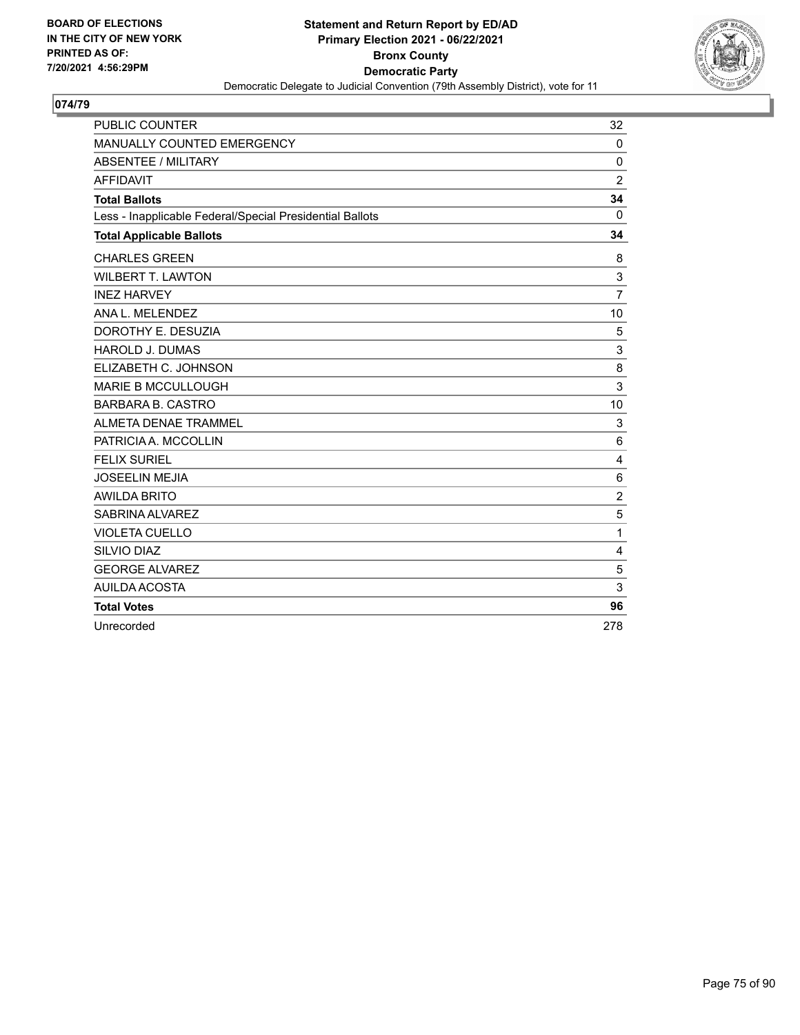BOARD OF ELECTIONS
IN THE CITY OF NEW YORK
PRINTED AS OF:
7/20/2021 4:56:29PM

**Statement and Return Report by ED/AD**
**Primary Election 2021 - 06/22/2021**
**Bronx County**
**Democratic Party**
Democratic Delegate to Judicial Convention (79th Assembly District), vote for 11

## 074/79

| | |
|---|---|
| PUBLIC COUNTER | 32 |
| MANUALLY COUNTED EMERGENCY | 0 |
| ABSENTEE / MILITARY | 0 |
| AFFIDAVIT | 2 |
| **Total Ballots** | **34** |
| Less - Inapplicable Federal/Special Presidential Ballots | 0 |
| **Total Applicable Ballots** | **34** |
| CHARLES GREEN | 8 |
| WILBERT T. LAWTON | 3 |
| INEZ HARVEY | 7 |
| ANA L. MELENDEZ | 10 |
| DOROTHY E. DESUZIA | 5 |
| HAROLD J. DUMAS | 3 |
| ELIZABETH C. JOHNSON | 8 |
| MARIE B MCCULLOUGH | 3 |
| BARBARA B. CASTRO | 10 |
| ALMETA DENAE TRAMMEL | 3 |
| PATRICIA A. MCCOLLIN | 6 |
| FELIX SURIEL | 4 |
| JOSEELIN MEJIA | 6 |
| AWILDA BRITO | 2 |
| SABRINA ALVAREZ | 5 |
| VIOLETA CUELLO | 1 |
| SILVIO DIAZ | 4 |
| GEORGE ALVAREZ | 5 |
| AUILDA ACOSTA | 3 |
| **Total Votes** | **96** |
| Unrecorded | 278 |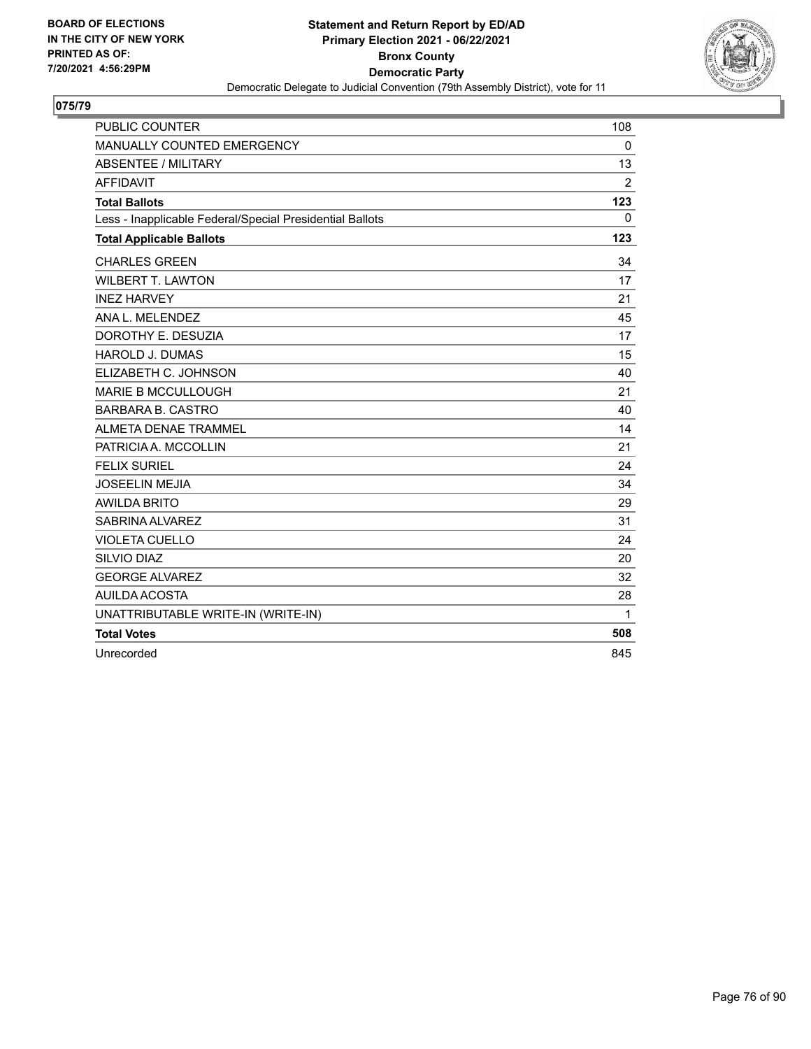BOARD OF ELECTIONS
IN THE CITY OF NEW YORK
PRINTED AS OF:
7/20/2021 4:56:29PM

**Statement and Return Report by ED/AD**
**Primary Election 2021 - 06/22/2021**
**Bronx County**
**Democratic Party**
Democratic Delegate to Judicial Convention (79th Assembly District), vote for 11

## 075/79

| | |
|---|---|
| PUBLIC COUNTER | 108 |
| MANUALLY COUNTED EMERGENCY | 0 |
| ABSENTEE / MILITARY | 13 |
| AFFIDAVIT | 2 |
| **Total Ballots** | **123** |
| Less - Inapplicable Federal/Special Presidential Ballots | 0 |
| **Total Applicable Ballots** | **123** |
| CHARLES GREEN | 34 |
| WILBERT T. LAWTON | 17 |
| INEZ HARVEY | 21 |
| ANA L. MELENDEZ | 45 |
| DOROTHY E. DESUZIA | 17 |
| HAROLD J. DUMAS | 15 |
| ELIZABETH C. JOHNSON | 40 |
| MARIE B MCCULLOUGH | 21 |
| BARBARA B. CASTRO | 40 |
| ALMETA DENAE TRAMMEL | 14 |
| PATRICIA A. MCCOLLIN | 21 |
| FELIX SURIEL | 24 |
| JOSEELIN MEJIA | 34 |
| AWILDA BRITO | 29 |
| SABRINA ALVAREZ | 31 |
| VIOLETA CUELLO | 24 |
| SILVIO DIAZ | 20 |
| GEORGE ALVAREZ | 32 |
| AUILDA ACOSTA | 28 |
| UNATTRIBUTABLE WRITE-IN (WRITE-IN) | 1 |
| **Total Votes** | **508** |
| Unrecorded | 845 |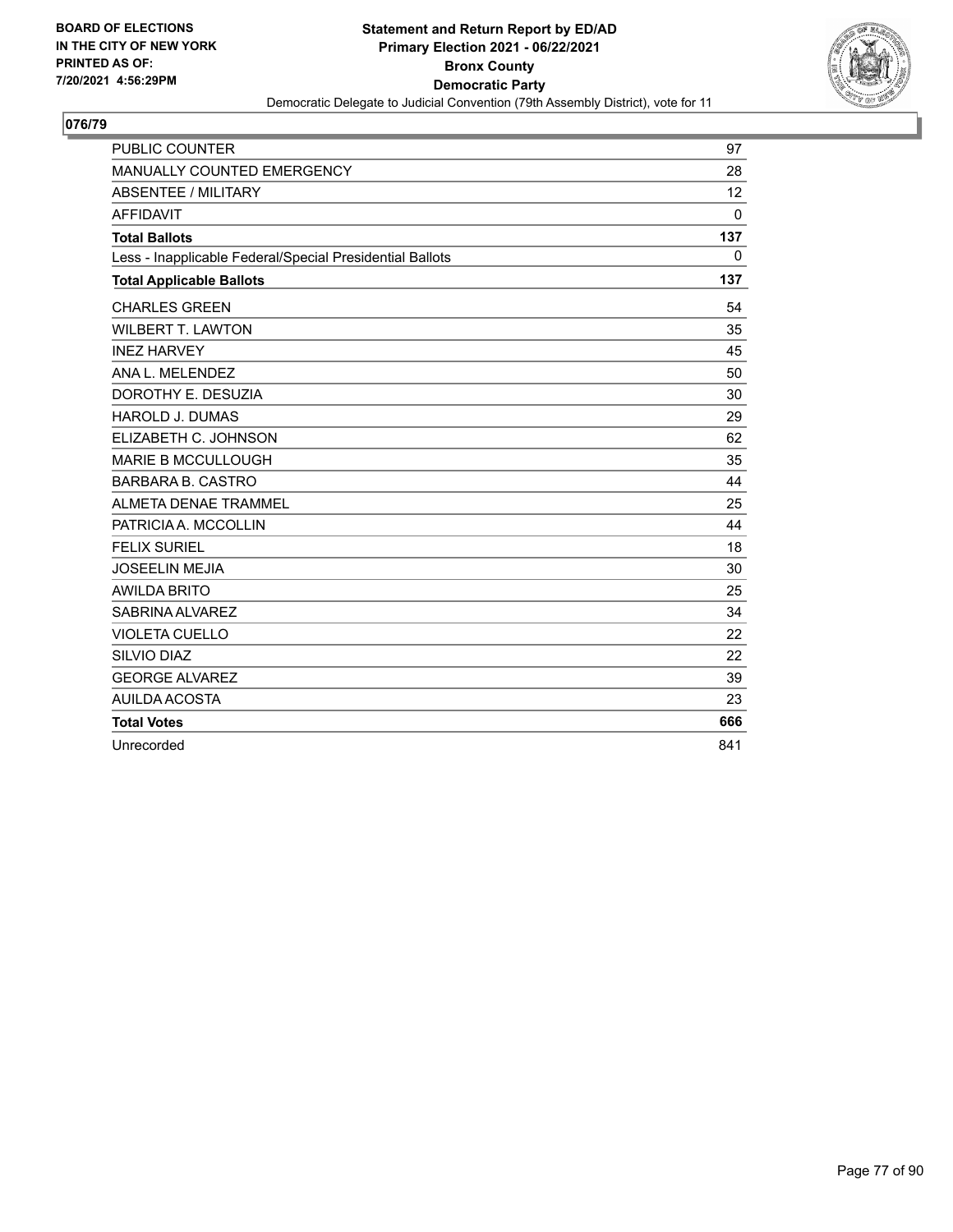BOARD OF ELECTIONS
IN THE CITY OF NEW YORK
PRINTED AS OF:
7/20/2021 4:56:29PM

# Statement and Return Report by ED/AD
## Primary Election 2021 - 06/22/2021
## Bronx County
## Democratic Party
Democratic Delegate to Judicial Convention (79th Assembly District), vote for 11

### 076/79

| | |
|---|---|
| PUBLIC COUNTER | 97 |
| MANUALLY COUNTED EMERGENCY | 28 |
| ABSENTEE / MILITARY | 12 |
| AFFIDAVIT | 0 |
| **Total Ballots** | **137** |
| Less - Inapplicable Federal/Special Presidential Ballots | 0 |
| **Total Applicable Ballots** | **137** |
| CHARLES GREEN | 54 |
| WILBERT T. LAWTON | 35 |
| INEZ HARVEY | 45 |
| ANA L. MELENDEZ | 50 |
| DOROTHY E. DESUZIA | 30 |
| HAROLD J. DUMAS | 29 |
| ELIZABETH C. JOHNSON | 62 |
| MARIE B MCCULLOUGH | 35 |
| BARBARA B. CASTRO | 44 |
| ALMETA DENAE TRAMMEL | 25 |
| PATRICIA A. MCCOLLIN | 44 |
| FELIX SURIEL | 18 |
| JOSEELIN MEJIA | 30 |
| AWILDA BRITO | 25 |
| SABRINA ALVAREZ | 34 |
| VIOLETA CUELLO | 22 |
| SILVIO DIAZ | 22 |
| GEORGE ALVAREZ | 39 |
| AUILDA ACOSTA | 23 |
| **Total Votes** | **666** |
| Unrecorded | 841 |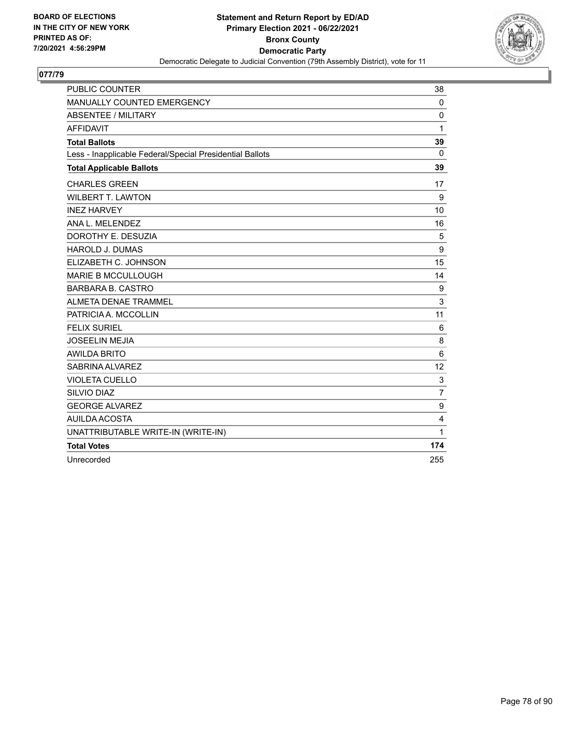BOARD OF ELECTIONS
IN THE CITY OF NEW YORK
PRINTED AS OF:
7/20/2021 4:56:29PM

**Statement and Return Report by ED/AD**
**Primary Election 2021 - 06/22/2021**
**Bronx County**
**Democratic Party**
Democratic Delegate to Judicial Convention (79th Assembly District), vote for 11

## 077/79

| | |
|---|---|
| PUBLIC COUNTER | 38 |
| MANUALLY COUNTED EMERGENCY | 0 |
| ABSENTEE / MILITARY | 0 |
| AFFIDAVIT | 1 |
| **Total Ballots** | **39** |
| Less - Inapplicable Federal/Special Presidential Ballots | 0 |
| **Total Applicable Ballots** | **39** |
| CHARLES GREEN | 17 |
| WILBERT T. LAWTON | 9 |
| INEZ HARVEY | 10 |
| ANA L. MELENDEZ | 16 |
| DOROTHY E. DESUZIA | 5 |
| HAROLD J. DUMAS | 9 |
| ELIZABETH C. JOHNSON | 15 |
| MARIE B MCCULLOUGH | 14 |
| BARBARA B. CASTRO | 9 |
| ALMETA DENAE TRAMMEL | 3 |
| PATRICIA A. MCCOLLIN | 11 |
| FELIX SURIEL | 6 |
| JOSEELIN MEJIA | 8 |
| AWILDA BRITO | 6 |
| SABRINA ALVAREZ | 12 |
| VIOLETA CUELLO | 3 |
| SILVIO DIAZ | 7 |
| GEORGE ALVAREZ | 9 |
| AUILDA ACOSTA | 4 |
| UNATTRIBUTABLE WRITE-IN (WRITE-IN) | 1 |
| **Total Votes** | **174** |
| Unrecorded | 255 |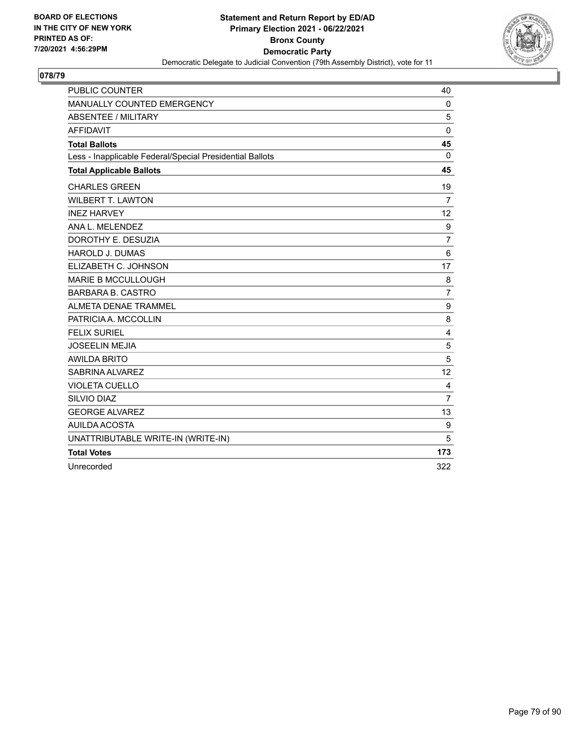**BOARD OF ELECTIONS IN THE CITY OF NEW YORK**
**PRINTED AS OF: 7/20/2021 4:56:29PM**

**Statement and Return Report by ED/AD**
**Primary Election 2021 - 06/22/2021**
**Bronx County**
**Democratic Party**
Democratic Delegate to Judicial Convention (79th Assembly District), vote for 11

**078/79**

| | |
|---|---|
| PUBLIC COUNTER | 40 |
| MANUALLY COUNTED EMERGENCY | 0 |
| ABSENTEE / MILITARY | 5 |
| AFFIDAVIT | 0 |
| **Total Ballots** | **45** |
| Less - Inapplicable Federal/Special Presidential Ballots | 0 |
| **Total Applicable Ballots** | **45** |
| CHARLES GREEN | 19 |
| WILBERT T. LAWTON | 7 |
| INEZ HARVEY | 12 |
| ANA L. MELENDEZ | 9 |
| DOROTHY E. DESUZIA | 7 |
| HAROLD J. DUMAS | 6 |
| ELIZABETH C. JOHNSON | 17 |
| MARIE B MCCULLOUGH | 8 |
| BARBARA B. CASTRO | 7 |
| ALMETA DENAE TRAMMEL | 9 |
| PATRICIA A. MCCOLLIN | 8 |
| FELIX SURIEL | 4 |
| JOSEELIN MEJIA | 5 |
| AWILDA BRITO | 5 |
| SABRINA ALVAREZ | 12 |
| VIOLETA CUELLO | 4 |
| SILVIO DIAZ | 7 |
| GEORGE ALVAREZ | 13 |
| AUILDA ACOSTA | 9 |
| UNATTRIBUTABLE WRITE-IN (WRITE-IN) | 5 |
| **Total Votes** | **173** |
| Unrecorded | 322 |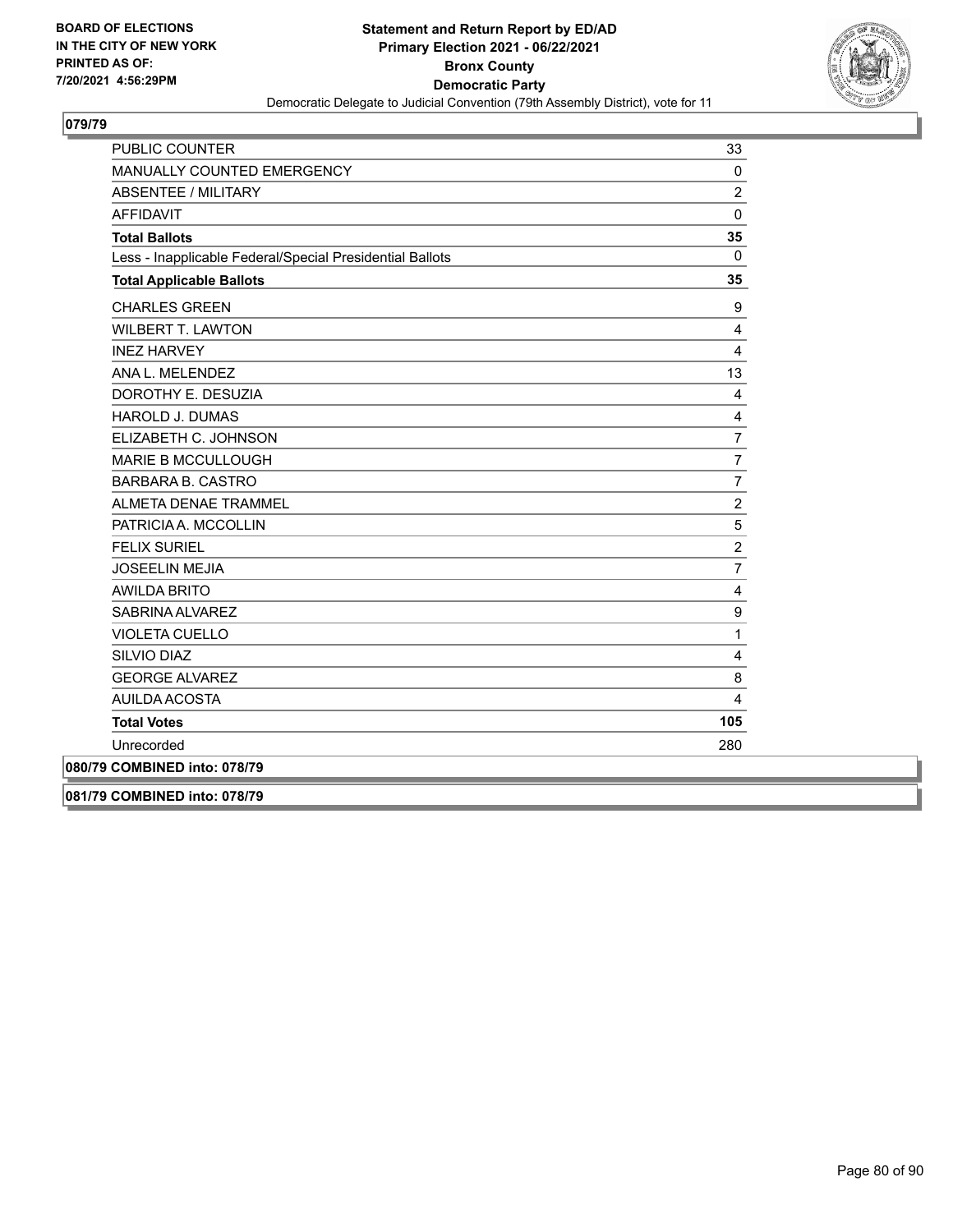**BOARD OF ELECTIONS IN THE CITY OF NEW YORK PRINTED AS OF: 7/20/2021 4:56:29PM**

**Statement and Return Report by ED/AD**
**Primary Election 2021 - 06/22/2021**
**Bronx County**
**Democratic Party**
Democratic Delegate to Judicial Convention (79th Assembly District), vote for 11

## 079/79

| | |
|---|---|
| PUBLIC COUNTER | 33 |
| MANUALLY COUNTED EMERGENCY | 0 |
| ABSENTEE / MILITARY | 2 |
| AFFIDAVIT | 0 |
| **Total Ballots** | **35** |
| Less - Inapplicable Federal/Special Presidential Ballots | 0 |
| **Total Applicable Ballots** | **35** |
| CHARLES GREEN | 9 |
| WILBERT T. LAWTON | 4 |
| INEZ HARVEY | 4 |
| ANA L. MELENDEZ | 13 |
| DOROTHY E. DESUZIA | 4 |
| HAROLD J. DUMAS | 4 |
| ELIZABETH C. JOHNSON | 7 |
| MARIE B MCCULLOUGH | 7 |
| BARBARA B. CASTRO | 7 |
| ALMETA DENAE TRAMMEL | 2 |
| PATRICIA A. MCCOLLIN | 5 |
| FELIX SURIEL | 2 |
| JOSEELIN MEJIA | 7 |
| AWILDA BRITO | 4 |
| SABRINA ALVAREZ | 9 |
| VIOLETA CUELLO | 1 |
| SILVIO DIAZ | 4 |
| GEORGE ALVAREZ | 8 |
| AUILDA ACOSTA | 4 |
| **Total Votes** | **105** |
| Unrecorded | 280 |

**080/79 COMBINED into: 078/79**

**081/79 COMBINED into: 078/79**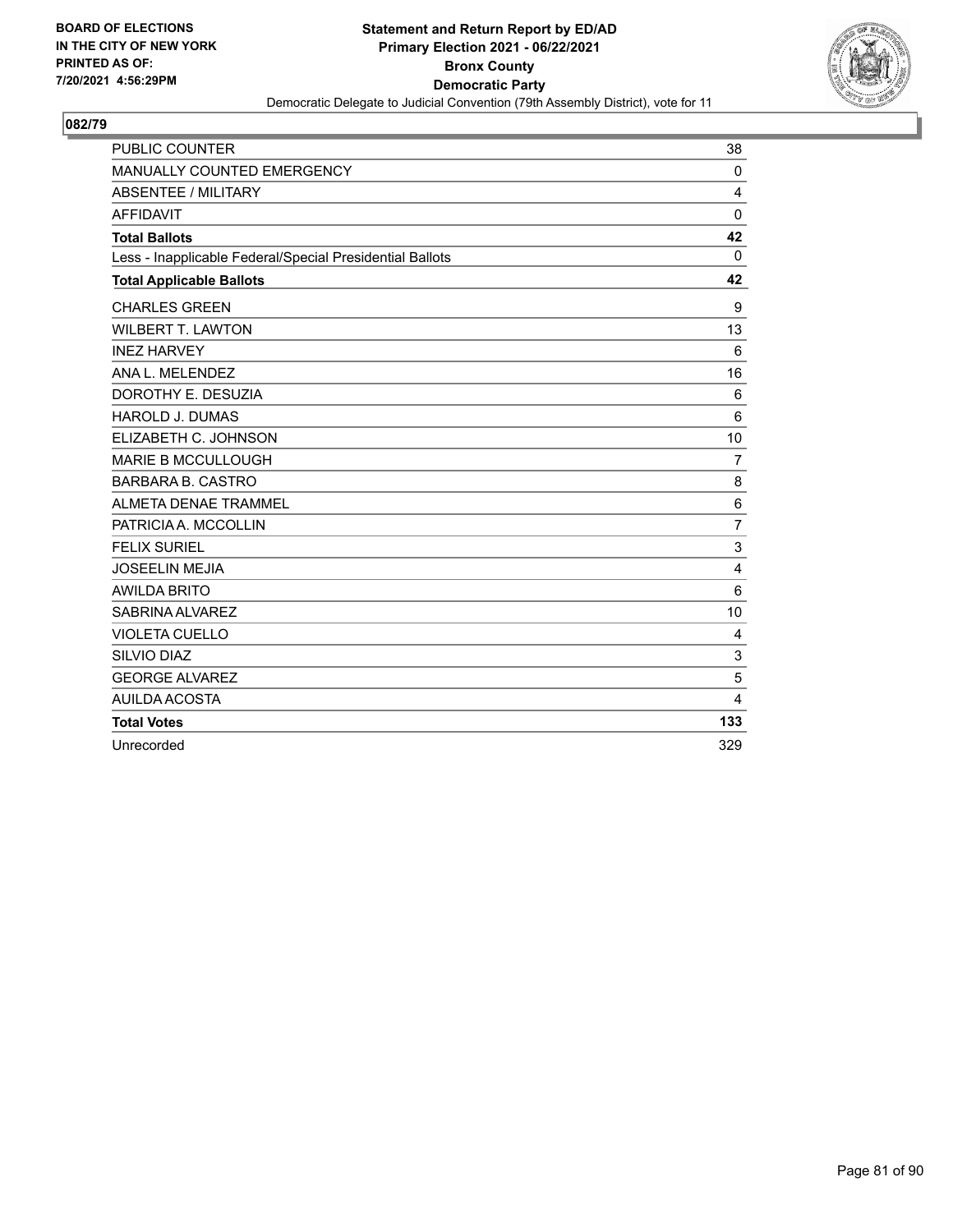BOARD OF ELECTIONS
IN THE CITY OF NEW YORK
PRINTED AS OF:
7/20/2021 4:56:29PM

# Statement and Return Report by ED/AD
## Primary Election 2021 - 06/22/2021
## Bronx County
## Democratic Party

Democratic Delegate to Judicial Convention (79th Assembly District), vote for 11

### 082/79

| | |
|---|---|
| PUBLIC COUNTER | 38 |
| MANUALLY COUNTED EMERGENCY | 0 |
| ABSENTEE / MILITARY | 4 |
| AFFIDAVIT | 0 |
| **Total Ballots** | **42** |
| Less - Inapplicable Federal/Special Presidential Ballots | 0 |
| **Total Applicable Ballots** | **42** |
| CHARLES GREEN | 9 |
| WILBERT T. LAWTON | 13 |
| INEZ HARVEY | 6 |
| ANA L. MELENDEZ | 16 |
| DOROTHY E. DESUZIA | 6 |
| HAROLD J. DUMAS | 6 |
| ELIZABETH C. JOHNSON | 10 |
| MARIE B MCCULLOUGH | 7 |
| BARBARA B. CASTRO | 8 |
| ALMETA DENAE TRAMMEL | 6 |
| PATRICIA A. MCCOLLIN | 7 |
| FELIX SURIEL | 3 |
| JOSEELIN MEJIA | 4 |
| AWILDA BRITO | 6 |
| SABRINA ALVAREZ | 10 |
| VIOLETA CUELLO | 4 |
| SILVIO DIAZ | 3 |
| GEORGE ALVAREZ | 5 |
| AUILDA ACOSTA | 4 |
| **Total Votes** | **133** |
| Unrecorded | 329 |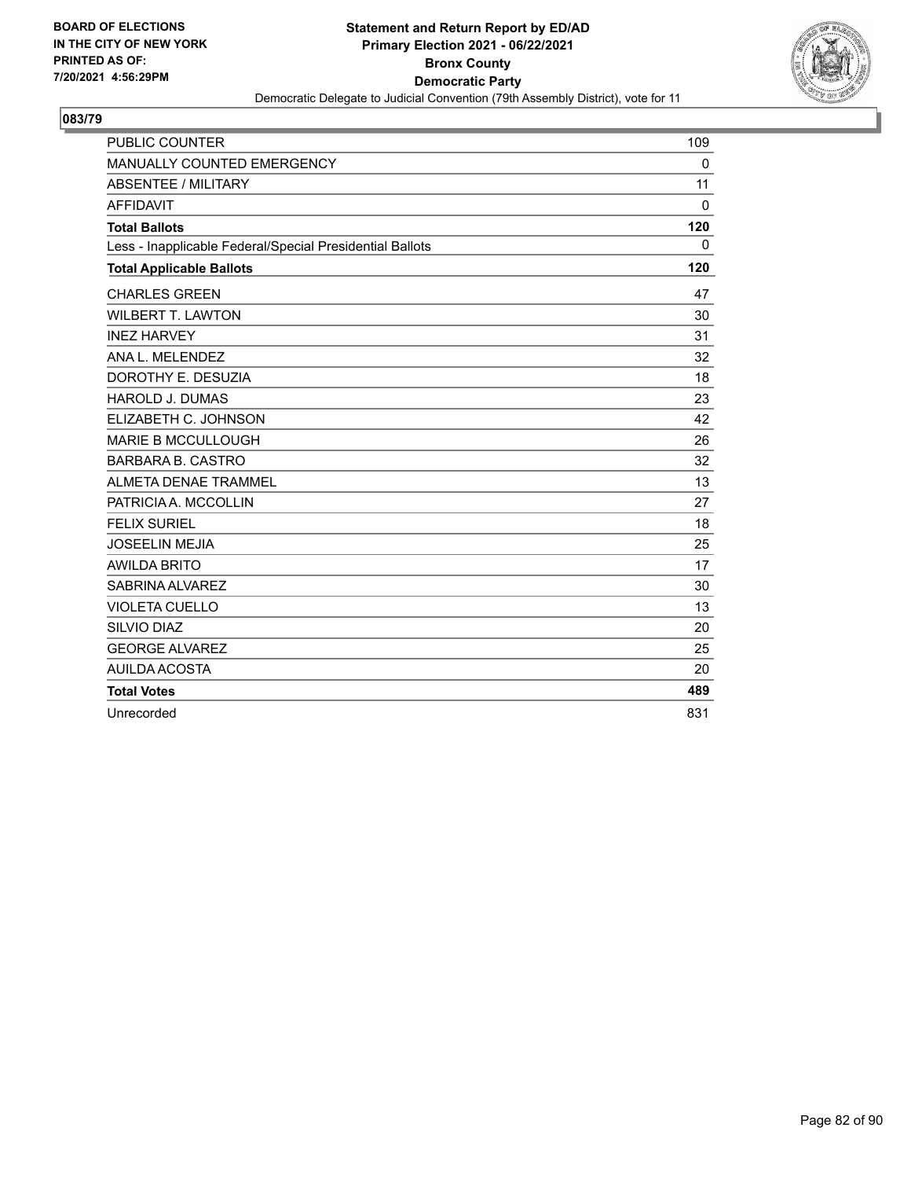**BOARD OF ELECTIONS IN THE CITY OF NEW YORK PRINTED AS OF: 7/20/2021 4:56:29PM**

**Statement and Return Report by ED/AD**
**Primary Election 2021 - 06/22/2021**
**Bronx County**
**Democratic Party**
Democratic Delegate to Judicial Convention (79th Assembly District), vote for 11

## 083/79

| | |
|---|---|
| PUBLIC COUNTER | 109 |
| MANUALLY COUNTED EMERGENCY | 0 |
| ABSENTEE / MILITARY | 11 |
| AFFIDAVIT | 0 |
| **Total Ballots** | **120** |
| Less - Inapplicable Federal/Special Presidential Ballots | 0 |
| **Total Applicable Ballots** | **120** |
| CHARLES GREEN | 47 |
| WILBERT T. LAWTON | 30 |
| INEZ HARVEY | 31 |
| ANA L. MELENDEZ | 32 |
| DOROTHY E. DESUZIA | 18 |
| HAROLD J. DUMAS | 23 |
| ELIZABETH C. JOHNSON | 42 |
| MARIE B MCCULLOUGH | 26 |
| BARBARA B. CASTRO | 32 |
| ALMETA DENAE TRAMMEL | 13 |
| PATRICIA A. MCCOLLIN | 27 |
| FELIX SURIEL | 18 |
| JOSEELIN MEJIA | 25 |
| AWILDA BRITO | 17 |
| SABRINA ALVAREZ | 30 |
| VIOLETA CUELLO | 13 |
| SILVIO DIAZ | 20 |
| GEORGE ALVAREZ | 25 |
| AUILDA ACOSTA | 20 |
| **Total Votes** | **489** |
| Unrecorded | 831 |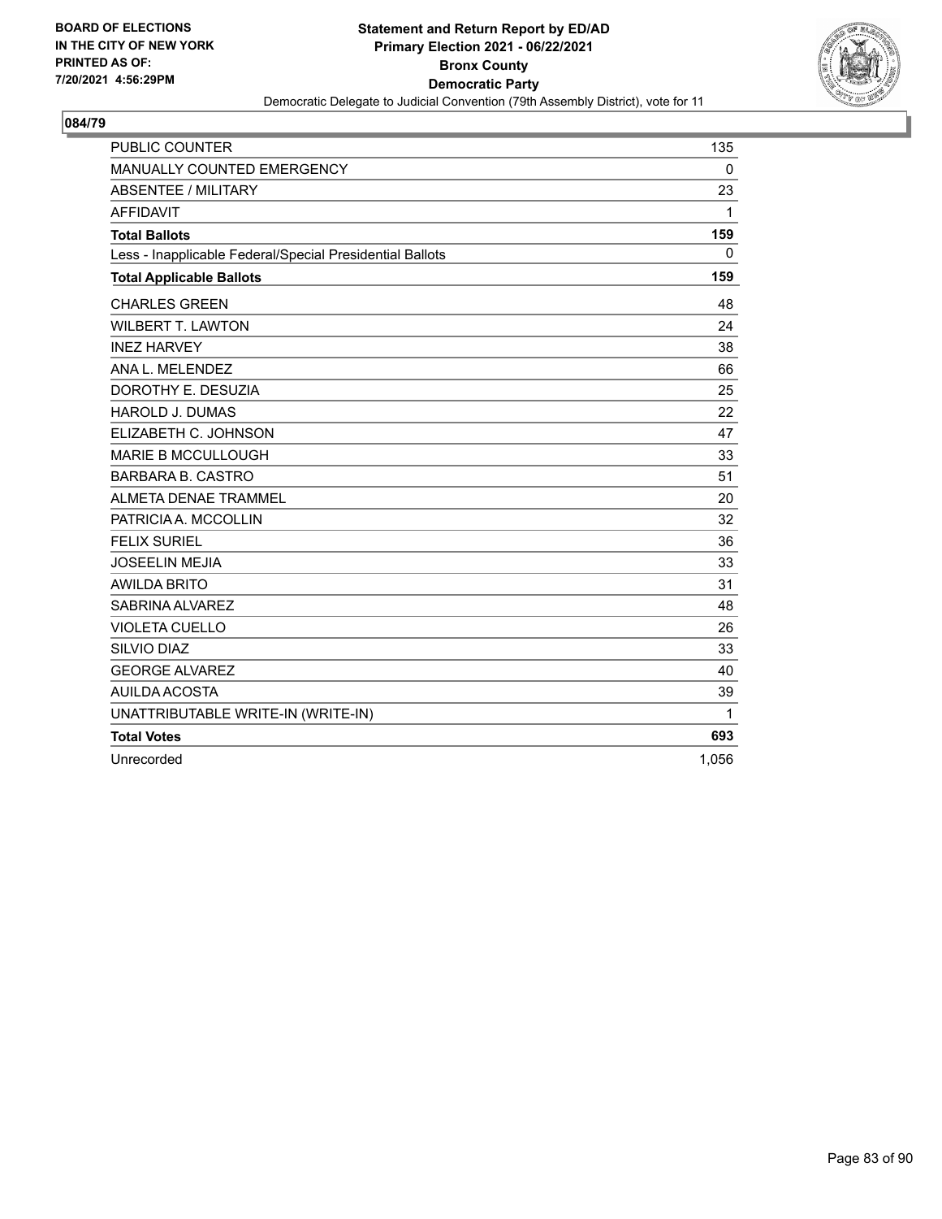BOARD OF ELECTIONS
IN THE CITY OF NEW YORK
PRINTED AS OF:
7/20/2021 4:56:29PM

**Statement and Return Report by ED/AD**
**Primary Election 2021 - 06/22/2021**
**Bronx County**
**Democratic Party**
Democratic Delegate to Judicial Convention (79th Assembly District), vote for 11

## 084/79

| | |
|---|---|
| PUBLIC COUNTER | 135 |
| MANUALLY COUNTED EMERGENCY | 0 |
| ABSENTEE / MILITARY | 23 |
| AFFIDAVIT | 1 |
| **Total Ballots** | **159** |
| Less - Inapplicable Federal/Special Presidential Ballots | 0 |
| **Total Applicable Ballots** | **159** |
| CHARLES GREEN | 48 |
| WILBERT T. LAWTON | 24 |
| INEZ HARVEY | 38 |
| ANA L. MELENDEZ | 66 |
| DOROTHY E. DESUZIA | 25 |
| HAROLD J. DUMAS | 22 |
| ELIZABETH C. JOHNSON | 47 |
| MARIE B MCCULLOUGH | 33 |
| BARBARA B. CASTRO | 51 |
| ALMETA DENAE TRAMMEL | 20 |
| PATRICIA A. MCCOLLIN | 32 |
| FELIX SURIEL | 36 |
| JOSEELIN MEJIA | 33 |
| AWILDA BRITO | 31 |
| SABRINA ALVAREZ | 48 |
| VIOLETA CUELLO | 26 |
| SILVIO DIAZ | 33 |
| GEORGE ALVAREZ | 40 |
| AUILDA ACOSTA | 39 |
| UNATTRIBUTABLE WRITE-IN (WRITE-IN) | 1 |
| **Total Votes** | **693** |
| Unrecorded | 1,056 |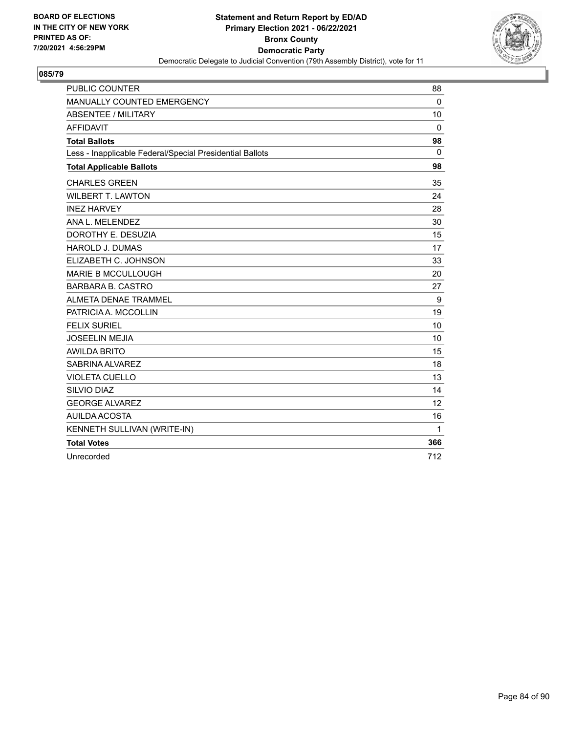BOARD OF ELECTIONS
IN THE CITY OF NEW YORK
PRINTED AS OF:
7/20/2021 4:56:29PM

**Statement and Return Report by ED/AD**
**Primary Election 2021 - 06/22/2021**
**Bronx County**
**Democratic Party**
Democratic Delegate to Judicial Convention (79th Assembly District), vote for 11

## 085/79

| | |
|---|---|
| PUBLIC COUNTER | 88 |
| MANUALLY COUNTED EMERGENCY | 0 |
| ABSENTEE / MILITARY | 10 |
| AFFIDAVIT | 0 |
| **Total Ballots** | **98** |
| Less - Inapplicable Federal/Special Presidential Ballots | 0 |
| **Total Applicable Ballots** | **98** |
| CHARLES GREEN | 35 |
| WILBERT T. LAWTON | 24 |
| INEZ HARVEY | 28 |
| ANA L. MELENDEZ | 30 |
| DOROTHY E. DESUZIA | 15 |
| HAROLD J. DUMAS | 17 |
| ELIZABETH C. JOHNSON | 33 |
| MARIE B MCCULLOUGH | 20 |
| BARBARA B. CASTRO | 27 |
| ALMETA DENAE TRAMMEL | 9 |
| PATRICIA A. MCCOLLIN | 19 |
| FELIX SURIEL | 10 |
| JOSEELIN MEJIA | 10 |
| AWILDA BRITO | 15 |
| SABRINA ALVAREZ | 18 |
| VIOLETA CUELLO | 13 |
| SILVIO DIAZ | 14 |
| GEORGE ALVAREZ | 12 |
| AUILDA ACOSTA | 16 |
| KENNETH SULLIVAN (WRITE-IN) | 1 |
| **Total Votes** | **366** |
| Unrecorded | 712 |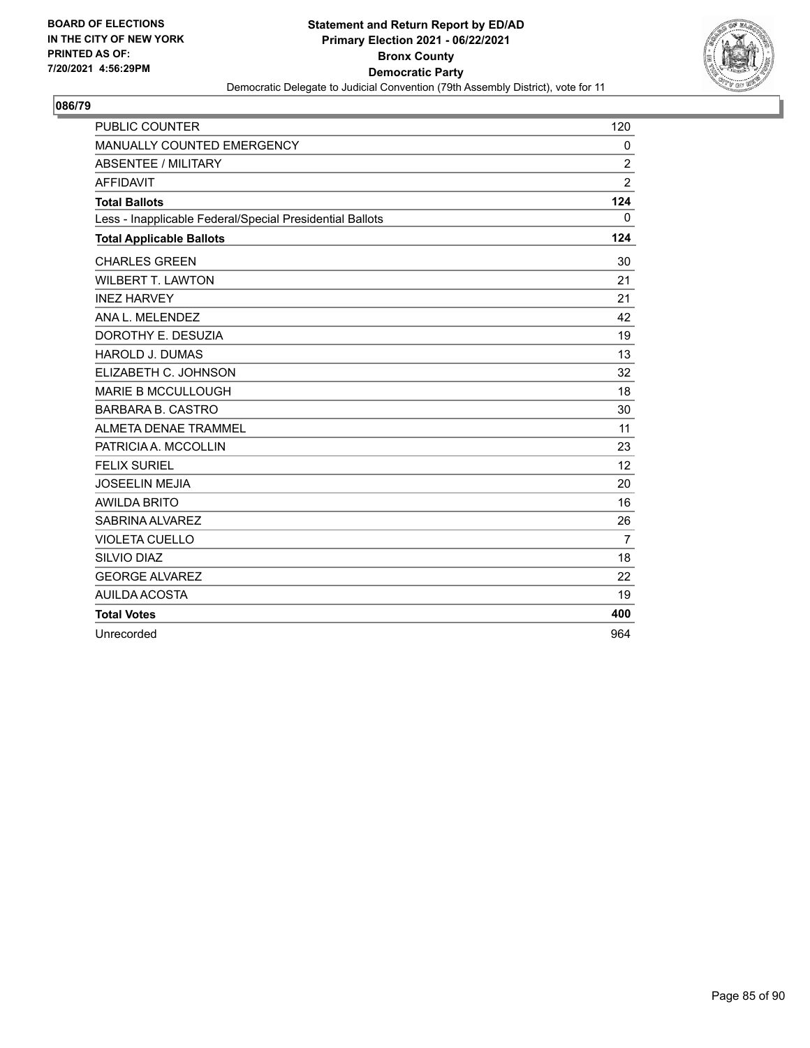BOARD OF ELECTIONS
IN THE CITY OF NEW YORK
PRINTED AS OF:
7/20/2021 4:56:29PM

**Statement and Return Report by ED/AD**
**Primary Election 2021 - 06/22/2021**
**Bronx County**
**Democratic Party**
Democratic Delegate to Judicial Convention (79th Assembly District), vote for 11

## 086/79

| | |
|---|---|
| PUBLIC COUNTER | 120 |
| MANUALLY COUNTED EMERGENCY | 0 |
| ABSENTEE / MILITARY | 2 |
| AFFIDAVIT | 2 |
| **Total Ballots** | **124** |
| Less - Inapplicable Federal/Special Presidential Ballots | 0 |
| **Total Applicable Ballots** | **124** |
| CHARLES GREEN | 30 |
| WILBERT T. LAWTON | 21 |
| INEZ HARVEY | 21 |
| ANA L. MELENDEZ | 42 |
| DOROTHY E. DESUZIA | 19 |
| HAROLD J. DUMAS | 13 |
| ELIZABETH C. JOHNSON | 32 |
| MARIE B MCCULLOUGH | 18 |
| BARBARA B. CASTRO | 30 |
| ALMETA DENAE TRAMMEL | 11 |
| PATRICIA A. MCCOLLIN | 23 |
| FELIX SURIEL | 12 |
| JOSEELIN MEJIA | 20 |
| AWILDA BRITO | 16 |
| SABRINA ALVAREZ | 26 |
| VIOLETA CUELLO | 7 |
| SILVIO DIAZ | 18 |
| GEORGE ALVAREZ | 22 |
| AUILDA ACOSTA | 19 |
| **Total Votes** | **400** |
| Unrecorded | 964 |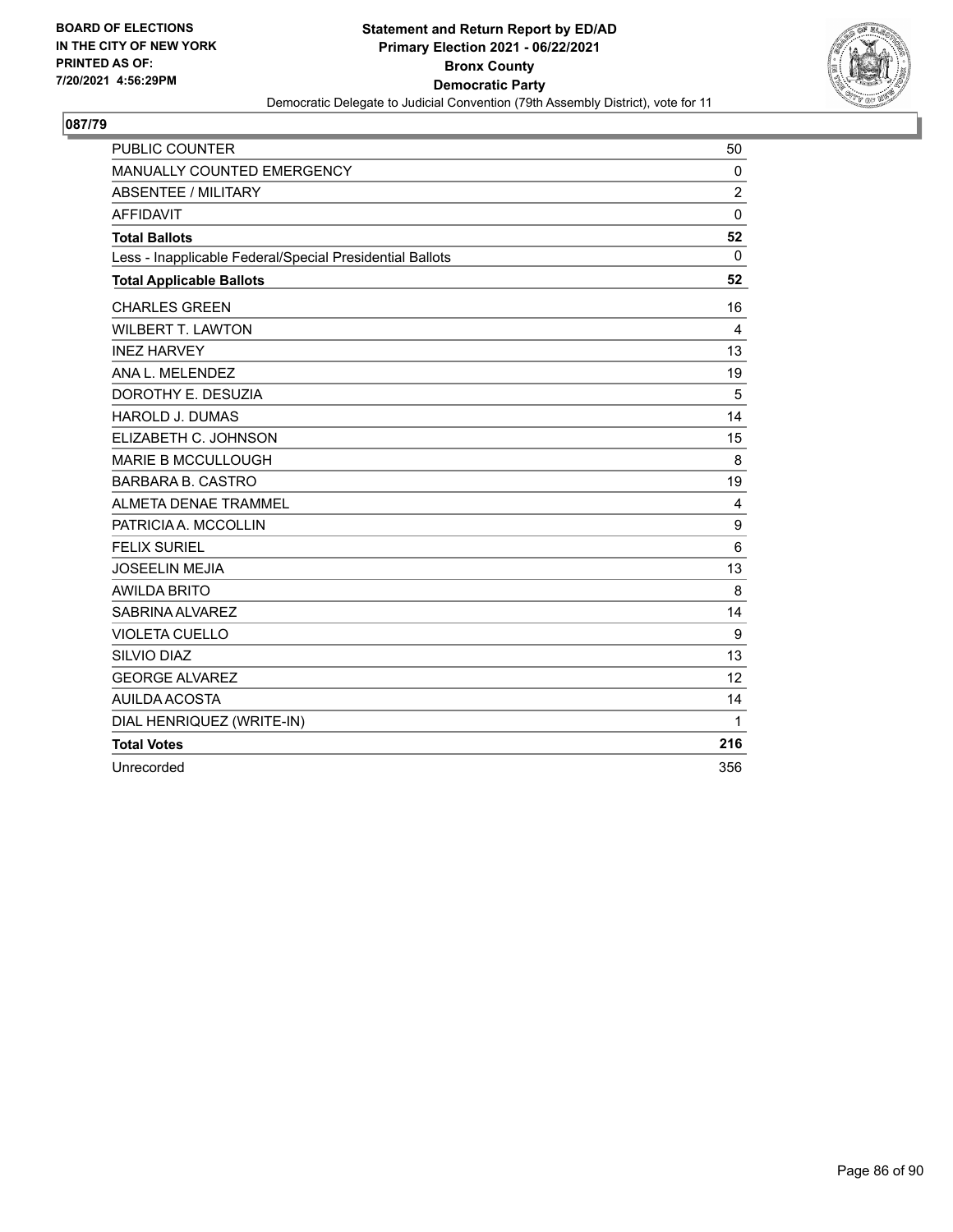BOARD OF ELECTIONS
IN THE CITY OF NEW YORK
PRINTED AS OF:
7/20/2021 4:56:29PM

**Statement and Return Report by ED/AD**
**Primary Election 2021 - 06/22/2021**
**Bronx County**
**Democratic Party**
Democratic Delegate to Judicial Convention (79th Assembly District), vote for 11

## 087/79

| | |
|---|---|
| PUBLIC COUNTER | 50 |
| MANUALLY COUNTED EMERGENCY | 0 |
| ABSENTEE / MILITARY | 2 |
| AFFIDAVIT | 0 |
| **Total Ballots** | **52** |
| Less - Inapplicable Federal/Special Presidential Ballots | 0 |
| **Total Applicable Ballots** | **52** |
| CHARLES GREEN | 16 |
| WILBERT T. LAWTON | 4 |
| INEZ HARVEY | 13 |
| ANA L. MELENDEZ | 19 |
| DOROTHY E. DESUZIA | 5 |
| HAROLD J. DUMAS | 14 |
| ELIZABETH C. JOHNSON | 15 |
| MARIE B MCCULLOUGH | 8 |
| BARBARA B. CASTRO | 19 |
| ALMETA DENAE TRAMMEL | 4 |
| PATRICIA A. MCCOLLIN | 9 |
| FELIX SURIEL | 6 |
| JOSEELIN MEJIA | 13 |
| AWILDA BRITO | 8 |
| SABRINA ALVAREZ | 14 |
| VIOLETA CUELLO | 9 |
| SILVIO DIAZ | 13 |
| GEORGE ALVAREZ | 12 |
| AUILDA ACOSTA | 14 |
| DIAL HENRIQUEZ (WRITE-IN) | 1 |
| **Total Votes** | **216** |
| Unrecorded | 356 |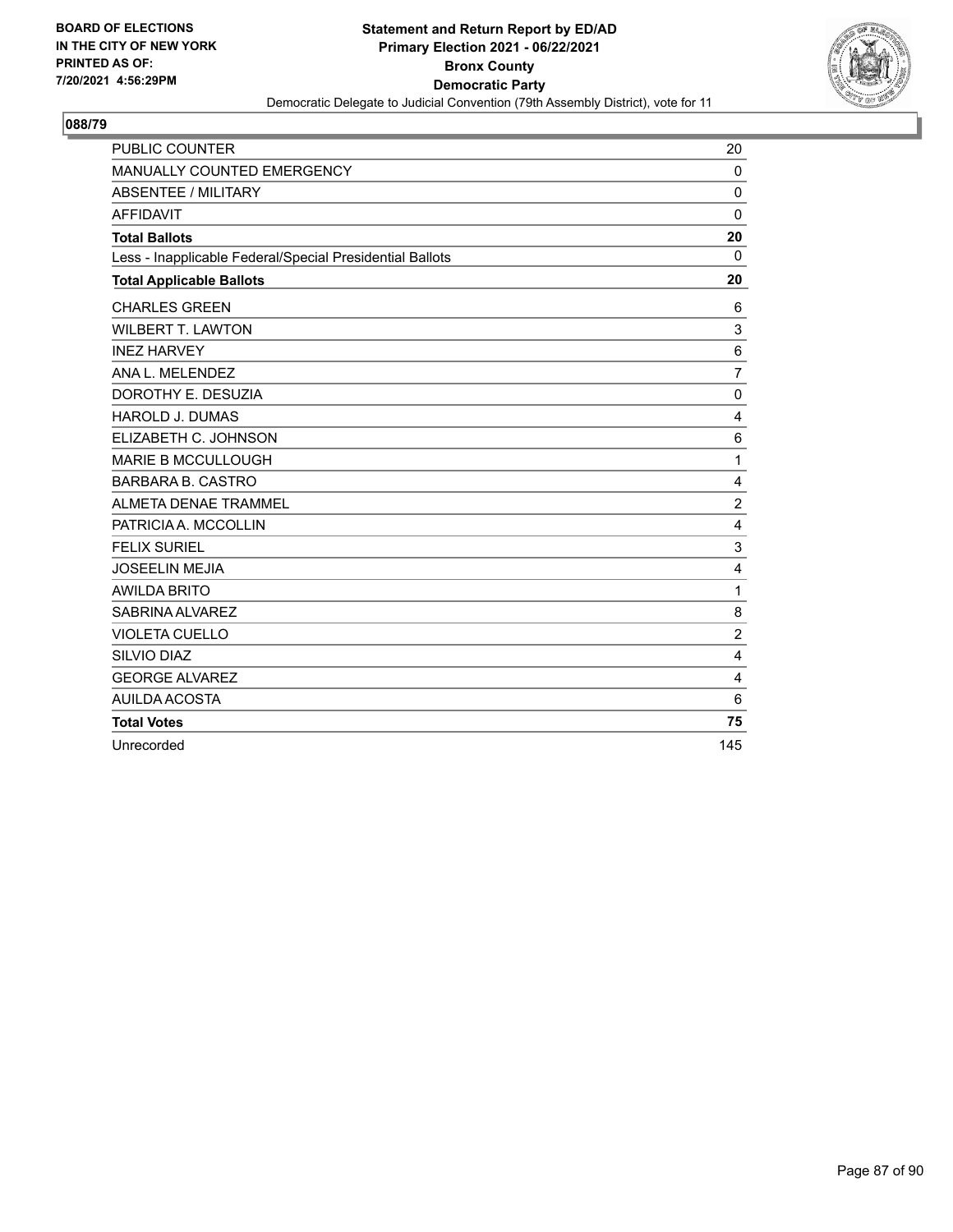BOARD OF ELECTIONS
IN THE CITY OF NEW YORK
PRINTED AS OF:
7/20/2021 4:56:29PM

**Statement and Return Report by ED/AD**
**Primary Election 2021 - 06/22/2021**
**Bronx County**
**Democratic Party**
Democratic Delegate to Judicial Convention (79th Assembly District), vote for 11

## 088/79

| | |
|---|---|
| PUBLIC COUNTER | 20 |
| MANUALLY COUNTED EMERGENCY | 0 |
| ABSENTEE / MILITARY | 0 |
| AFFIDAVIT | 0 |
| **Total Ballots** | **20** |
| Less - Inapplicable Federal/Special Presidential Ballots | 0 |
| **Total Applicable Ballots** | **20** |
| CHARLES GREEN | 6 |
| WILBERT T. LAWTON | 3 |
| INEZ HARVEY | 6 |
| ANA L. MELENDEZ | 7 |
| DOROTHY E. DESUZIA | 0 |
| HAROLD J. DUMAS | 4 |
| ELIZABETH C. JOHNSON | 6 |
| MARIE B MCCULLOUGH | 1 |
| BARBARA B. CASTRO | 4 |
| ALMETA DENAE TRAMMEL | 2 |
| PATRICIA A. MCCOLLIN | 4 |
| FELIX SURIEL | 3 |
| JOSEELIN MEJIA | 4 |
| AWILDA BRITO | 1 |
| SABRINA ALVAREZ | 8 |
| VIOLETA CUELLO | 2 |
| SILVIO DIAZ | 4 |
| GEORGE ALVAREZ | 4 |
| AUILDA ACOSTA | 6 |
| **Total Votes** | **75** |
| Unrecorded | 145 |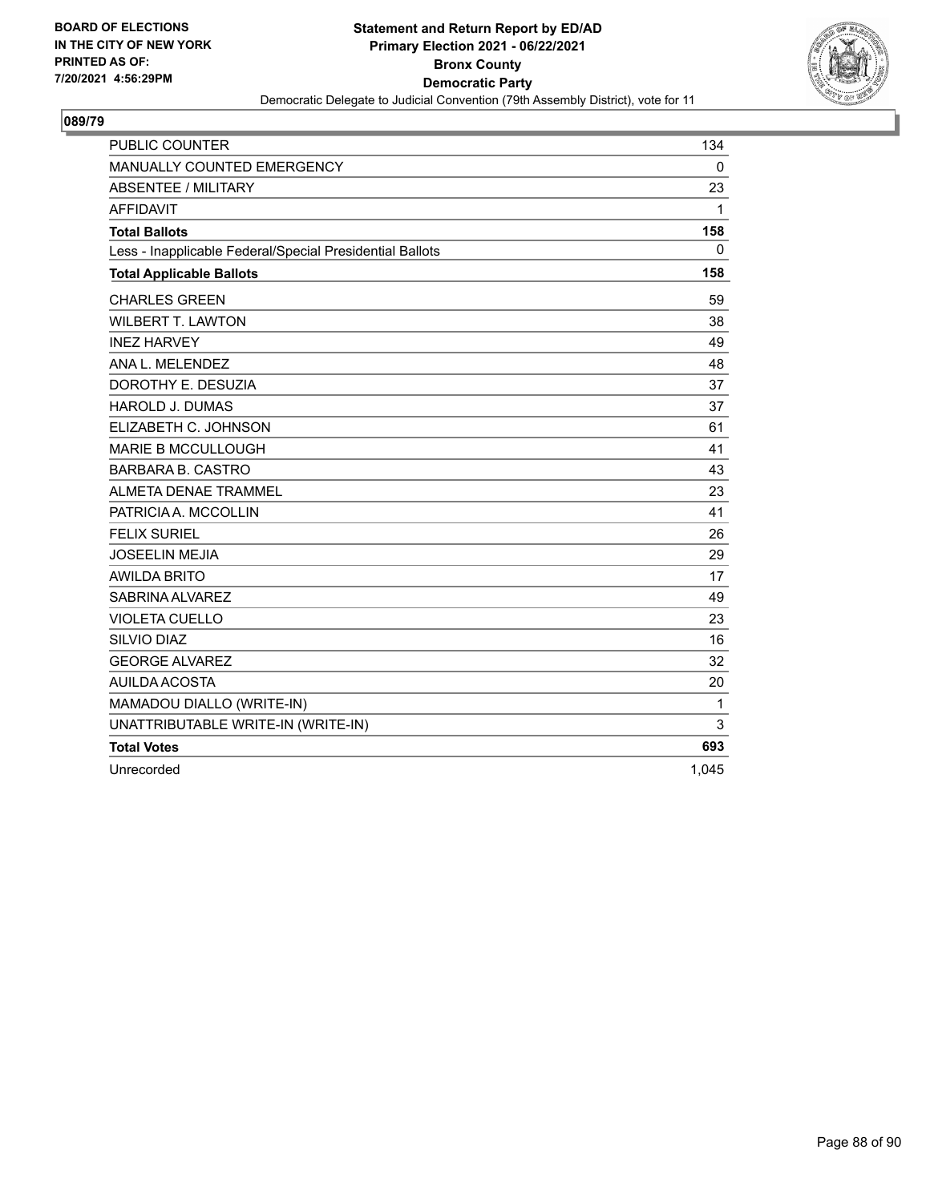BOARD OF ELECTIONS
IN THE CITY OF NEW YORK
PRINTED AS OF:
7/20/2021 4:56:29PM

**Statement and Return Report by ED/AD**
**Primary Election 2021 - 06/22/2021**
**Bronx County**
**Democratic Party**
Democratic Delegate to Judicial Convention (79th Assembly District), vote for 11

## 089/79

| | |
|---|---|
| PUBLIC COUNTER | 134 |
| MANUALLY COUNTED EMERGENCY | 0 |
| ABSENTEE / MILITARY | 23 |
| AFFIDAVIT | 1 |
| **Total Ballots** | **158** |
| Less - Inapplicable Federal/Special Presidential Ballots | 0 |
| **Total Applicable Ballots** | **158** |
| CHARLES GREEN | 59 |
| WILBERT T. LAWTON | 38 |
| INEZ HARVEY | 49 |
| ANA L. MELENDEZ | 48 |
| DOROTHY E. DESUZIA | 37 |
| HAROLD J. DUMAS | 37 |
| ELIZABETH C. JOHNSON | 61 |
| MARIE B MCCULLOUGH | 41 |
| BARBARA B. CASTRO | 43 |
| ALMETA DENAE TRAMMEL | 23 |
| PATRICIA A. MCCOLLIN | 41 |
| FELIX SURIEL | 26 |
| JOSEELIN MEJIA | 29 |
| AWILDA BRITO | 17 |
| SABRINA ALVAREZ | 49 |
| VIOLETA CUELLO | 23 |
| SILVIO DIAZ | 16 |
| GEORGE ALVAREZ | 32 |
| AUILDA ACOSTA | 20 |
| MAMADOU DIALLO (WRITE-IN) | 1 |
| UNATTRIBUTABLE WRITE-IN (WRITE-IN) | 3 |
| **Total Votes** | **693** |
| Unrecorded | 1,045 |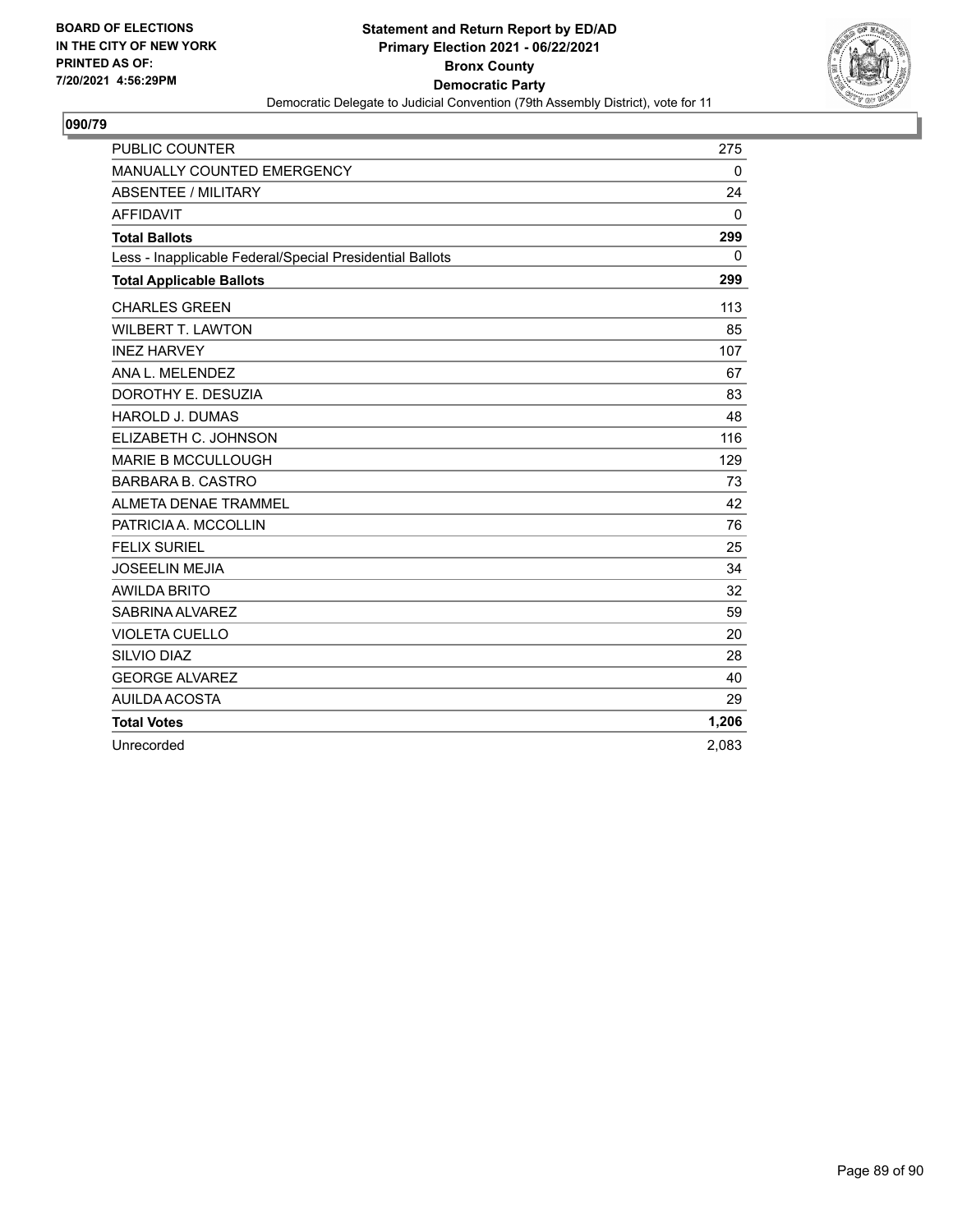**BOARD OF ELECTIONS IN THE CITY OF NEW YORK PRINTED AS OF: 7/20/2021 4:56:29PM**

**Statement and Return Report by ED/AD Primary Election 2021 - 06/22/2021 Bronx County Democratic Party**

Democratic Delegate to Judicial Convention (79th Assembly District), vote for 11

## 090/79

| | |
|---|---|
| PUBLIC COUNTER | 275 |
| MANUALLY COUNTED EMERGENCY | 0 |
| ABSENTEE / MILITARY | 24 |
| AFFIDAVIT | 0 |
| **Total Ballots** | **299** |
| Less - Inapplicable Federal/Special Presidential Ballots | 0 |
| **Total Applicable Ballots** | **299** |
| CHARLES GREEN | 113 |
| WILBERT T. LAWTON | 85 |
| INEZ HARVEY | 107 |
| ANA L. MELENDEZ | 67 |
| DOROTHY E. DESUZIA | 83 |
| HAROLD J. DUMAS | 48 |
| ELIZABETH C. JOHNSON | 116 |
| MARIE B MCCULLOUGH | 129 |
| BARBARA B. CASTRO | 73 |
| ALMETA DENAE TRAMMEL | 42 |
| PATRICIA A. MCCOLLIN | 76 |
| FELIX SURIEL | 25 |
| JOSEELIN MEJIA | 34 |
| AWILDA BRITO | 32 |
| SABRINA ALVAREZ | 59 |
| VIOLETA CUELLO | 20 |
| SILVIO DIAZ | 28 |
| GEORGE ALVAREZ | 40 |
| AUILDA ACOSTA | 29 |
| **Total Votes** | **1,206** |
| Unrecorded | 2,083 |